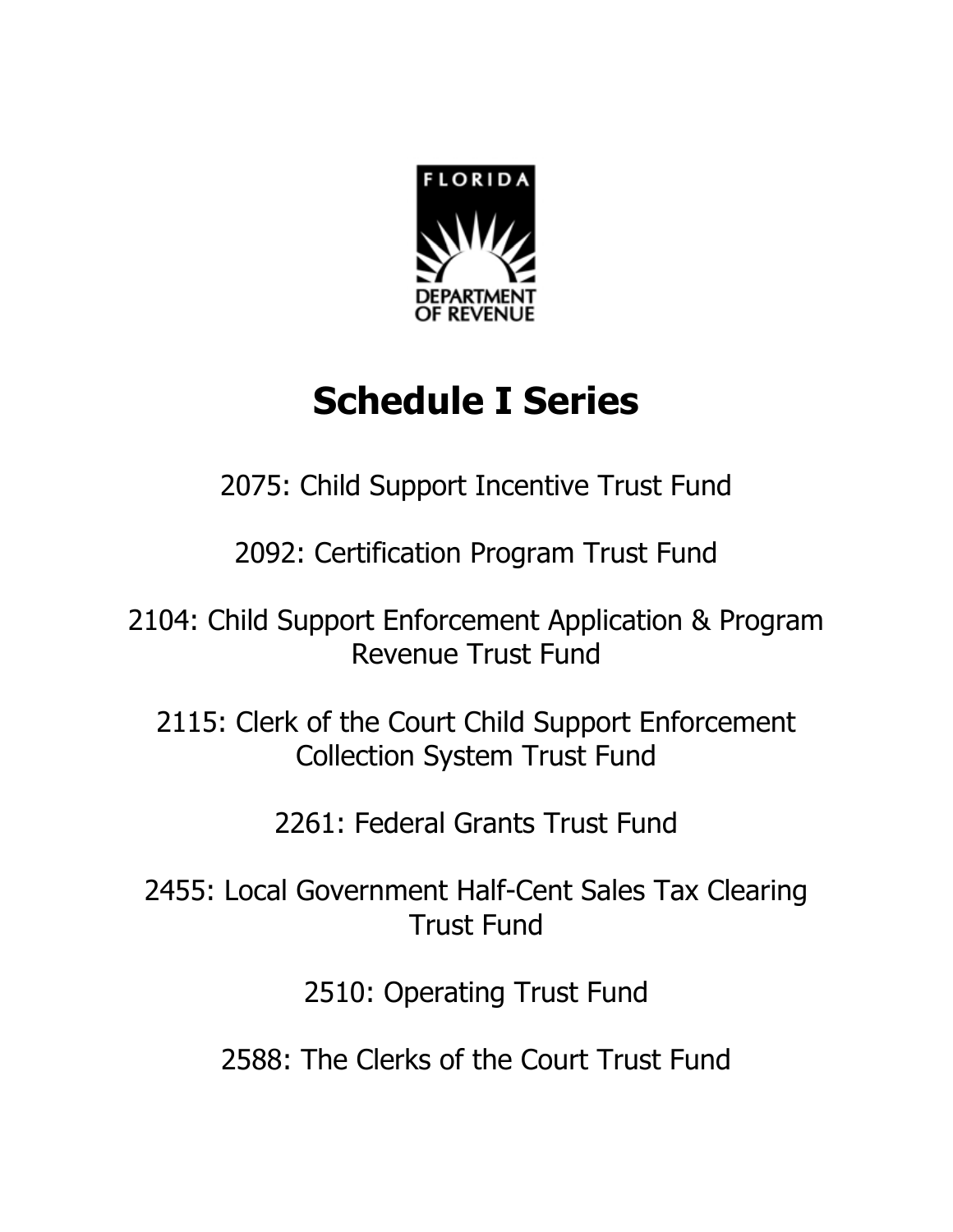FLORIDA

DEPARTMENT OF REVENUE

# Schedule I Series

2075: Child Support Incentive Trust Fund

2092: Certification Program Trust Fund

2104: Child Support Enforcement Application & Program Revenue Trust Fund

2115: Clerk of the Court Child Support Enforcement Collection System Trust Fund

2261: Federal Grants Trust Fund

2455: Local Government Half-Cent Sales Tax Clearing Trust Fund

2510: Operating Trust Fund

2588: The Clerks of the Court Trust Fund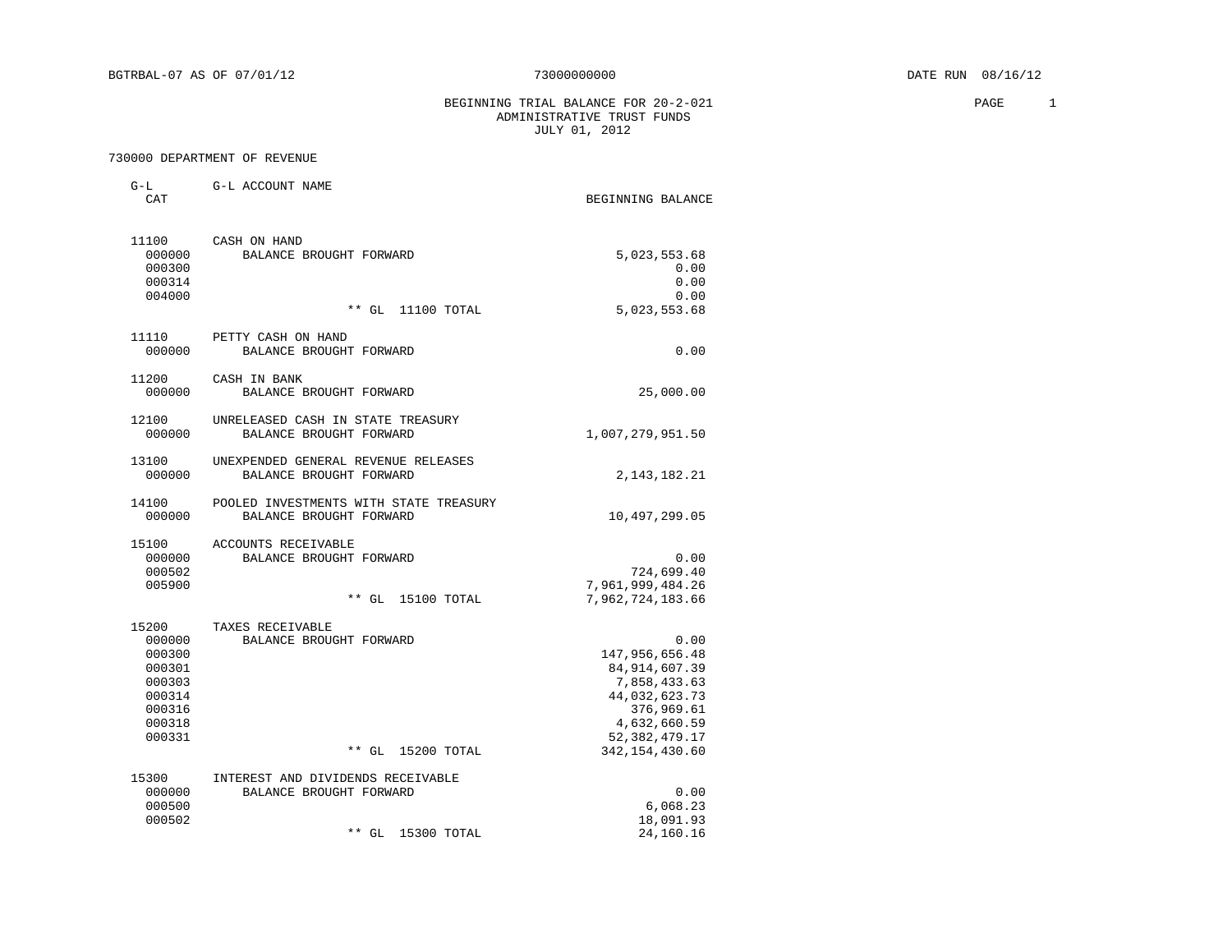BGTRBAL-07 AS OF 07/01/12 73000000000 DATE RUN 08/16/12

BEGINNING TRIAL BALANCE FOR 20-2-021
ADMINISTRATIVE TRUST FUNDS
JULY 01, 2012

730000 DEPARTMENT OF REVENUE

| G-L CAT | G-L ACCOUNT NAME | BEGINNING BALANCE |
|---|---|---|
| 11100 | CASH ON HAND | |
| 000000 | BALANCE BROUGHT FORWARD | 5,023,553.68 |
| 000300 | | 0.00 |
| 000314 | | 0.00 |
| 004000 | | 0.00 |
| | ** GL 11100 TOTAL | 5,023,553.68 |
| 11110 | PETTY CASH ON HAND | |
| 000000 | BALANCE BROUGHT FORWARD | 0.00 |
| 11200 | CASH IN BANK | |
| 000000 | BALANCE BROUGHT FORWARD | 25,000.00 |
| 12100 | UNRELEASED CASH IN STATE TREASURY | |
| 000000 | BALANCE BROUGHT FORWARD | 1,007,279,951.50 |
| 13100 | UNEXPENDED GENERAL REVENUE RELEASES | |
| 000000 | BALANCE BROUGHT FORWARD | 2,143,182.21 |
| 14100 | POOLED INVESTMENTS WITH STATE TREASURY | |
| 000000 | BALANCE BROUGHT FORWARD | 10,497,299.05 |
| 15100 | ACCOUNTS RECEIVABLE | |
| 000000 | BALANCE BROUGHT FORWARD | 0.00 |
| 000502 | | 724,699.40 |
| 005900 | | 7,961,999,484.26 |
| | ** GL 15100 TOTAL | 7,962,724,183.66 |
| 15200 | TAXES RECEIVABLE | |
| 000000 | BALANCE BROUGHT FORWARD | 0.00 |
| 000300 | | 147,956,656.48 |
| 000301 | | 84,914,607.39 |
| 000303 | | 7,858,433.63 |
| 000314 | | 44,032,623.73 |
| 000316 | | 376,969.61 |
| 000318 | | 4,632,660.59 |
| 000331 | | 52,382,479.17 |
| | ** GL 15200 TOTAL | 342,154,430.60 |
| 15300 | INTEREST AND DIVIDENDS RECEIVABLE | |
| 000000 | BALANCE BROUGHT FORWARD | 0.00 |
| 000500 | | 6,068.23 |
| 000502 | | 18,091.93 |
| | ** GL 15300 TOTAL | 24,160.16 |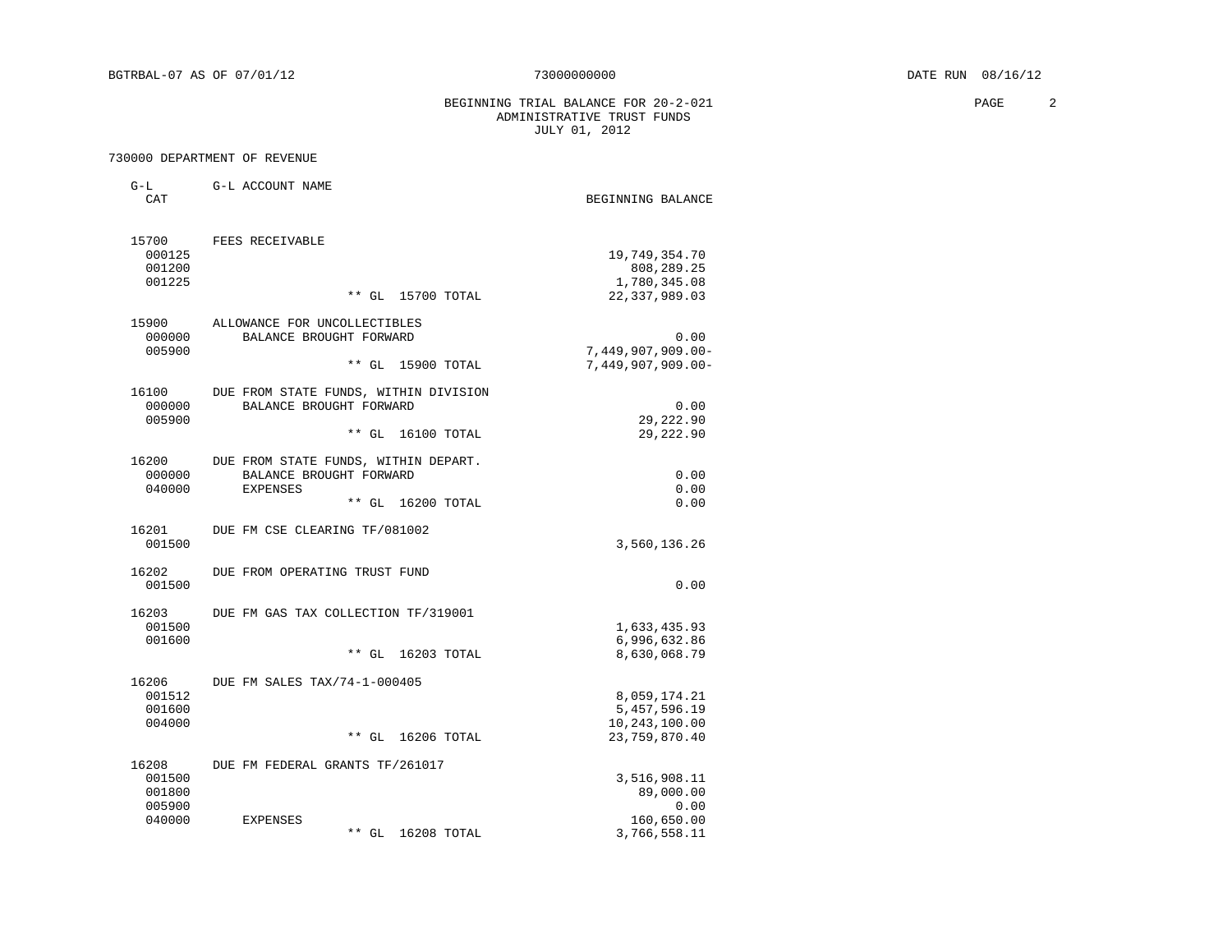BGTRBAL-07 AS OF 07/01/12 73000000000 DATE RUN 08/16/12

BEGINNING TRIAL BALANCE FOR 20-2-021
ADMINISTRATIVE TRUST FUNDS
JULY 01, 2012

730000 DEPARTMENT OF REVENUE

| G-L CAT | G-L ACCOUNT NAME | BEGINNING BALANCE |
|---|---|---|
| 15700 | FEES RECEIVABLE | |
| 000125 | | 19,749,354.70 |
| 001200 | | 808,289.25 |
| 001225 | | 1,780,345.08 |
| | ** GL 15700 TOTAL | 22,337,989.03 |
| 15900 | ALLOWANCE FOR UNCOLLECTIBLES | |
| 000000 | BALANCE BROUGHT FORWARD | 0.00 |
| 005900 | | 7,449,907,909.00- |
| | ** GL 15900 TOTAL | 7,449,907,909.00- |
| 16100 | DUE FROM STATE FUNDS, WITHIN DIVISION | |
| 000000 | BALANCE BROUGHT FORWARD | 0.00 |
| 005900 | | 29,222.90 |
| | ** GL 16100 TOTAL | 29,222.90 |
| 16200 | DUE FROM STATE FUNDS, WITHIN DEPART. | |
| 000000 | BALANCE BROUGHT FORWARD | 0.00 |
| 040000 | EXPENSES | 0.00 |
| | ** GL 16200 TOTAL | 0.00 |
| 16201 | DUE FM CSE CLEARING TF/081002 | |
| 001500 | | 3,560,136.26 |
| 16202 | DUE FROM OPERATING TRUST FUND | |
| 001500 | | 0.00 |
| 16203 | DUE FM GAS TAX COLLECTION TF/319001 | |
| 001500 | | 1,633,435.93 |
| 001600 | | 6,996,632.86 |
| | ** GL 16203 TOTAL | 8,630,068.79 |
| 16206 | DUE FM SALES TAX/74-1-000405 | |
| 001512 | | 8,059,174.21 |
| 001600 | | 5,457,596.19 |
| 004000 | | 10,243,100.00 |
| | ** GL 16206 TOTAL | 23,759,870.40 |
| 16208 | DUE FM FEDERAL GRANTS TF/261017 | |
| 001500 | | 3,516,908.11 |
| 001800 | | 89,000.00 |
| 005900 | | 0.00 |
| 040000 | EXPENSES | 160,650.00 |
| | ** GL 16208 TOTAL | 3,766,558.11 |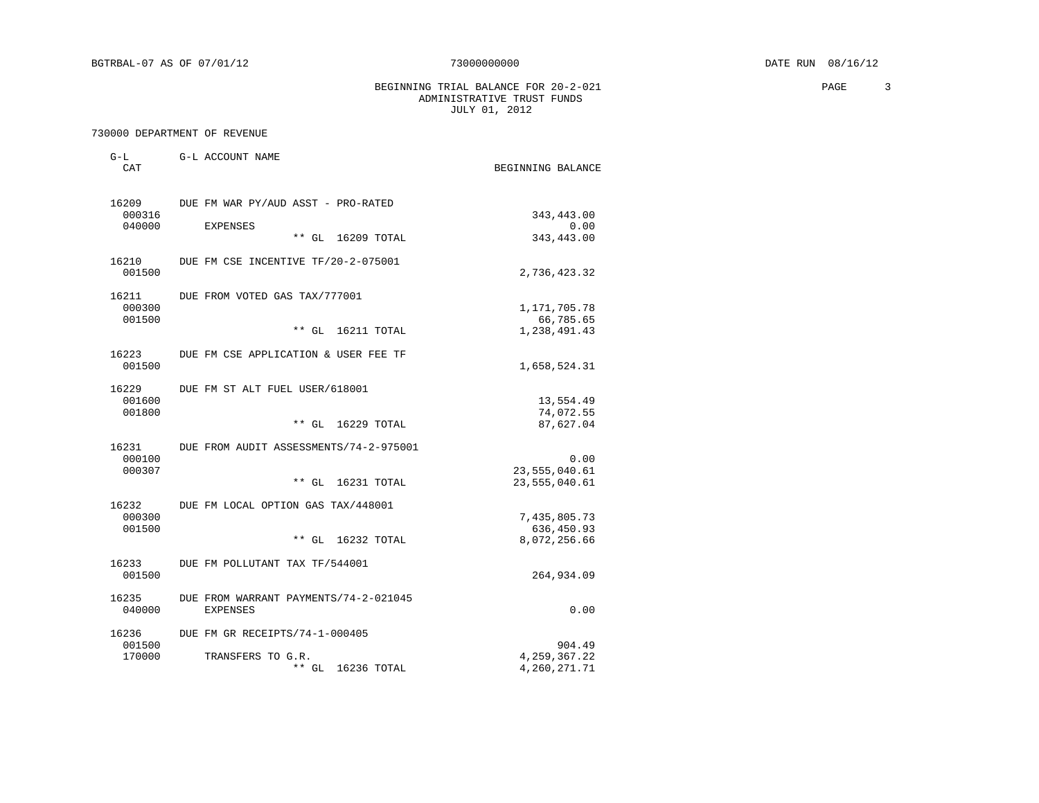BGTRBAL-07 AS OF 07/01/12 73000000000 DATE RUN 08/16/12

BEGINNING TRIAL BALANCE FOR 20-2-021
ADMINISTRATIVE TRUST FUNDS
JULY 01, 2012

730000 DEPARTMENT OF REVENUE

| G-L CAT | G-L ACCOUNT NAME | BEGINNING BALANCE |
|---|---|---|
| 16209 | DUE FM WAR PY/AUD ASST - PRO-RATED | |
| 000316 | | 343,443.00 |
| 040000 | EXPENSES | 0.00 |
| | ** GL 16209 TOTAL | 343,443.00 |
| 16210 | DUE FM CSE INCENTIVE TF/20-2-075001 | |
| 001500 | | 2,736,423.32 |
| 16211 | DUE FROM VOTED GAS TAX/777001 | |
| 000300 | | 1,171,705.78 |
| 001500 | | 66,785.65 |
| | ** GL 16211 TOTAL | 1,238,491.43 |
| 16223 | DUE FM CSE APPLICATION & USER FEE TF | |
| 001500 | | 1,658,524.31 |
| 16229 | DUE FM ST ALT FUEL USER/618001 | |
| 001600 | | 13,554.49 |
| 001800 | | 74,072.55 |
| | ** GL 16229 TOTAL | 87,627.04 |
| 16231 | DUE FROM AUDIT ASSESSMENTS/74-2-975001 | |
| 000100 | | 0.00 |
| 000307 | | 23,555,040.61 |
| | ** GL 16231 TOTAL | 23,555,040.61 |
| 16232 | DUE FM LOCAL OPTION GAS TAX/448001 | |
| 000300 | | 7,435,805.73 |
| 001500 | | 636,450.93 |
| | ** GL 16232 TOTAL | 8,072,256.66 |
| 16233 | DUE FM POLLUTANT TAX TF/544001 | |
| 001500 | | 264,934.09 |
| 16235 | DUE FROM WARRANT PAYMENTS/74-2-021045 | |
| 040000 | EXPENSES | 0.00 |
| 16236 | DUE FM GR RECEIPTS/74-1-000405 | |
| 001500 | | 904.49 |
| 170000 | TRANSFERS TO G.R. | 4,259,367.22 |
| | ** GL 16236 TOTAL | 4,260,271.71 |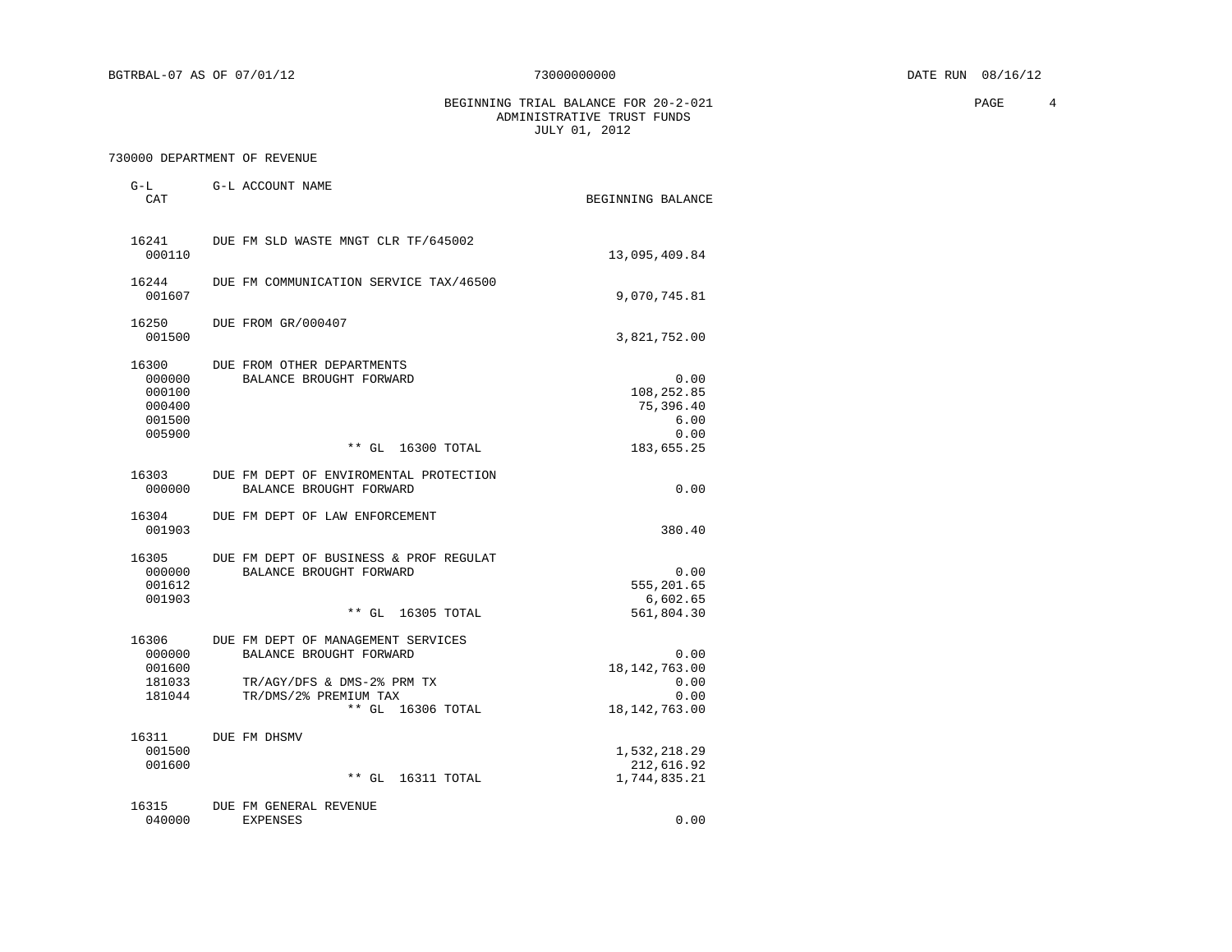BGTRBAL-07 AS OF 07/01/12 73000000000 DATE RUN 08/16/12

BEGINNING TRIAL BALANCE FOR 20-2-021
ADMINISTRATIVE TRUST FUNDS
JULY 01, 2012

730000 DEPARTMENT OF REVENUE

| G-L CAT | G-L ACCOUNT NAME | BEGINNING BALANCE |
|---|---|---|
| 16241 | DUE FM SLD WASTE MNGT CLR TF/645002 | |
| 000110 | | 13,095,409.84 |
| 16244 | DUE FM COMMUNICATION SERVICE TAX/46500 | |
| 001607 | | 9,070,745.81 |
| 16250 | DUE FROM GR/000407 | |
| 001500 | | 3,821,752.00 |
| 16300 | DUE FROM OTHER DEPARTMENTS | |
| 000000 | BALANCE BROUGHT FORWARD | 0.00 |
| 000100 | | 108,252.85 |
| 000400 | | 75,396.40 |
| 001500 | | 6.00 |
| 005900 | | 0.00 |
| | ** GL 16300 TOTAL | 183,655.25 |
| 16303 | DUE FM DEPT OF ENVIROMENTAL PROTECTION | |
| 000000 | BALANCE BROUGHT FORWARD | 0.00 |
| 16304 | DUE FM DEPT OF LAW ENFORCEMENT | |
| 001903 | | 380.40 |
| 16305 | DUE FM DEPT OF BUSINESS & PROF REGULAT | |
| 000000 | BALANCE BROUGHT FORWARD | 0.00 |
| 001612 | | 555,201.65 |
| 001903 | | 6,602.65 |
| | ** GL 16305 TOTAL | 561,804.30 |
| 16306 | DUE FM DEPT OF MANAGEMENT SERVICES | |
| 000000 | BALANCE BROUGHT FORWARD | 0.00 |
| 001600 | | 18,142,763.00 |
| 181033 | TR/AGY/DFS & DMS-2% PRM TX | 0.00 |
| 181044 | TR/DMS/2% PREMIUM TAX | 0.00 |
| | ** GL 16306 TOTAL | 18,142,763.00 |
| 16311 | DUE FM DHSMV | |
| 001500 | | 1,532,218.29 |
| 001600 | | 212,616.92 |
| | ** GL 16311 TOTAL | 1,744,835.21 |
| 16315 | DUE FM GENERAL REVENUE | |
| 040000 | EXPENSES | 0.00 |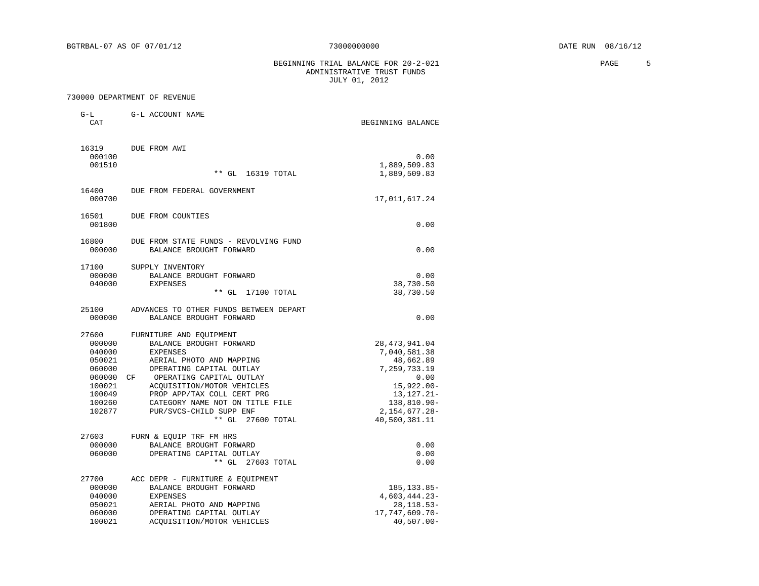BEGINNING TRIAL BALANCE FOR 20-2-021
ADMINISTRATIVE TRUST FUNDS
JULY 01, 2012

730000 DEPARTMENT OF REVENUE

| G-L CAT | G-L ACCOUNT NAME | BEGINNING BALANCE |
|---|---|---|
| 16319 | DUE FROM AWI | |
| 000100 | | 0.00 |
| 001510 | | 1,889,509.83 |
| | ** GL 16319 TOTAL | 1,889,509.83 |
| 16400 | DUE FROM FEDERAL GOVERNMENT | |
| 000700 | | 17,011,617.24 |
| 16501 | DUE FROM COUNTIES | |
| 001800 | | 0.00 |
| 16800 | DUE FROM STATE FUNDS - REVOLVING FUND | |
| 000000 | BALANCE BROUGHT FORWARD | 0.00 |
| 17100 | SUPPLY INVENTORY | |
| 000000 | BALANCE BROUGHT FORWARD | 0.00 |
| 040000 | EXPENSES | 38,730.50 |
| | ** GL 17100 TOTAL | 38,730.50 |
| 25100 | ADVANCES TO OTHER FUNDS BETWEEN DEPART | |
| 000000 | BALANCE BROUGHT FORWARD | 0.00 |
| 27600 | FURNITURE AND EQUIPMENT | |
| 000000 | BALANCE BROUGHT FORWARD | 28,473,941.04 |
| 040000 | EXPENSES | 7,040,581.38 |
| 050021 | AERIAL PHOTO AND MAPPING | 48,662.89 |
| 060000 | OPERATING CAPITAL OUTLAY | 7,259,733.19 |
| 060000 CF | OPERATING CAPITAL OUTLAY | 0.00 |
| 100021 | ACQUISITION/MOTOR VEHICLES | 15,922.00- |
| 100049 | PROP APP/TAX COLL CERT PRG | 13,127.21- |
| 100260 | CATEGORY NAME NOT ON TITLE FILE | 138,810.90- |
| 102877 | PUR/SVCS-CHILD SUPP ENF | 2,154,677.28- |
| | ** GL 27600 TOTAL | 40,500,381.11 |
| 27603 | FURN & EQUIP TRF FM HRS | |
| 000000 | BALANCE BROUGHT FORWARD | 0.00 |
| 060000 | OPERATING CAPITAL OUTLAY | 0.00 |
| | ** GL 27603 TOTAL | 0.00 |
| 27700 | ACC DEPR - FURNITURE & EQUIPMENT | |
| 000000 | BALANCE BROUGHT FORWARD | 185,133.85- |
| 040000 | EXPENSES | 4,603,444.23- |
| 050021 | AERIAL PHOTO AND MAPPING | 28,118.53- |
| 060000 | OPERATING CAPITAL OUTLAY | 17,747,609.70- |
| 100021 | ACQUISITION/MOTOR VEHICLES | 40,507.00- |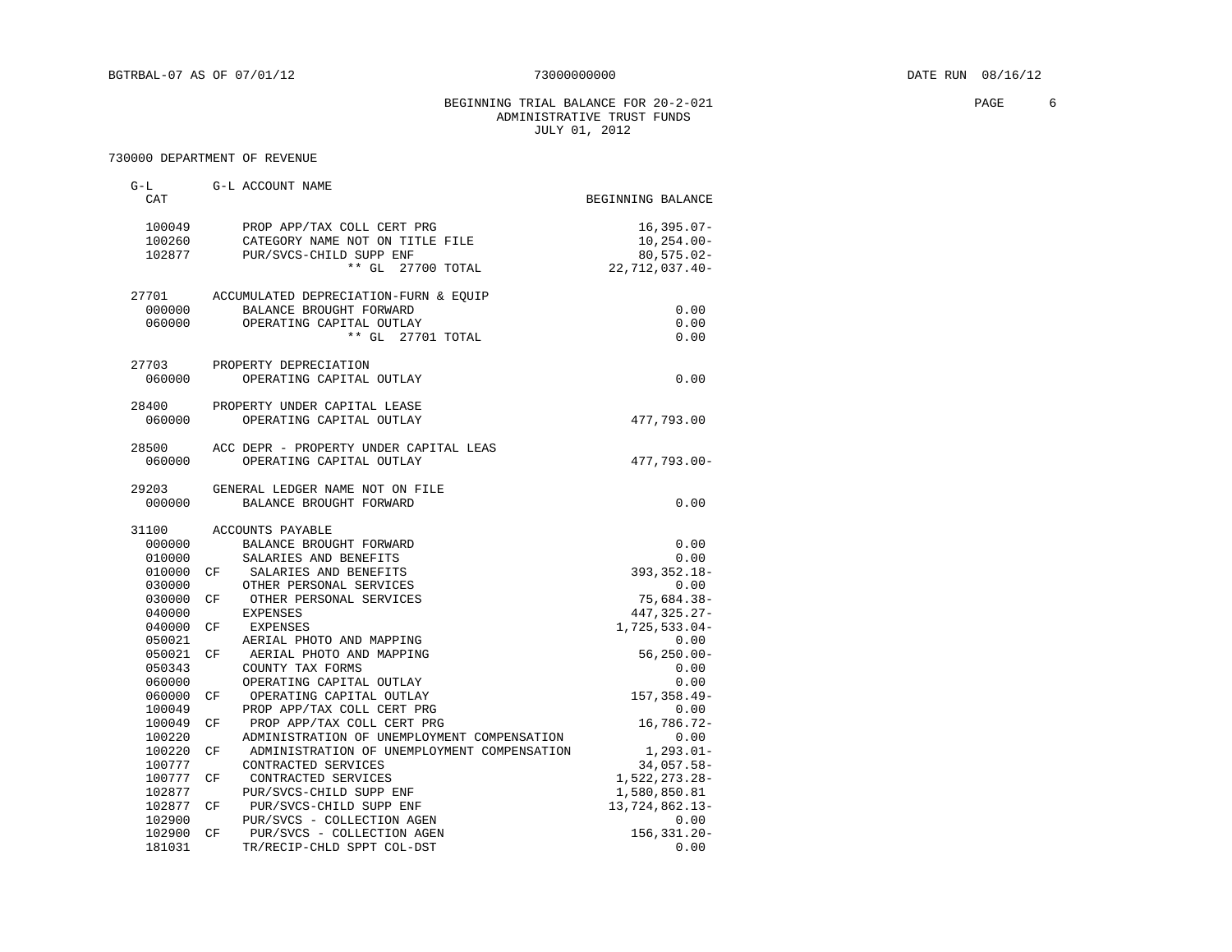BEGINNING TRIAL BALANCE FOR 20-2-021
ADMINISTRATIVE TRUST FUNDS
JULY 01, 2012

730000 DEPARTMENT OF REVENUE

| G-L CAT | | G-L ACCOUNT NAME | BEGINNING BALANCE |
|---|---|---|---|
| 100049 | | PROP APP/TAX COLL CERT PRG | 16,395.07- |
| 100260 | | CATEGORY NAME NOT ON TITLE FILE | 10,254.00- |
| 102877 | | PUR/SVCS-CHILD SUPP ENF | 80,575.02- |
| | | ** GL 27700 TOTAL | 22,712,037.40- |
| 27701 | | ACCUMULATED DEPRECIATION-FURN & EQUIP | |
| 000000 | | BALANCE BROUGHT FORWARD | 0.00 |
| 060000 | | OPERATING CAPITAL OUTLAY | 0.00 |
| | | ** GL 27701 TOTAL | 0.00 |
| 27703 | | PROPERTY DEPRECIATION | |
| 060000 | | OPERATING CAPITAL OUTLAY | 0.00 |
| 28400 | | PROPERTY UNDER CAPITAL LEASE | |
| 060000 | | OPERATING CAPITAL OUTLAY | 477,793.00 |
| 28500 | | ACC DEPR - PROPERTY UNDER CAPITAL LEAS | |
| 060000 | | OPERATING CAPITAL OUTLAY | 477,793.00- |
| 29203 | | GENERAL LEDGER NAME NOT ON FILE | |
| 000000 | | BALANCE BROUGHT FORWARD | 0.00 |
| 31100 | | ACCOUNTS PAYABLE | |
| 000000 | | BALANCE BROUGHT FORWARD | 0.00 |
| 010000 | | SALARIES AND BENEFITS | 0.00 |
| 010000 | CF | SALARIES AND BENEFITS | 393,352.18- |
| 030000 | | OTHER PERSONAL SERVICES | 0.00 |
| 030000 | CF | OTHER PERSONAL SERVICES | 75,684.38- |
| 040000 | | EXPENSES | 447,325.27- |
| 040000 | CF | EXPENSES | 1,725,533.04- |
| 050021 | | AERIAL PHOTO AND MAPPING | 0.00 |
| 050021 | CF | AERIAL PHOTO AND MAPPING | 56,250.00- |
| 050343 | | COUNTY TAX FORMS | 0.00 |
| 060000 | | OPERATING CAPITAL OUTLAY | 0.00 |
| 060000 | CF | OPERATING CAPITAL OUTLAY | 157,358.49- |
| 100049 | | PROP APP/TAX COLL CERT PRG | 0.00 |
| 100049 | CF | PROP APP/TAX COLL CERT PRG | 16,786.72- |
| 100220 | | ADMINISTRATION OF UNEMPLOYMENT COMPENSATION | 0.00 |
| 100220 | CF | ADMINISTRATION OF UNEMPLOYMENT COMPENSATION | 1,293.01- |
| 100777 | | CONTRACTED SERVICES | 34,057.58- |
| 100777 | CF | CONTRACTED SERVICES | 1,522,273.28- |
| 102877 | | PUR/SVCS-CHILD SUPP ENF | 1,580,850.81 |
| 102877 | CF | PUR/SVCS-CHILD SUPP ENF | 13,724,862.13- |
| 102900 | | PUR/SVCS - COLLECTION AGEN | 0.00 |
| 102900 | CF | PUR/SVCS - COLLECTION AGEN | 156,331.20- |
| 181031 | | TR/RECIP-CHLD SPPT COL-DST | 0.00 |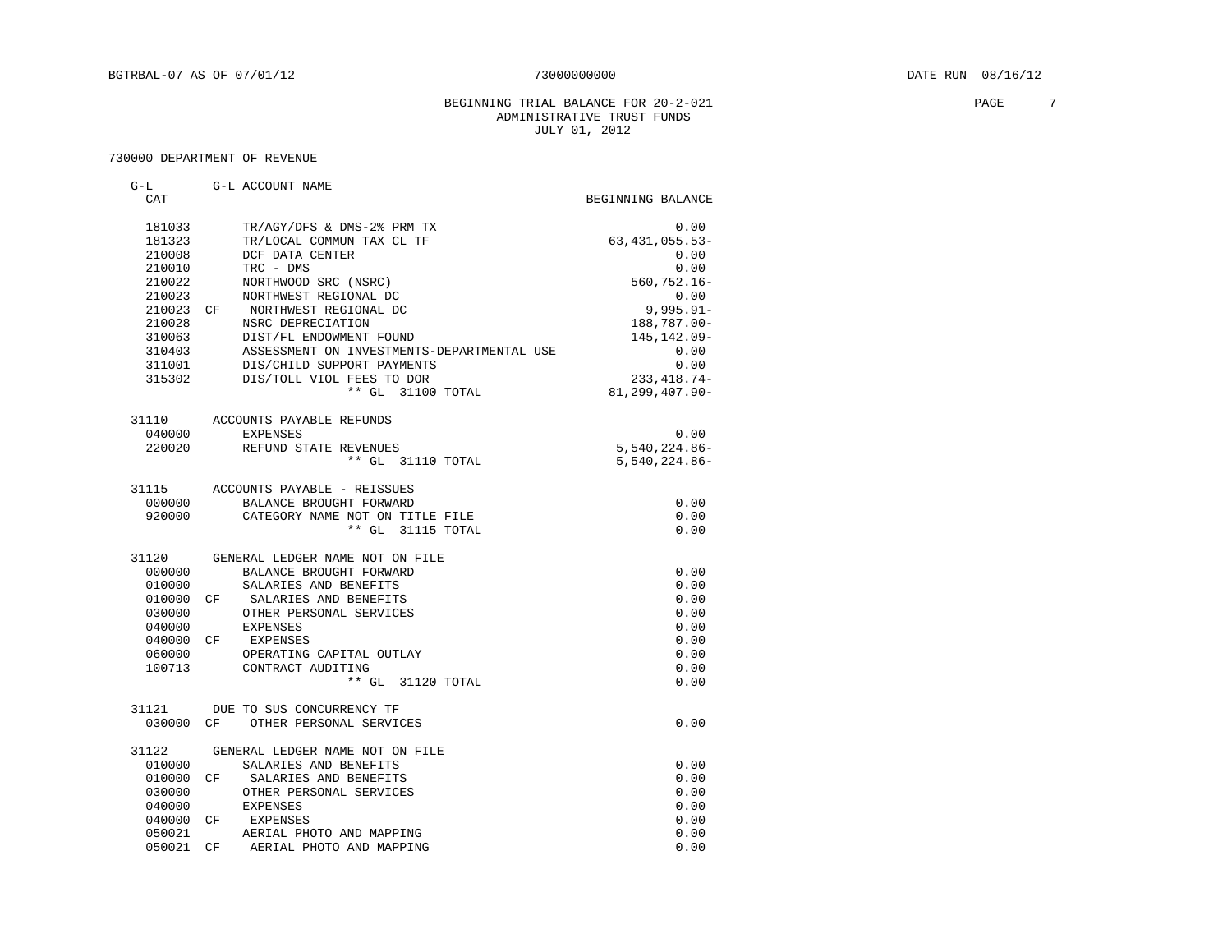BEGINNING TRIAL BALANCE FOR 20-2-021
ADMINISTRATIVE TRUST FUNDS
JULY 01, 2012

730000 DEPARTMENT OF REVENUE

| G-L CAT | | G-L ACCOUNT NAME | BEGINNING BALANCE |
|---|---|---|---|
| 181033 | | TR/AGY/DFS & DMS-2% PRM TX | 0.00 |
| 181323 | | TR/LOCAL COMMUN TAX CL TF | 63,431,055.53- |
| 210008 | | DCF DATA CENTER | 0.00 |
| 210010 | | TRC - DMS | 0.00 |
| 210022 | | NORTHWOOD SRC (NSRC) | 560,752.16- |
| 210023 | | NORTHWEST REGIONAL DC | 0.00 |
| 210023 | CF | NORTHWEST REGIONAL DC | 9,995.91- |
| 210028 | | NSRC DEPRECIATION | 188,787.00- |
| 310063 | | DIST/FL ENDOWMENT FOUND | 145,142.09- |
| 310403 | | ASSESSMENT ON INVESTMENTS-DEPARTMENTAL USE | 0.00 |
| 311001 | | DIS/CHILD SUPPORT PAYMENTS | 0.00 |
| 315302 | | DIS/TOLL VIOL FEES TO DOR | 233,418.74- |
| | | ** GL 31100 TOTAL | 81,299,407.90- |
| 31110 | | ACCOUNTS PAYABLE REFUNDS | |
| 040000 | | EXPENSES | 0.00 |
| 220020 | | REFUND STATE REVENUES | 5,540,224.86- |
| | | ** GL 31110 TOTAL | 5,540,224.86- |
| 31115 | | ACCOUNTS PAYABLE - REISSUES | |
| 000000 | | BALANCE BROUGHT FORWARD | 0.00 |
| 920000 | | CATEGORY NAME NOT ON TITLE FILE | 0.00 |
| | | ** GL 31115 TOTAL | 0.00 |
| 31120 | | GENERAL LEDGER NAME NOT ON FILE | |
| 000000 | | BALANCE BROUGHT FORWARD | 0.00 |
| 010000 | | SALARIES AND BENEFITS | 0.00 |
| 010000 | CF | SALARIES AND BENEFITS | 0.00 |
| 030000 | | OTHER PERSONAL SERVICES | 0.00 |
| 040000 | | EXPENSES | 0.00 |
| 040000 | CF | EXPENSES | 0.00 |
| 060000 | | OPERATING CAPITAL OUTLAY | 0.00 |
| 100713 | | CONTRACT AUDITING | 0.00 |
| | | ** GL 31120 TOTAL | 0.00 |
| 31121 | | DUE TO SUS CONCURRENCY TF | |
| 030000 | CF | OTHER PERSONAL SERVICES | 0.00 |
| 31122 | | GENERAL LEDGER NAME NOT ON FILE | |
| 010000 | | SALARIES AND BENEFITS | 0.00 |
| 010000 | CF | SALARIES AND BENEFITS | 0.00 |
| 030000 | | OTHER PERSONAL SERVICES | 0.00 |
| 040000 | | EXPENSES | 0.00 |
| 040000 | CF | EXPENSES | 0.00 |
| 050021 | | AERIAL PHOTO AND MAPPING | 0.00 |
| 050021 | CF | AERIAL PHOTO AND MAPPING | 0.00 |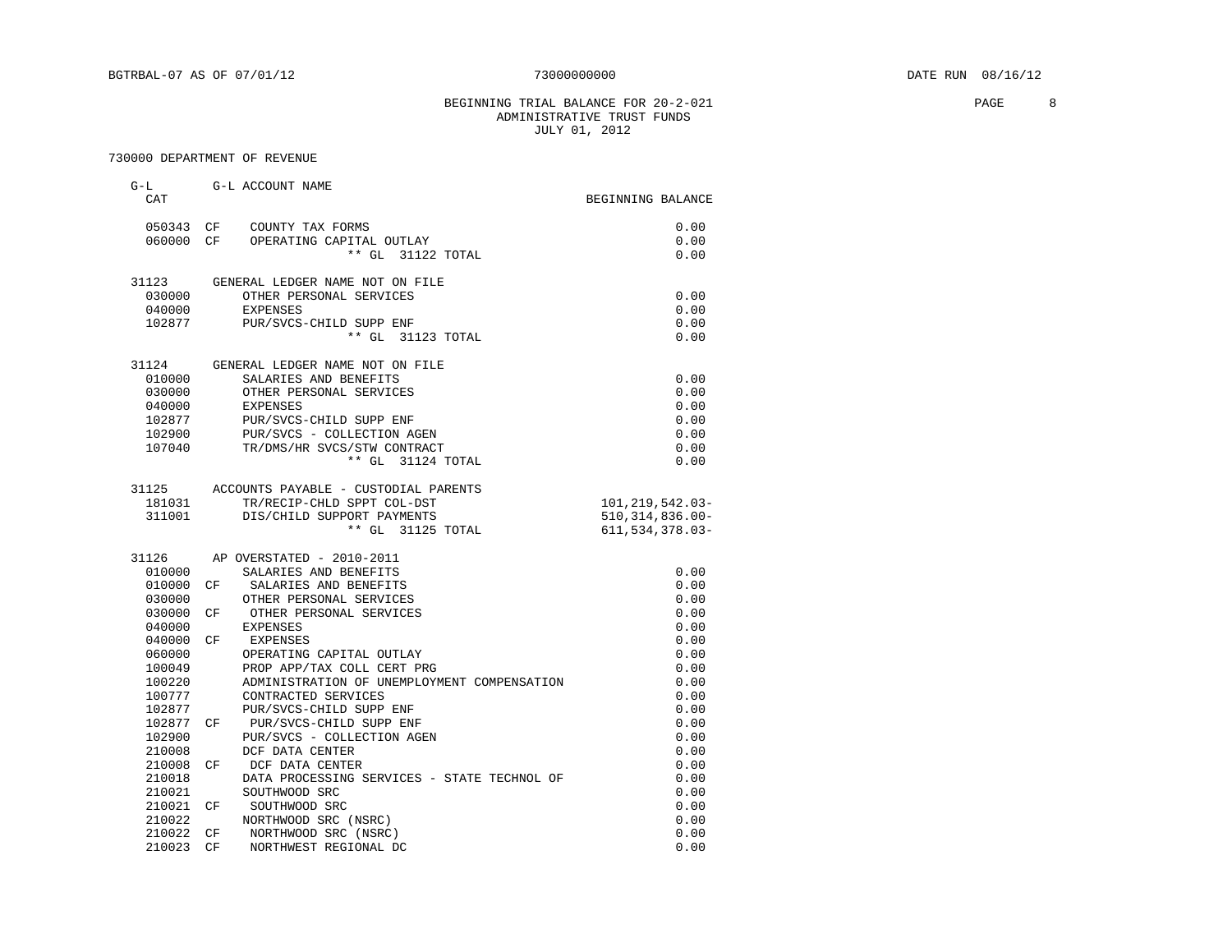BEGINNING TRIAL BALANCE FOR 20-2-021
ADMINISTRATIVE TRUST FUNDS
JULY 01, 2012

730000 DEPARTMENT OF REVENUE

| G-L CAT | | G-L ACCOUNT NAME | BEGINNING BALANCE |
|---|---|---|---|
| 050343 | CF | COUNTY TAX FORMS | 0.00 |
| 060000 | CF | OPERATING CAPITAL OUTLAY | 0.00 |
| | | ** GL 31122 TOTAL | 0.00 |
| 31123 | | GENERAL LEDGER NAME NOT ON FILE | |
| 030000 | | OTHER PERSONAL SERVICES | 0.00 |
| 040000 | | EXPENSES | 0.00 |
| 102877 | | PUR/SVCS-CHILD SUPP ENF | 0.00 |
| | | ** GL 31123 TOTAL | 0.00 |
| 31124 | | GENERAL LEDGER NAME NOT ON FILE | |
| 010000 | | SALARIES AND BENEFITS | 0.00 |
| 030000 | | OTHER PERSONAL SERVICES | 0.00 |
| 040000 | | EXPENSES | 0.00 |
| 102877 | | PUR/SVCS-CHILD SUPP ENF | 0.00 |
| 102900 | | PUR/SVCS - COLLECTION AGEN | 0.00 |
| 107040 | | TR/DMS/HR SVCS/STW CONTRACT | 0.00 |
| | | ** GL 31124 TOTAL | 0.00 |
| 31125 | | ACCOUNTS PAYABLE - CUSTODIAL PARENTS | |
| 181031 | | TR/RECIP-CHLD SPPT COL-DST | 101,219,542.03- |
| 311001 | | DIS/CHILD SUPPORT PAYMENTS | 510,314,836.00- |
| | | ** GL 31125 TOTAL | 611,534,378.03- |
| 31126 | | AP OVERSTATED - 2010-2011 | |
| 010000 | | SALARIES AND BENEFITS | 0.00 |
| 010000 | CF | SALARIES AND BENEFITS | 0.00 |
| 030000 | | OTHER PERSONAL SERVICES | 0.00 |
| 030000 | CF | OTHER PERSONAL SERVICES | 0.00 |
| 040000 | | EXPENSES | 0.00 |
| 040000 | CF | EXPENSES | 0.00 |
| 060000 | | OPERATING CAPITAL OUTLAY | 0.00 |
| 100049 | | PROP APP/TAX COLL CERT PRG | 0.00 |
| 100220 | | ADMINISTRATION OF UNEMPLOYMENT COMPENSATION | 0.00 |
| 100777 | | CONTRACTED SERVICES | 0.00 |
| 102877 | | PUR/SVCS-CHILD SUPP ENF | 0.00 |
| 102877 | CF | PUR/SVCS-CHILD SUPP ENF | 0.00 |
| 102900 | | PUR/SVCS - COLLECTION AGEN | 0.00 |
| 210008 | | DCF DATA CENTER | 0.00 |
| 210008 | CF | DCF DATA CENTER | 0.00 |
| 210018 | | DATA PROCESSING SERVICES - STATE TECHNOL OF | 0.00 |
| 210021 | | SOUTHWOOD SRC | 0.00 |
| 210021 | CF | SOUTHWOOD SRC | 0.00 |
| 210022 | | NORTHWOOD SRC (NSRC) | 0.00 |
| 210022 | CF | NORTHWOOD SRC (NSRC) | 0.00 |
| 210023 | CF | NORTHWEST REGIONAL DC | 0.00 |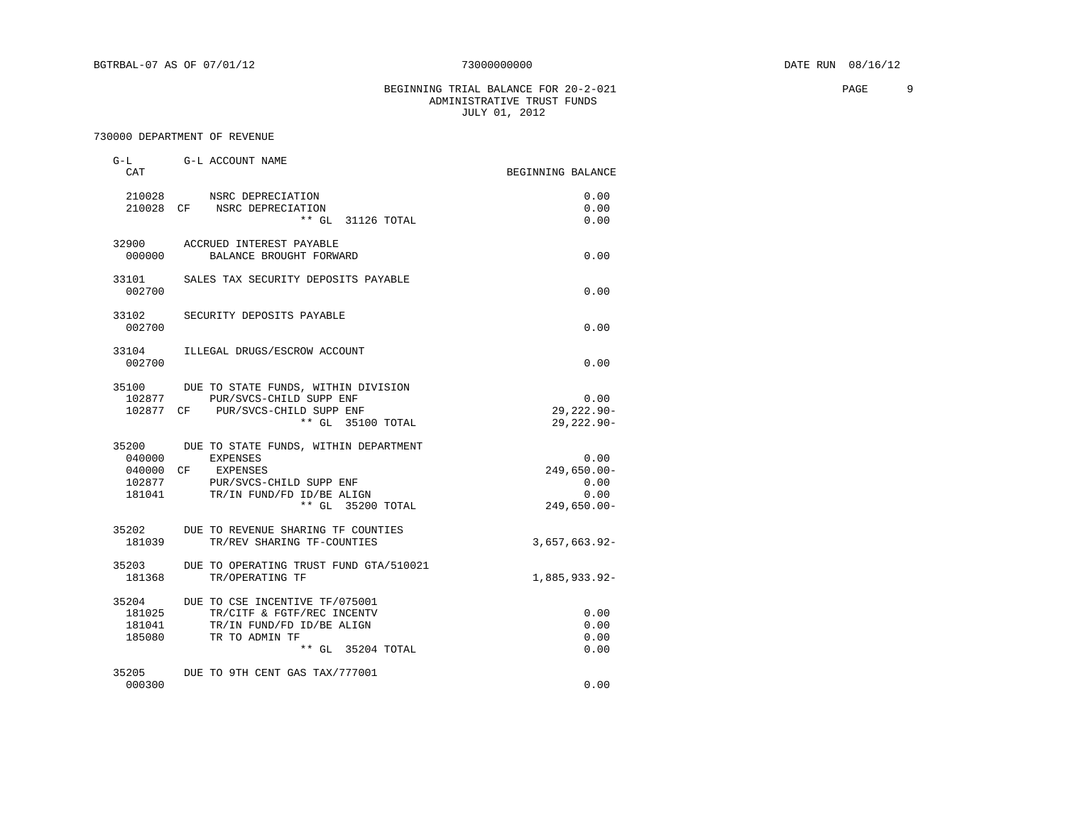BGTRBAL-07 AS OF 07/01/12 73000000000 DATE RUN 08/16/12

BEGINNING TRIAL BALANCE FOR 20-2-021
ADMINISTRATIVE TRUST FUNDS
JULY 01, 2012

730000 DEPARTMENT OF REVENUE

| G-L CAT | | G-L ACCOUNT NAME | BEGINNING BALANCE |
|---|---|---|---|
| 210028 | | NSRC DEPRECIATION | 0.00 |
| 210028 | CF | NSRC DEPRECIATION | 0.00 |
| | | ** GL 31126 TOTAL | 0.00 |
| 32900 | | ACCRUED INTEREST PAYABLE | |
| 000000 | | BALANCE BROUGHT FORWARD | 0.00 |
| 33101 | | SALES TAX SECURITY DEPOSITS PAYABLE | |
| 002700 | | | 0.00 |
| 33102 | | SECURITY DEPOSITS PAYABLE | |
| 002700 | | | 0.00 |
| 33104 | | ILLEGAL DRUGS/ESCROW ACCOUNT | |
| 002700 | | | 0.00 |
| 35100 | | DUE TO STATE FUNDS, WITHIN DIVISION | |
| 102877 | | PUR/SVCS-CHILD SUPP ENF | 0.00 |
| 102877 | CF | PUR/SVCS-CHILD SUPP ENF | 29,222.90- |
| | | ** GL 35100 TOTAL | 29,222.90- |
| 35200 | | DUE TO STATE FUNDS, WITHIN DEPARTMENT | |
| 040000 | | EXPENSES | 0.00 |
| 040000 | CF | EXPENSES | 249,650.00- |
| 102877 | | PUR/SVCS-CHILD SUPP ENF | 0.00 |
| 181041 | | TR/IN FUND/FD ID/BE ALIGN | 0.00 |
| | | ** GL 35200 TOTAL | 249,650.00- |
| 35202 | | DUE TO REVENUE SHARING TF COUNTIES | |
| 181039 | | TR/REV SHARING TF-COUNTIES | 3,657,663.92- |
| 35203 | | DUE TO OPERATING TRUST FUND GTA/510021 | |
| 181368 | | TR/OPERATING TF | 1,885,933.92- |
| 35204 | | DUE TO CSE INCENTIVE TF/075001 | |
| 181025 | | TR/CITF & FGTF/REC INCENTV | 0.00 |
| 181041 | | TR/IN FUND/FD ID/BE ALIGN | 0.00 |
| 185080 | | TR TO ADMIN TF | 0.00 |
| | | ** GL 35204 TOTAL | 0.00 |
| 35205 | | DUE TO 9TH CENT GAS TAX/777001 | |
| 000300 | | | 0.00 |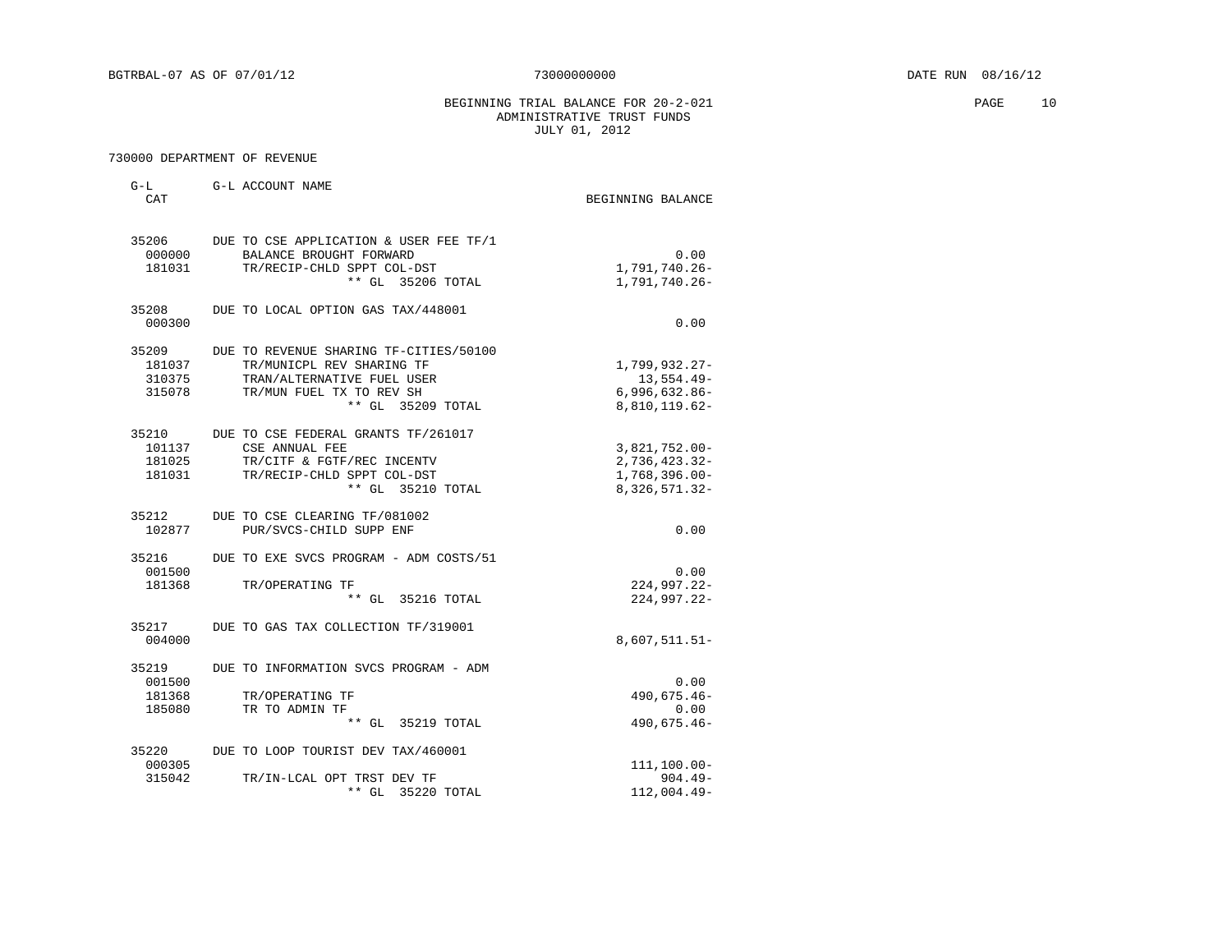BGTRBAL-07 AS OF 07/01/12 73000000000 DATE RUN 08/16/12

BEGINNING TRIAL BALANCE FOR 20-2-021
ADMINISTRATIVE TRUST FUNDS
JULY 01, 2012

730000 DEPARTMENT OF REVENUE

| G-L CAT | G-L ACCOUNT NAME | BEGINNING BALANCE |
|---|---|---|
| 35206 | DUE TO CSE APPLICATION & USER FEE TF/1 | |
| 000000 | BALANCE BROUGHT FORWARD | 0.00 |
| 181031 | TR/RECIP-CHLD SPPT COL-DST | 1,791,740.26- |
| | ** GL 35206 TOTAL | 1,791,740.26- |
| 35208 | DUE TO LOCAL OPTION GAS TAX/448001 | |
| 000300 | | 0.00 |
| 35209 | DUE TO REVENUE SHARING TF-CITIES/50100 | |
| 181037 | TR/MUNICPL REV SHARING TF | 1,799,932.27- |
| 310375 | TRAN/ALTERNATIVE FUEL USER | 13,554.49- |
| 315078 | TR/MUN FUEL TX TO REV SH | 6,996,632.86- |
| | ** GL 35209 TOTAL | 8,810,119.62- |
| 35210 | DUE TO CSE FEDERAL GRANTS TF/261017 | |
| 101137 | CSE ANNUAL FEE | 3,821,752.00- |
| 181025 | TR/CITF & FGTF/REC INCENTV | 2,736,423.32- |
| 181031 | TR/RECIP-CHLD SPPT COL-DST | 1,768,396.00- |
| | ** GL 35210 TOTAL | 8,326,571.32- |
| 35212 | DUE TO CSE CLEARING TF/081002 | |
| 102877 | PUR/SVCS-CHILD SUPP ENF | 0.00 |
| 35216 | DUE TO EXE SVCS PROGRAM - ADM COSTS/51 | |
| 001500 | | 0.00 |
| 181368 | TR/OPERATING TF | 224,997.22- |
| | ** GL 35216 TOTAL | 224,997.22- |
| 35217 | DUE TO GAS TAX COLLECTION TF/319001 | |
| 004000 | | 8,607,511.51- |
| 35219 | DUE TO INFORMATION SVCS PROGRAM - ADM | |
| 001500 | | 0.00 |
| 181368 | TR/OPERATING TF | 490,675.46- |
| 185080 | TR TO ADMIN TF | 0.00 |
| | ** GL 35219 TOTAL | 490,675.46- |
| 35220 | DUE TO LOOP TOURIST DEV TAX/460001 | |
| 000305 | | 111,100.00- |
| 315042 | TR/IN-LCAL OPT TRST DEV TF | 904.49- |
| | ** GL 35220 TOTAL | 112,004.49- |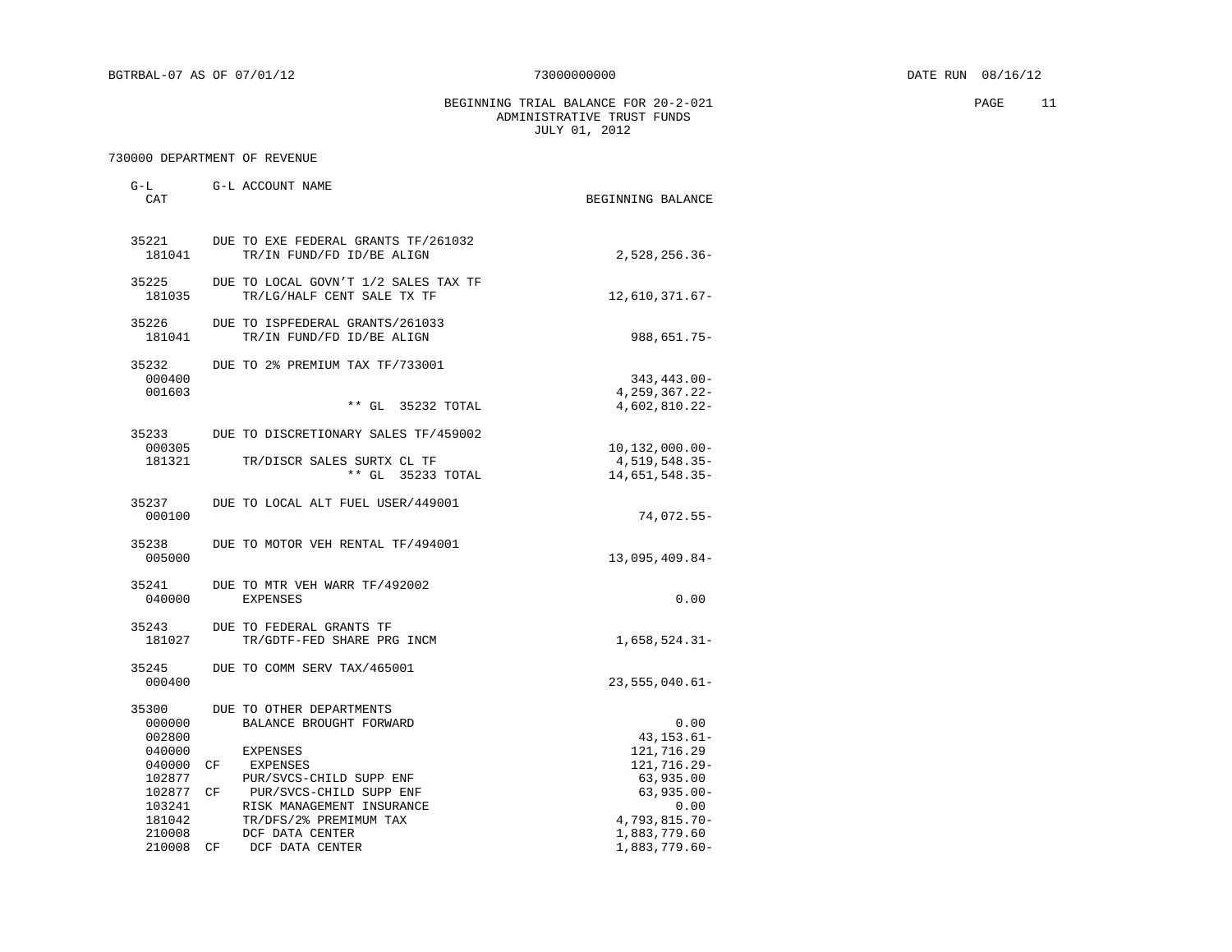BGTRBAL-07 AS OF 07/01/12 73000000000 DATE RUN 08/16/12

BEGINNING TRIAL BALANCE FOR 20-2-021
ADMINISTRATIVE TRUST FUNDS
JULY 01, 2012

730000 DEPARTMENT OF REVENUE

| G-L CAT | | G-L ACCOUNT NAME | BEGINNING BALANCE |
|---|---|---|---|
| 35221 | | DUE TO EXE FEDERAL GRANTS TF/261032 | |
| 181041 | | TR/IN FUND/FD ID/BE ALIGN | 2,528,256.36- |
| 35225 | | DUE TO LOCAL GOVN'T 1/2 SALES TAX TF | |
| 181035 | | TR/LG/HALF CENT SALE TX TF | 12,610,371.67- |
| 35226 | | DUE TO ISPFEDERAL GRANTS/261033 | |
| 181041 | | TR/IN FUND/FD ID/BE ALIGN | 988,651.75- |
| 35232 | | DUE TO 2% PREMIUM TAX TF/733001 | |
| 000400 | | | 343,443.00- |
| 001603 | | | 4,259,367.22- |
| | | ** GL 35232 TOTAL | 4,602,810.22- |
| 35233 | | DUE TO DISCRETIONARY SALES TF/459002 | |
| 000305 | | | 10,132,000.00- |
| 181321 | | TR/DISCR SALES SURTX CL TF | 4,519,548.35- |
| | | ** GL 35233 TOTAL | 14,651,548.35- |
| 35237 | | DUE TO LOCAL ALT FUEL USER/449001 | |
| 000100 | | | 74,072.55- |
| 35238 | | DUE TO MOTOR VEH RENTAL TF/494001 | |
| 005000 | | | 13,095,409.84- |
| 35241 | | DUE TO MTR VEH WARR TF/492002 | |
| 040000 | | EXPENSES | 0.00 |
| 35243 | | DUE TO FEDERAL GRANTS TF | |
| 181027 | | TR/GDTF-FED SHARE PRG INCM | 1,658,524.31- |
| 35245 | | DUE TO COMM SERV TAX/465001 | |
| 000400 | | | 23,555,040.61- |
| 35300 | | DUE TO OTHER DEPARTMENTS | |
| 000000 | | BALANCE BROUGHT FORWARD | 0.00 |
| 002800 | | | 43,153.61- |
| 040000 | | EXPENSES | 121,716.29 |
| 040000 | CF | EXPENSES | 121,716.29- |
| 102877 | | PUR/SVCS-CHILD SUPP ENF | 63,935.00 |
| 102877 | CF | PUR/SVCS-CHILD SUPP ENF | 63,935.00- |
| 103241 | | RISK MANAGEMENT INSURANCE | 0.00 |
| 181042 | | TR/DFS/2% PREMIMUM TAX | 4,793,815.70- |
| 210008 | | DCF DATA CENTER | 1,883,779.60 |
| 210008 | CF | DCF DATA CENTER | 1,883,779.60- |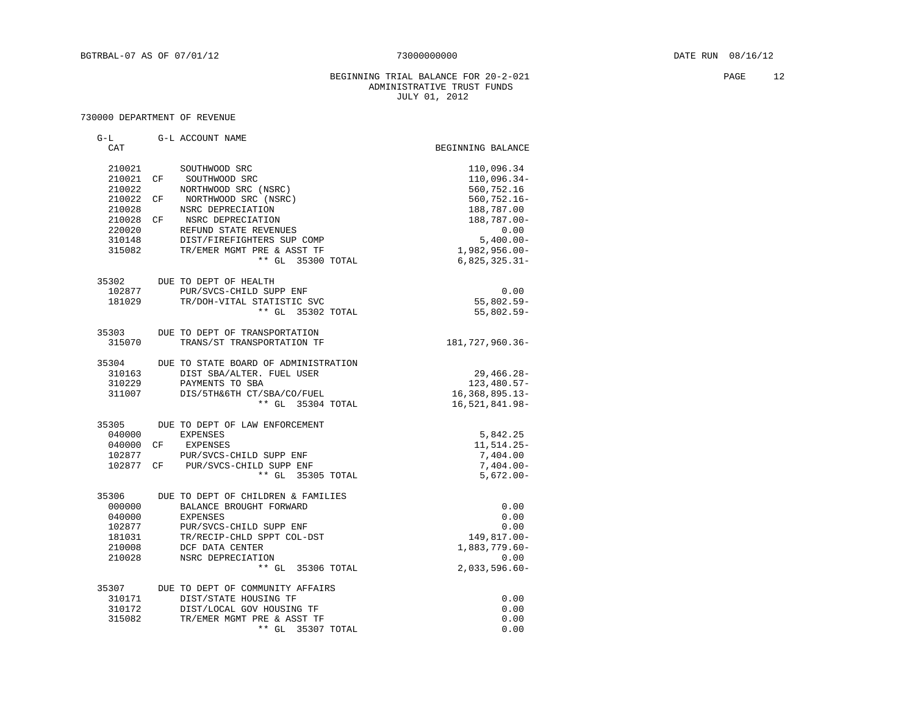BGTRBAL-07 AS OF 07/01/12 73000000000 DATE RUN 08/16/12

BEGINNING TRIAL BALANCE FOR 20-2-021
ADMINISTRATIVE TRUST FUNDS
JULY 01, 2012

730000 DEPARTMENT OF REVENUE

| G-L CAT | | G-L ACCOUNT NAME | BEGINNING BALANCE |
|---|---|---|---|
| 210021 | | SOUTHWOOD SRC | 110,096.34 |
| 210021 | CF | SOUTHWOOD SRC | 110,096.34- |
| 210022 | | NORTHWOOD SRC (NSRC) | 560,752.16 |
| 210022 | CF | NORTHWOOD SRC (NSRC) | 560,752.16- |
| 210028 | | NSRC DEPRECIATION | 188,787.00 |
| 210028 | CF | NSRC DEPRECIATION | 188,787.00- |
| 220020 | | REFUND STATE REVENUES | 0.00 |
| 310148 | | DIST/FIREFIGHTERS SUP COMP | 5,400.00- |
| 315082 | | TR/EMER MGMT PRE & ASST TF | 1,982,956.00- |
| | | ** GL 35300 TOTAL | 6,825,325.31- |
| 35302 | | DUE TO DEPT OF HEALTH | |
| 102877 | | PUR/SVCS-CHILD SUPP ENF | 0.00 |
| 181029 | | TR/DOH-VITAL STATISTIC SVC | 55,802.59- |
| | | ** GL 35302 TOTAL | 55,802.59- |
| 35303 | | DUE TO DEPT OF TRANSPORTATION | |
| 315070 | | TRANS/ST TRANSPORTATION TF | 181,727,960.36- |
| 35304 | | DUE TO STATE BOARD OF ADMINISTRATION | |
| 310163 | | DIST SBA/ALTER. FUEL USER | 29,466.28- |
| 310229 | | PAYMENTS TO SBA | 123,480.57- |
| 311007 | | DIS/5TH&6TH CT/SBA/CO/FUEL | 16,368,895.13- |
| | | ** GL 35304 TOTAL | 16,521,841.98- |
| 35305 | | DUE TO DEPT OF LAW ENFORCEMENT | |
| 040000 | | EXPENSES | 5,842.25 |
| 040000 | CF | EXPENSES | 11,514.25- |
| 102877 | | PUR/SVCS-CHILD SUPP ENF | 7,404.00 |
| 102877 | CF | PUR/SVCS-CHILD SUPP ENF | 7,404.00- |
| | | ** GL 35305 TOTAL | 5,672.00- |
| 35306 | | DUE TO DEPT OF CHILDREN & FAMILIES | |
| 000000 | | BALANCE BROUGHT FORWARD | 0.00 |
| 040000 | | EXPENSES | 0.00 |
| 102877 | | PUR/SVCS-CHILD SUPP ENF | 0.00 |
| 181031 | | TR/RECIP-CHLD SPPT COL-DST | 149,817.00- |
| 210008 | | DCF DATA CENTER | 1,883,779.60- |
| 210028 | | NSRC DEPRECIATION | 0.00 |
| | | ** GL 35306 TOTAL | 2,033,596.60- |
| 35307 | | DUE TO DEPT OF COMMUNITY AFFAIRS | |
| 310171 | | DIST/STATE HOUSING TF | 0.00 |
| 310172 | | DIST/LOCAL GOV HOUSING TF | 0.00 |
| 315082 | | TR/EMER MGMT PRE & ASST TF | 0.00 |
| | | ** GL 35307 TOTAL | 0.00 |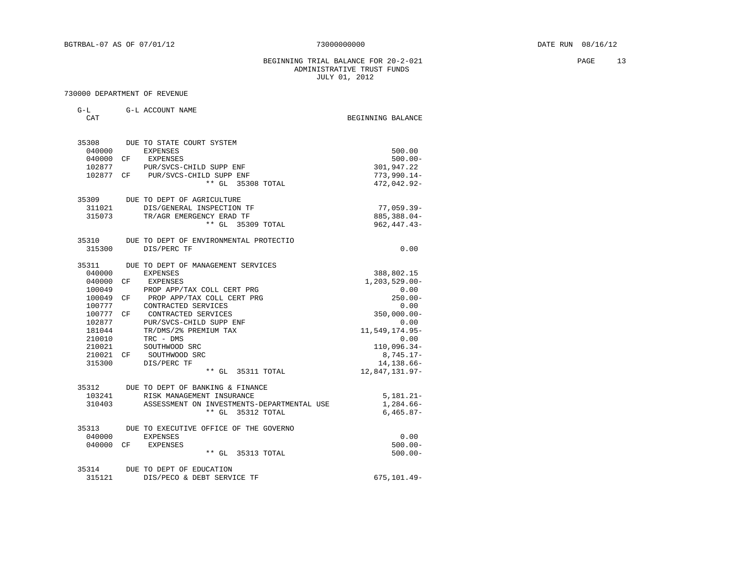BEGINNING TRIAL BALANCE FOR 20-2-021
ADMINISTRATIVE TRUST FUNDS
JULY 01, 2012

730000 DEPARTMENT OF REVENUE

| G-L CAT | | G-L ACCOUNT NAME | BEGINNING BALANCE |
|---|---|---|---|
| 35308 | | DUE TO STATE COURT SYSTEM | |
| 040000 | | EXPENSES | 500.00 |
| 040000 | CF | EXPENSES | 500.00- |
| 102877 | | PUR/SVCS-CHILD SUPP ENF | 301,947.22 |
| 102877 | CF | PUR/SVCS-CHILD SUPP ENF | 773,990.14- |
| | | ** GL 35308 TOTAL | 472,042.92- |
| 35309 | | DUE TO DEPT OF AGRICULTURE | |
| 311021 | | DIS/GENERAL INSPECTION TF | 77,059.39- |
| 315073 | | TR/AGR EMERGENCY ERAD TF | 885,388.04- |
| | | ** GL 35309 TOTAL | 962,447.43- |
| 35310 | | DUE TO DEPT OF ENVIRONMENTAL PROTECTIO | |
| 315300 | | DIS/PERC TF | 0.00 |
| 35311 | | DUE TO DEPT OF MANAGEMENT SERVICES | |
| 040000 | | EXPENSES | 388,802.15 |
| 040000 | CF | EXPENSES | 1,203,529.00- |
| 100049 | | PROP APP/TAX COLL CERT PRG | 0.00 |
| 100049 | CF | PROP APP/TAX COLL CERT PRG | 250.00- |
| 100777 | | CONTRACTED SERVICES | 0.00 |
| 100777 | CF | CONTRACTED SERVICES | 350,000.00- |
| 102877 | | PUR/SVCS-CHILD SUPP ENF | 0.00 |
| 181044 | | TR/DMS/2% PREMIUM TAX | 11,549,174.95- |
| 210010 | | TRC - DMS | 0.00 |
| 210021 | | SOUTHWOOD SRC | 110,096.34- |
| 210021 | CF | SOUTHWOOD SRC | 8,745.17- |
| 315300 | | DIS/PERC TF | 14,138.66- |
| | | ** GL 35311 TOTAL | 12,847,131.97- |
| 35312 | | DUE TO DEPT OF BANKING & FINANCE | |
| 103241 | | RISK MANAGEMENT INSURANCE | 5,181.21- |
| 310403 | | ASSESSMENT ON INVESTMENTS-DEPARTMENTAL USE | 1,284.66- |
| | | ** GL 35312 TOTAL | 6,465.87- |
| 35313 | | DUE TO EXECUTIVE OFFICE OF THE GOVERNO | |
| 040000 | | EXPENSES | 0.00 |
| 040000 | CF | EXPENSES | 500.00- |
| | | ** GL 35313 TOTAL | 500.00- |
| 35314 | | DUE TO DEPT OF EDUCATION | |
| 315121 | | DIS/PECO & DEBT SERVICE TF | 675,101.49- |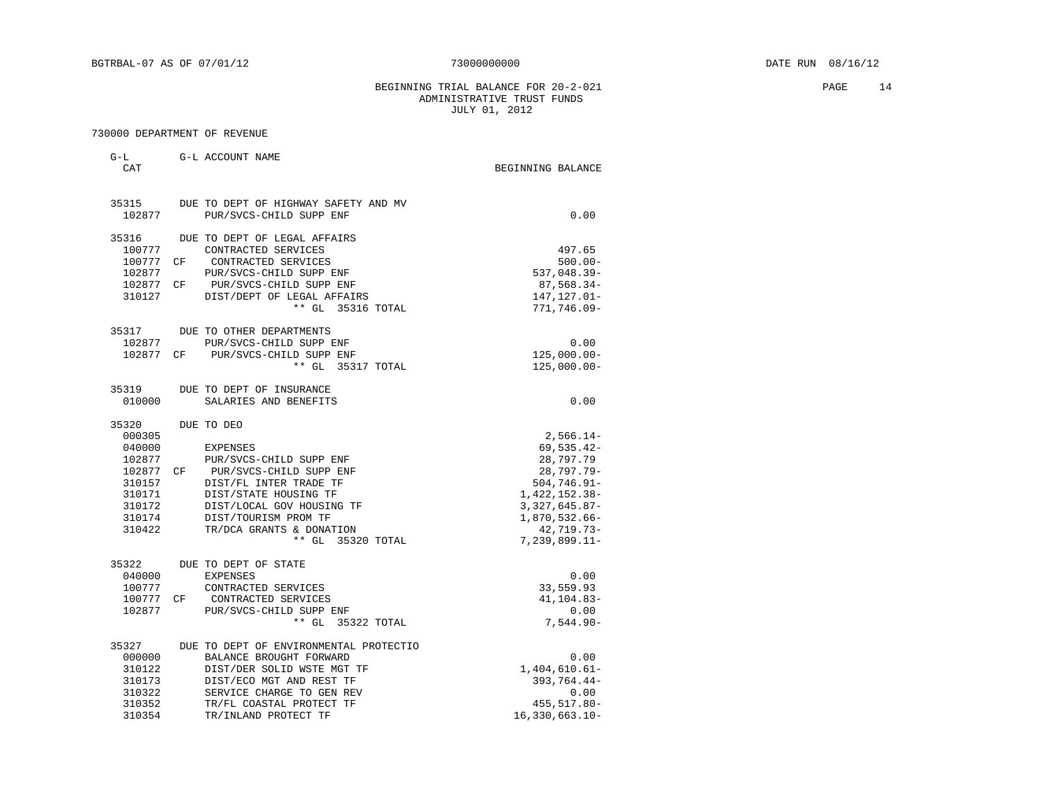BEGINNING TRIAL BALANCE FOR 20-2-021
ADMINISTRATIVE TRUST FUNDS
JULY 01, 2012

730000 DEPARTMENT OF REVENUE

| G-L CAT | | G-L ACCOUNT NAME | BEGINNING BALANCE |
|---|---|---|---|
| 35315 | | DUE TO DEPT OF HIGHWAY SAFETY AND MV | |
| 102877 | | PUR/SVCS-CHILD SUPP ENF | 0.00 |
| 35316 | | DUE TO DEPT OF LEGAL AFFAIRS | |
| 100777 | | CONTRACTED SERVICES | 497.65 |
| 100777 | CF | CONTRACTED SERVICES | 500.00- |
| 102877 | | PUR/SVCS-CHILD SUPP ENF | 537,048.39- |
| 102877 | CF | PUR/SVCS-CHILD SUPP ENF | 87,568.34- |
| 310127 | | DIST/DEPT OF LEGAL AFFAIRS | 147,127.01- |
| | | ** GL 35316 TOTAL | 771,746.09- |
| 35317 | | DUE TO OTHER DEPARTMENTS | |
| 102877 | | PUR/SVCS-CHILD SUPP ENF | 0.00 |
| 102877 | CF | PUR/SVCS-CHILD SUPP ENF | 125,000.00- |
| | | ** GL 35317 TOTAL | 125,000.00- |
| 35319 | | DUE TO DEPT OF INSURANCE | |
| 010000 | | SALARIES AND BENEFITS | 0.00 |
| 35320 | | DUE TO DEO | |
| 000305 | | | 2,566.14- |
| 040000 | | EXPENSES | 69,535.42- |
| 102877 | | PUR/SVCS-CHILD SUPP ENF | 28,797.79 |
| 102877 | CF | PUR/SVCS-CHILD SUPP ENF | 28,797.79- |
| 310157 | | DIST/FL INTER TRADE TF | 504,746.91- |
| 310171 | | DIST/STATE HOUSING TF | 1,422,152.38- |
| 310172 | | DIST/LOCAL GOV HOUSING TF | 3,327,645.87- |
| 310174 | | DIST/TOURISM PROM TF | 1,870,532.66- |
| 310422 | | TR/DCA GRANTS & DONATION | 42,719.73- |
| | | ** GL 35320 TOTAL | 7,239,899.11- |
| 35322 | | DUE TO DEPT OF STATE | |
| 040000 | | EXPENSES | 0.00 |
| 100777 | | CONTRACTED SERVICES | 33,559.93 |
| 100777 | CF | CONTRACTED SERVICES | 41,104.83- |
| 102877 | | PUR/SVCS-CHILD SUPP ENF | 0.00 |
| | | ** GL 35322 TOTAL | 7,544.90- |
| 35327 | | DUE TO DEPT OF ENVIRONMENTAL PROTECTIO | |
| 000000 | | BALANCE BROUGHT FORWARD | 0.00 |
| 310122 | | DIST/DER SOLID WSTE MGT TF | 1,404,610.61- |
| 310173 | | DIST/ECO MGT AND REST TF | 393,764.44- |
| 310322 | | SERVICE CHARGE TO GEN REV | 0.00 |
| 310352 | | TR/FL COASTAL PROTECT TF | 455,517.80- |
| 310354 | | TR/INLAND PROTECT TF | 16,330,663.10- |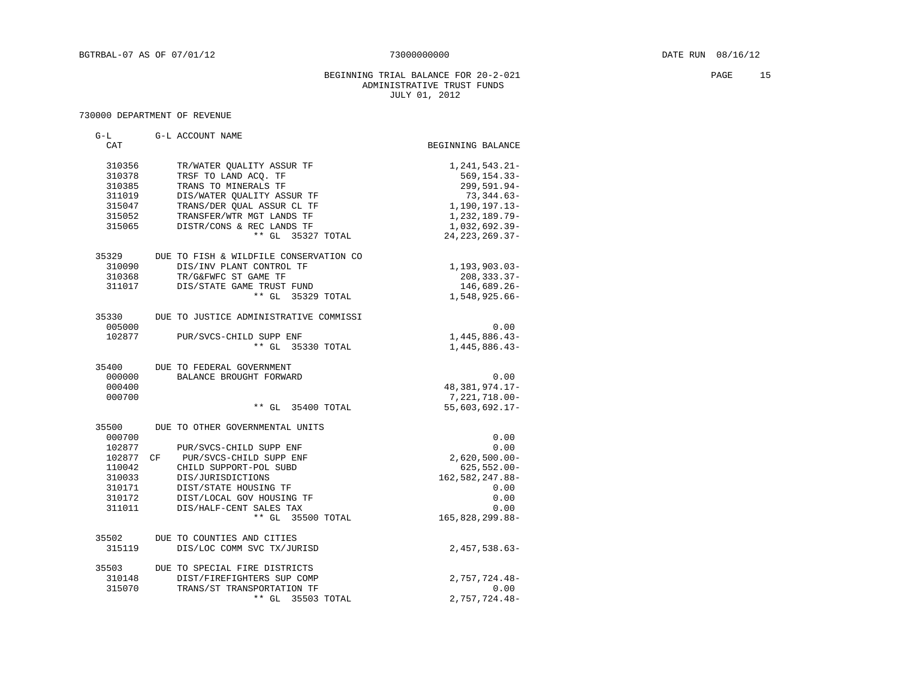BGTRBAL-07 AS OF 07/01/12 73000000000 DATE RUN 08/16/12

BEGINNING TRIAL BALANCE FOR 20-2-021
ADMINISTRATIVE TRUST FUNDS
JULY 01, 2012

730000 DEPARTMENT OF REVENUE

| G-L CAT | | G-L ACCOUNT NAME | BEGINNING BALANCE |
|---|---|---|---|
| 310356 | | TR/WATER QUALITY ASSUR TF | 1,241,543.21- |
| 310378 | | TRSF TO LAND ACQ. TF | 569,154.33- |
| 310385 | | TRANS TO MINERALS TF | 299,591.94- |
| 311019 | | DIS/WATER QUALITY ASSUR TF | 73,344.63- |
| 315047 | | TRANS/DER QUAL ASSUR CL TF | 1,190,197.13- |
| 315052 | | TRANSFER/WTR MGT LANDS TF | 1,232,189.79- |
| 315065 | | DISTR/CONS & REC LANDS TF | 1,032,692.39- |
| | | ** GL 35327 TOTAL | 24,223,269.37- |
| 35329 | | DUE TO FISH & WILDFILE CONSERVATION CO | |
| 310090 | | DIS/INV PLANT CONTROL TF | 1,193,903.03- |
| 310368 | | TR/G&FWFC ST GAME TF | 208,333.37- |
| 311017 | | DIS/STATE GAME TRUST FUND | 146,689.26- |
| | | ** GL 35329 TOTAL | 1,548,925.66- |
| 35330 | | DUE TO JUSTICE ADMINISTRATIVE COMMISSI | |
| 005000 | | | 0.00 |
| 102877 | | PUR/SVCS-CHILD SUPP ENF | 1,445,886.43- |
| | | ** GL 35330 TOTAL | 1,445,886.43- |
| 35400 | | DUE TO FEDERAL GOVERNMENT | |
| 000000 | | BALANCE BROUGHT FORWARD | 0.00 |
| 000400 | | | 48,381,974.17- |
| 000700 | | | 7,221,718.00- |
| | | ** GL 35400 TOTAL | 55,603,692.17- |
| 35500 | | DUE TO OTHER GOVERNMENTAL UNITS | |
| 000700 | | | 0.00 |
| 102877 | | PUR/SVCS-CHILD SUPP ENF | 0.00 |
| 102877 | CF | PUR/SVCS-CHILD SUPP ENF | 2,620,500.00- |
| 110042 | | CHILD SUPPORT-POL SUBD | 625,552.00- |
| 310033 | | DIS/JURISDICTIONS | 162,582,247.88- |
| 310171 | | DIST/STATE HOUSING TF | 0.00 |
| 310172 | | DIST/LOCAL GOV HOUSING TF | 0.00 |
| 311011 | | DIS/HALF-CENT SALES TAX | 0.00 |
| | | ** GL 35500 TOTAL | 165,828,299.88- |
| 35502 | | DUE TO COUNTIES AND CITIES | |
| 315119 | | DIS/LOC COMM SVC TX/JURISD | 2,457,538.63- |
| 35503 | | DUE TO SPECIAL FIRE DISTRICTS | |
| 310148 | | DIST/FIREFIGHTERS SUP COMP | 2,757,724.48- |
| 315070 | | TRANS/ST TRANSPORTATION TF | 0.00 |
| | | ** GL 35503 TOTAL | 2,757,724.48- |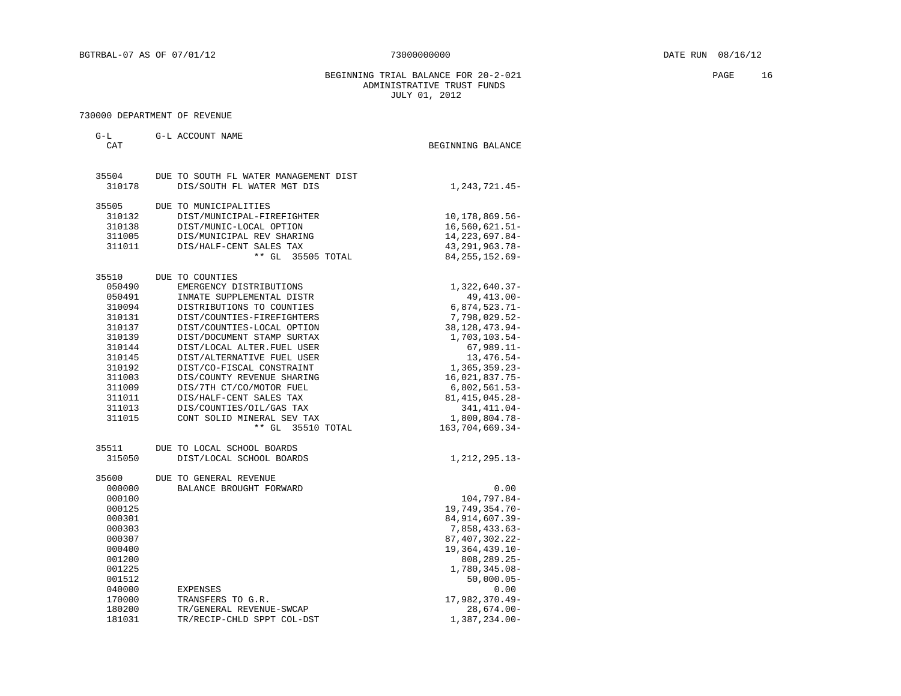BGTRBAL-07 AS OF 07/01/12 73000000000 DATE RUN 08/16/12

BEGINNING TRIAL BALANCE FOR 20-2-021
ADMINISTRATIVE TRUST FUNDS
JULY 01, 2012

730000 DEPARTMENT OF REVENUE

| G-L CAT | G-L ACCOUNT NAME | BEGINNING BALANCE |
|---|---|---|
| 35504 | DUE TO SOUTH FL WATER MANAGEMENT DIST | |
| 310178 | DIS/SOUTH FL WATER MGT DIS | 1,243,721.45- |
| 35505 | DUE TO MUNICIPALITIES | |
| 310132 | DIST/MUNICIPAL-FIREFIGHTER | 10,178,869.56- |
| 310138 | DIST/MUNIC-LOCAL OPTION | 16,560,621.51- |
| 311005 | DIS/MUNICIPAL REV SHARING | 14,223,697.84- |
| 311011 | DIS/HALF-CENT SALES TAX | 43,291,963.78- |
| | ** GL 35505 TOTAL | 84,255,152.69- |
| 35510 | DUE TO COUNTIES | |
| 050490 | EMERGENCY DISTRIBUTIONS | 1,322,640.37- |
| 050491 | INMATE SUPPLEMENTAL DISTR | 49,413.00- |
| 310094 | DISTRIBUTIONS TO COUNTIES | 6,874,523.71- |
| 310131 | DIST/COUNTIES-FIREFIGHTERS | 7,798,029.52- |
| 310137 | DIST/COUNTIES-LOCAL OPTION | 38,128,473.94- |
| 310139 | DIST/DOCUMENT STAMP SURTAX | 1,703,103.54- |
| 310144 | DIST/LOCAL ALTER.FUEL USER | 67,989.11- |
| 310145 | DIST/ALTERNATIVE FUEL USER | 13,476.54- |
| 310192 | DIST/CO-FISCAL CONSTRAINT | 1,365,359.23- |
| 311003 | DIS/COUNTY REVENUE SHARING | 16,021,837.75- |
| 311009 | DIS/7TH CT/CO/MOTOR FUEL | 6,802,561.53- |
| 311011 | DIS/HALF-CENT SALES TAX | 81,415,045.28- |
| 311013 | DIS/COUNTIES/OIL/GAS TAX | 341,411.04- |
| 311015 | CONT SOLID MINERAL SEV TAX | 1,800,804.78- |
| | ** GL 35510 TOTAL | 163,704,669.34- |
| 35511 | DUE TO LOCAL SCHOOL BOARDS | |
| 315050 | DIST/LOCAL SCHOOL BOARDS | 1,212,295.13- |
| 35600 | DUE TO GENERAL REVENUE | |
| 000000 | BALANCE BROUGHT FORWARD | 0.00 |
| 000100 | | 104,797.84- |
| 000125 | | 19,749,354.70- |
| 000301 | | 84,914,607.39- |
| 000303 | | 7,858,433.63- |
| 000307 | | 87,407,302.22- |
| 000400 | | 19,364,439.10- |
| 001200 | | 808,289.25- |
| 001225 | | 1,780,345.08- |
| 001512 | | 50,000.05- |
| 040000 | EXPENSES | 0.00 |
| 170000 | TRANSFERS TO G.R. | 17,982,370.49- |
| 180200 | TR/GENERAL REVENUE-SWCAP | 28,674.00- |
| 181031 | TR/RECIP-CHLD SPPT COL-DST | 1,387,234.00- |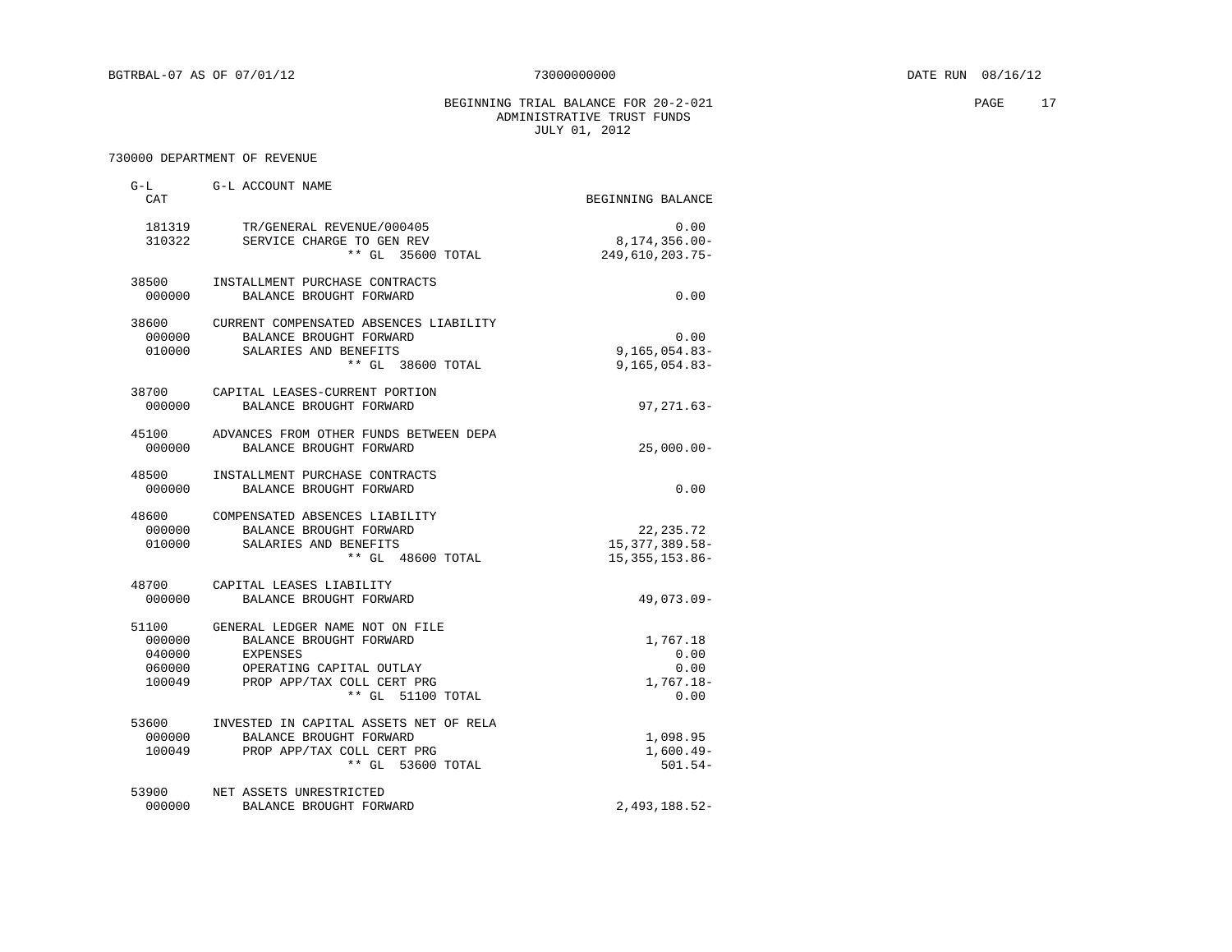BGTRBAL-07 AS OF 07/01/12 73000000000 DATE RUN 08/16/12

BEGINNING TRIAL BALANCE FOR 20-2-021
ADMINISTRATIVE TRUST FUNDS
JULY 01, 2012

730000 DEPARTMENT OF REVENUE

| G-L CAT | G-L ACCOUNT NAME | BEGINNING BALANCE |
|---|---|---|
| 181319 | TR/GENERAL REVENUE/000405 | 0.00 |
| 310322 | SERVICE CHARGE TO GEN REV | 8,174,356.00- |
| | ** GL 35600 TOTAL | 249,610,203.75- |
| 38500 | INSTALLMENT PURCHASE CONTRACTS | |
| 000000 | BALANCE BROUGHT FORWARD | 0.00 |
| 38600 | CURRENT COMPENSATED ABSENCES LIABILITY | |
| 000000 | BALANCE BROUGHT FORWARD | 0.00 |
| 010000 | SALARIES AND BENEFITS | 9,165,054.83- |
| | ** GL 38600 TOTAL | 9,165,054.83- |
| 38700 | CAPITAL LEASES-CURRENT PORTION | |
| 000000 | BALANCE BROUGHT FORWARD | 97,271.63- |
| 45100 | ADVANCES FROM OTHER FUNDS BETWEEN DEPA | |
| 000000 | BALANCE BROUGHT FORWARD | 25,000.00- |
| 48500 | INSTALLMENT PURCHASE CONTRACTS | |
| 000000 | BALANCE BROUGHT FORWARD | 0.00 |
| 48600 | COMPENSATED ABSENCES LIABILITY | |
| 000000 | BALANCE BROUGHT FORWARD | 22,235.72 |
| 010000 | SALARIES AND BENEFITS | 15,377,389.58- |
| | ** GL 48600 TOTAL | 15,355,153.86- |
| 48700 | CAPITAL LEASES LIABILITY | |
| 000000 | BALANCE BROUGHT FORWARD | 49,073.09- |
| 51100 | GENERAL LEDGER NAME NOT ON FILE | |
| 000000 | BALANCE BROUGHT FORWARD | 1,767.18 |
| 040000 | EXPENSES | 0.00 |
| 060000 | OPERATING CAPITAL OUTLAY | 0.00 |
| 100049 | PROP APP/TAX COLL CERT PRG | 1,767.18- |
| | ** GL 51100 TOTAL | 0.00 |
| 53600 | INVESTED IN CAPITAL ASSETS NET OF RELA | |
| 000000 | BALANCE BROUGHT FORWARD | 1,098.95 |
| 100049 | PROP APP/TAX COLL CERT PRG | 1,600.49- |
| | ** GL 53600 TOTAL | 501.54- |
| 53900 | NET ASSETS UNRESTRICTED | |
| 000000 | BALANCE BROUGHT FORWARD | 2,493,188.52- |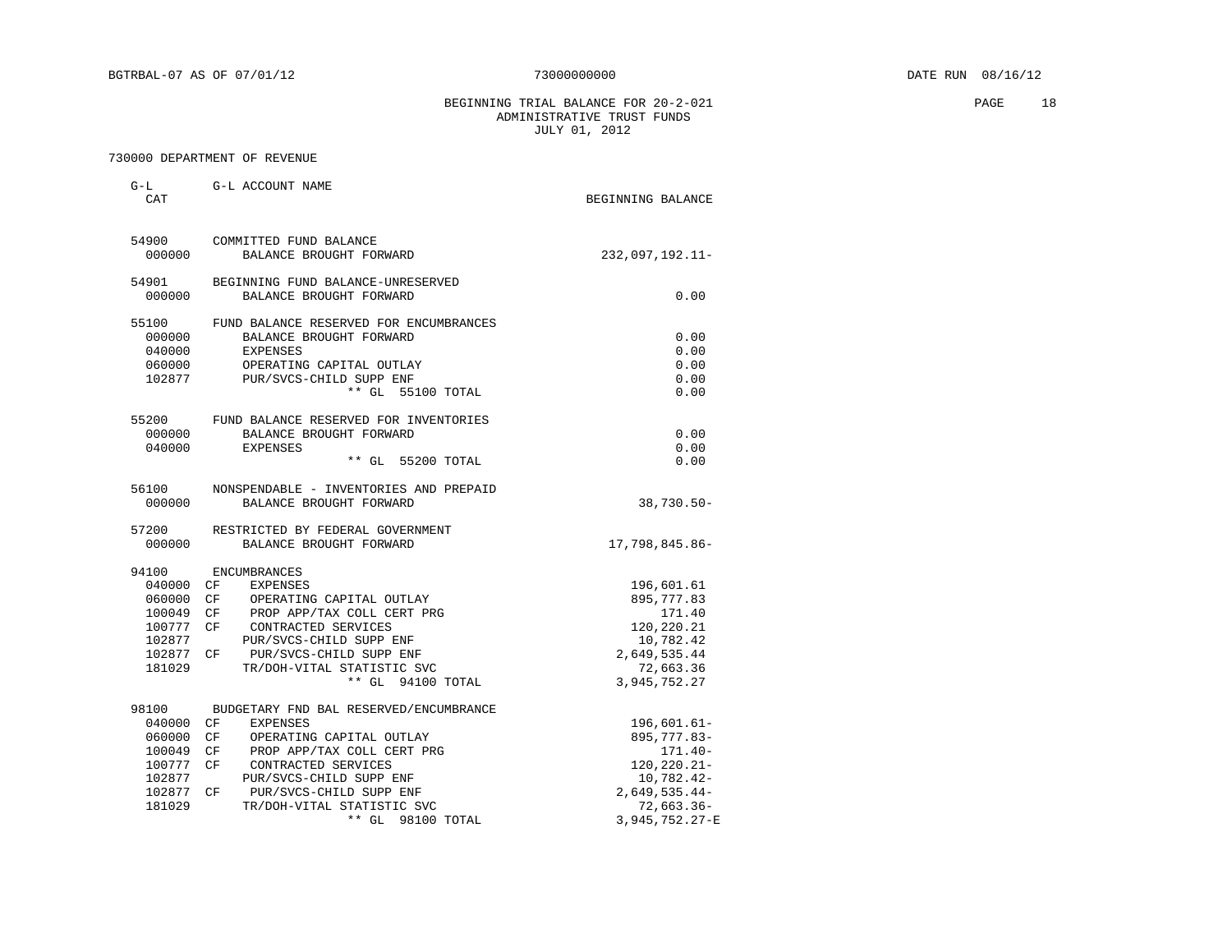BGTRBAL-07 AS OF 07/01/12 73000000000 DATE RUN 08/16/12

BEGINNING TRIAL BALANCE FOR 20-2-021
ADMINISTRATIVE TRUST FUNDS
JULY 01, 2012

730000 DEPARTMENT OF REVENUE

| G-L CAT | | G-L ACCOUNT NAME | BEGINNING BALANCE |
|---|---|---|---|
| 54900 | | COMMITTED FUND BALANCE | |
| 000000 | | BALANCE BROUGHT FORWARD | 232,097,192.11- |
| 54901 | | BEGINNING FUND BALANCE-UNRESERVED | |
| 000000 | | BALANCE BROUGHT FORWARD | 0.00 |
| 55100 | | FUND BALANCE RESERVED FOR ENCUMBRANCES | |
| 000000 | | BALANCE BROUGHT FORWARD | 0.00 |
| 040000 | | EXPENSES | 0.00 |
| 060000 | | OPERATING CAPITAL OUTLAY | 0.00 |
| 102877 | | PUR/SVCS-CHILD SUPP ENF | 0.00 |
| | | ** GL 55100 TOTAL | 0.00 |
| 55200 | | FUND BALANCE RESERVED FOR INVENTORIES | |
| 000000 | | BALANCE BROUGHT FORWARD | 0.00 |
| 040000 | | EXPENSES | 0.00 |
| | | ** GL 55200 TOTAL | 0.00 |
| 56100 | | NONSPENDABLE - INVENTORIES AND PREPAID | |
| 000000 | | BALANCE BROUGHT FORWARD | 38,730.50- |
| 57200 | | RESTRICTED BY FEDERAL GOVERNMENT | |
| 000000 | | BALANCE BROUGHT FORWARD | 17,798,845.86- |
| 94100 | | ENCUMBRANCES | |
| 040000 | CF | EXPENSES | 196,601.61 |
| 060000 | CF | OPERATING CAPITAL OUTLAY | 895,777.83 |
| 100049 | CF | PROP APP/TAX COLL CERT PRG | 171.40 |
| 100777 | CF | CONTRACTED SERVICES | 120,220.21 |
| 102877 | | PUR/SVCS-CHILD SUPP ENF | 10,782.42 |
| 102877 | CF | PUR/SVCS-CHILD SUPP ENF | 2,649,535.44 |
| 181029 | | TR/DOH-VITAL STATISTIC SVC | 72,663.36 |
| | | ** GL 94100 TOTAL | 3,945,752.27 |
| 98100 | | BUDGETARY FND BAL RESERVED/ENCUMBRANCE | |
| 040000 | CF | EXPENSES | 196,601.61- |
| 060000 | CF | OPERATING CAPITAL OUTLAY | 895,777.83- |
| 100049 | CF | PROP APP/TAX COLL CERT PRG | 171.40- |
| 100777 | CF | CONTRACTED SERVICES | 120,220.21- |
| 102877 | | PUR/SVCS-CHILD SUPP ENF | 10,782.42- |
| 102877 | CF | PUR/SVCS-CHILD SUPP ENF | 2,649,535.44- |
| 181029 | | TR/DOH-VITAL STATISTIC SVC | 72,663.36- |
| | | ** GL 98100 TOTAL | 3,945,752.27-E |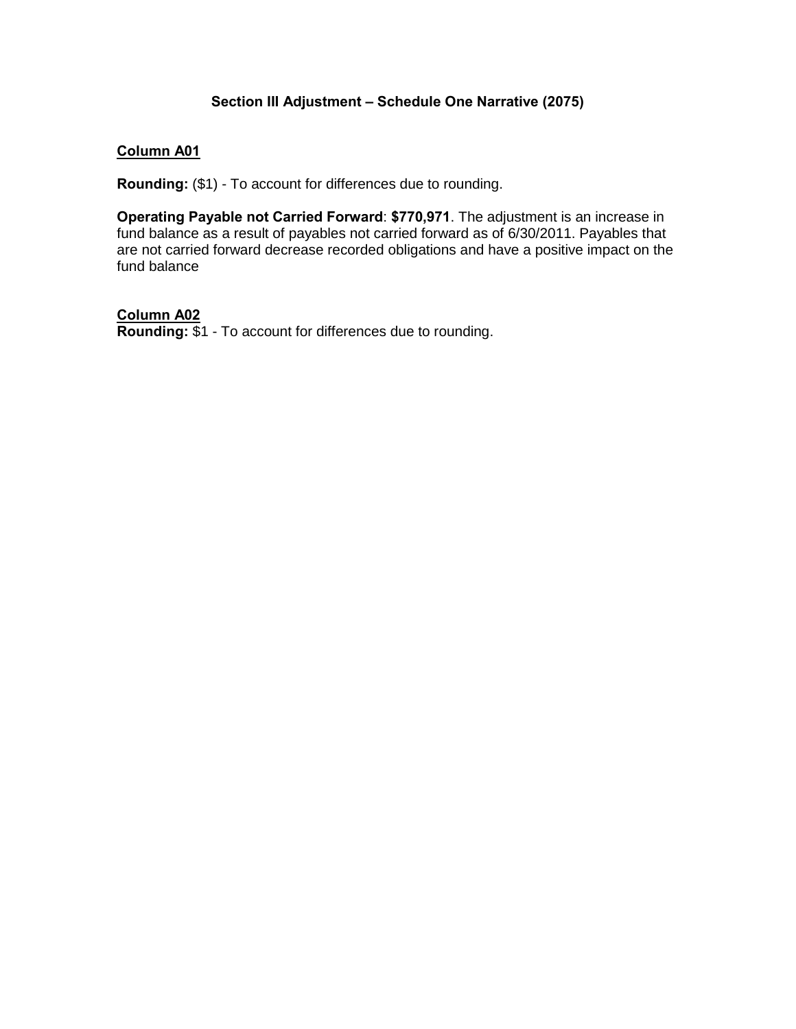## Section III Adjustment – Schedule One Narrative (2075)

**<u>Column A01</u>**

**Rounding:** ($1) - To account for differences due to rounding.

**Operating Payable not Carried Forward**: **$770,971**. The adjustment is an increase in fund balance as a result of payables not carried forward as of 6/30/2011. Payables that are not carried forward decrease recorded obligations and have a positive impact on the fund balance

**<u>Column A02</u>**

**Rounding:** $1 - To account for differences due to rounding.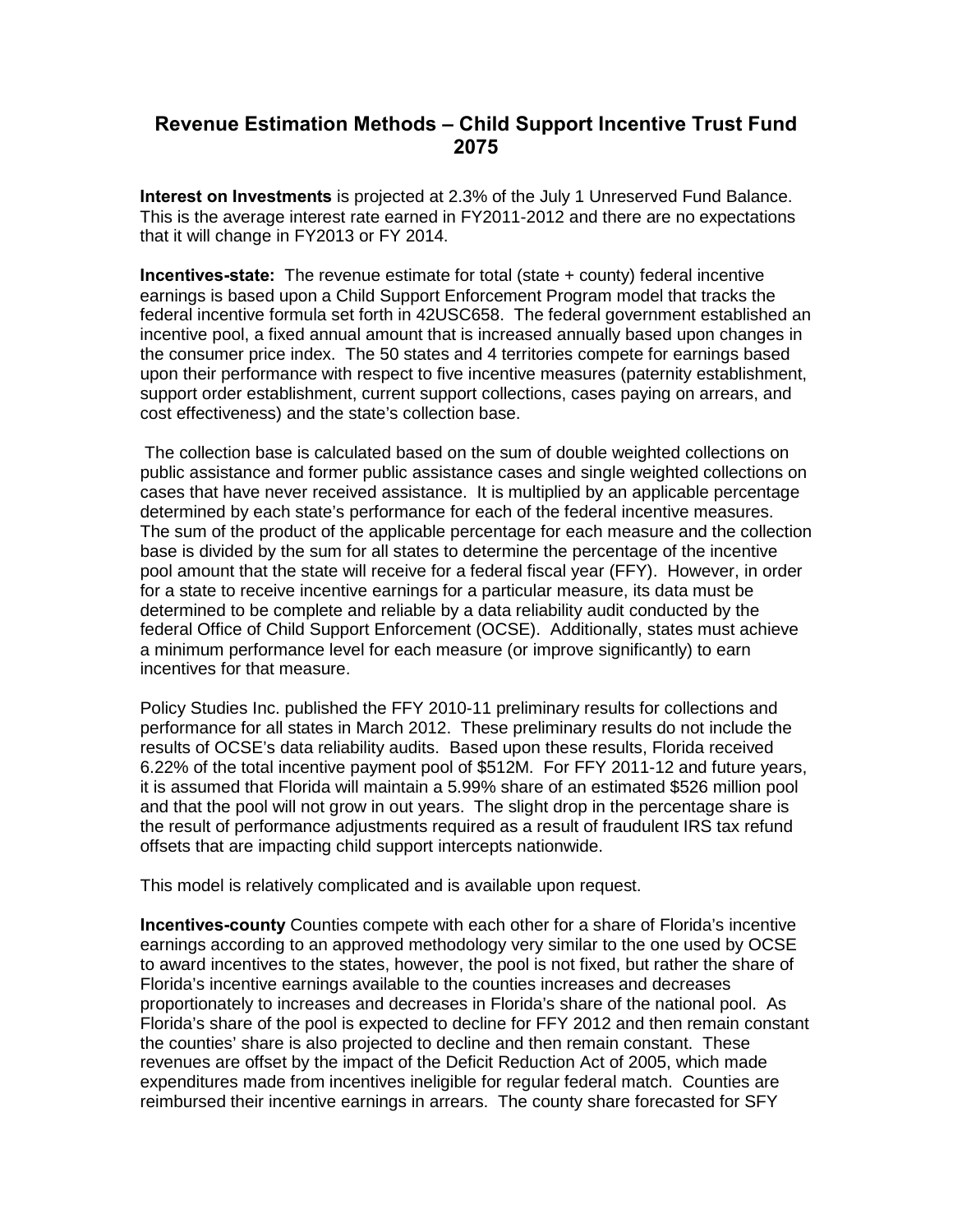## Revenue Estimation Methods – Child Support Incentive Trust Fund 2075

**Interest on Investments** is projected at 2.3% of the July 1 Unreserved Fund Balance. This is the average interest rate earned in FY2011-2012 and there are no expectations that it will change in FY2013 or FY 2014.

**Incentives-state:** The revenue estimate for total (state + county) federal incentive earnings is based upon a Child Support Enforcement Program model that tracks the federal incentive formula set forth in 42USC658. The federal government established an incentive pool, a fixed annual amount that is increased annually based upon changes in the consumer price index. The 50 states and 4 territories compete for earnings based upon their performance with respect to five incentive measures (paternity establishment, support order establishment, current support collections, cases paying on arrears, and cost effectiveness) and the state's collection base.

The collection base is calculated based on the sum of double weighted collections on public assistance and former public assistance cases and single weighted collections on cases that have never received assistance. It is multiplied by an applicable percentage determined by each state's performance for each of the federal incentive measures. The sum of the product of the applicable percentage for each measure and the collection base is divided by the sum for all states to determine the percentage of the incentive pool amount that the state will receive for a federal fiscal year (FFY). However, in order for a state to receive incentive earnings for a particular measure, its data must be determined to be complete and reliable by a data reliability audit conducted by the federal Office of Child Support Enforcement (OCSE). Additionally, states must achieve a minimum performance level for each measure (or improve significantly) to earn incentives for that measure.

Policy Studies Inc. published the FFY 2010-11 preliminary results for collections and performance for all states in March 2012. These preliminary results do not include the results of OCSE's data reliability audits. Based upon these results, Florida received 6.22% of the total incentive payment pool of $512M. For FFY 2011-12 and future years, it is assumed that Florida will maintain a 5.99% share of an estimated $526 million pool and that the pool will not grow in out years. The slight drop in the percentage share is the result of performance adjustments required as a result of fraudulent IRS tax refund offsets that are impacting child support intercepts nationwide.

This model is relatively complicated and is available upon request.

**Incentives-county** Counties compete with each other for a share of Florida's incentive earnings according to an approved methodology very similar to the one used by OCSE to award incentives to the states, however, the pool is not fixed, but rather the share of Florida's incentive earnings available to the counties increases and decreases proportionately to increases and decreases in Florida's share of the national pool. As Florida's share of the pool is expected to decline for FFY 2012 and then remain constant the counties' share is also projected to decline and then remain constant. These revenues are offset by the impact of the Deficit Reduction Act of 2005, which made expenditures made from incentives ineligible for regular federal match. Counties are reimbursed their incentive earnings in arrears. The county share forecasted for SFY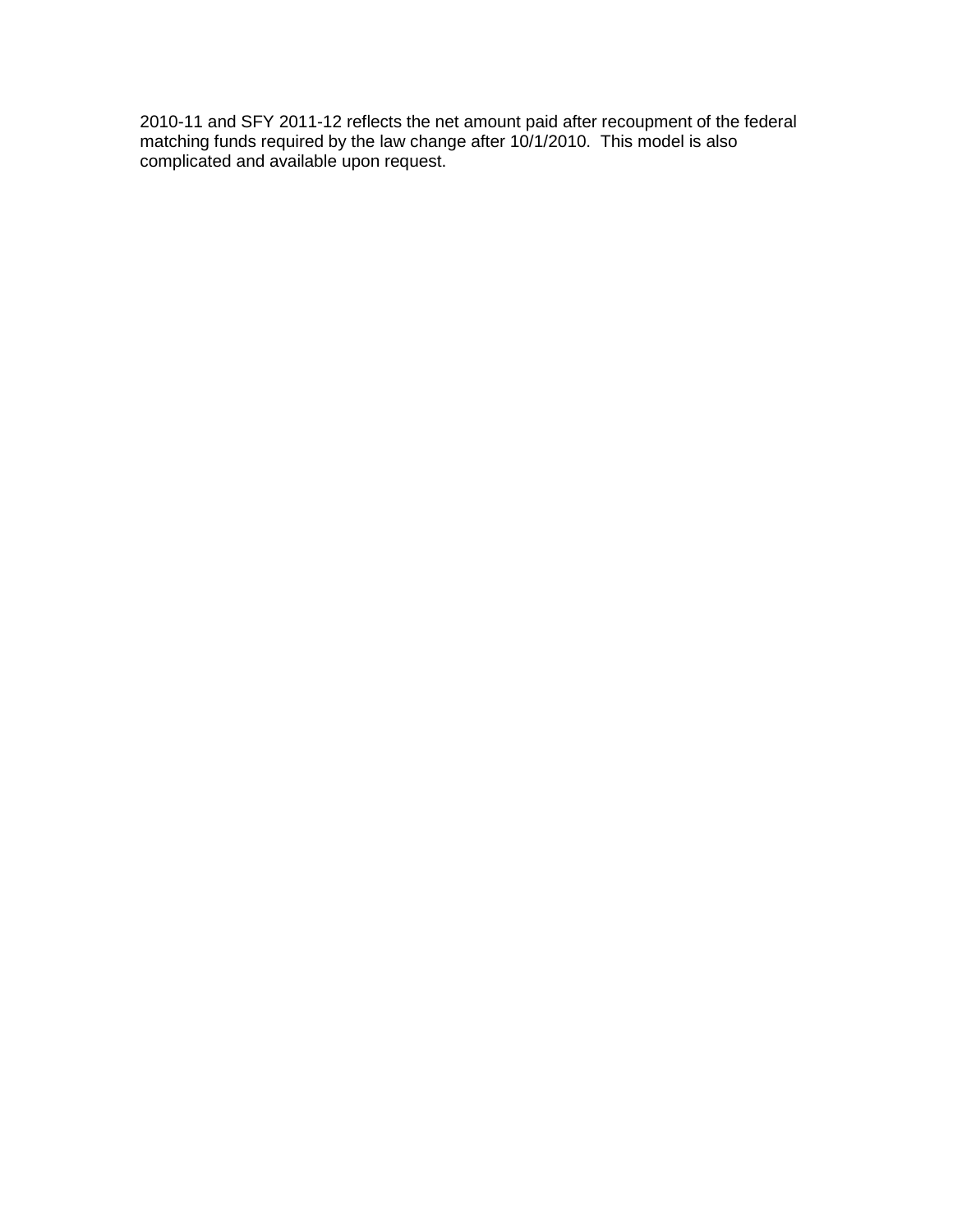2010-11 and SFY 2011-12 reflects the net amount paid after recoupment of the federal matching funds required by the law change after 10/1/2010. This model is also complicated and available upon request.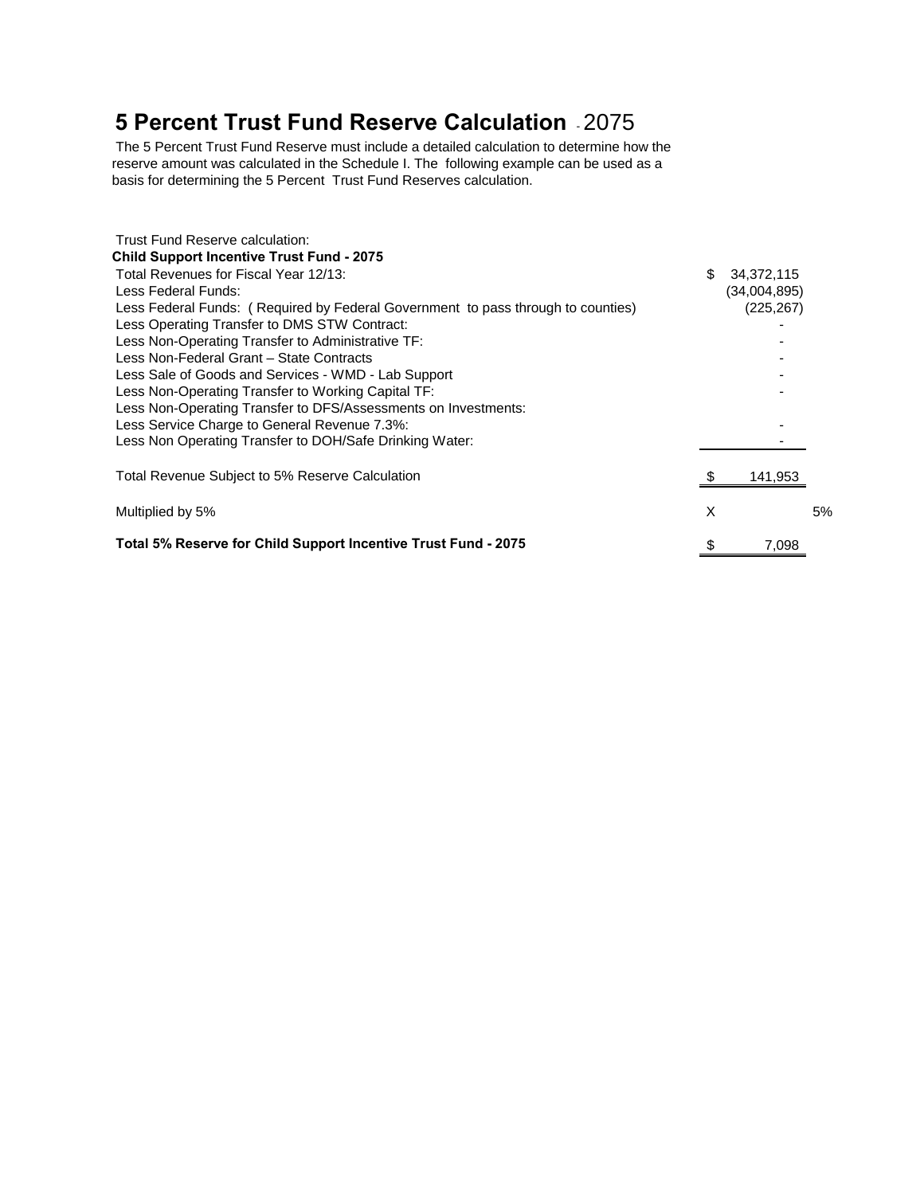# 5 Percent Trust Fund Reserve Calculation - 2075

The 5 Percent Trust Fund Reserve must include a detailed calculation to determine how the reserve amount was calculated in the Schedule I. The following example can be used as a basis for determining the 5 Percent Trust Fund Reserves calculation.

Trust Fund Reserve calculation:

**Child Support Incentive Trust Fund - 2075**

| Item | | Amount | |
|---|---|---|---|
| Total Revenues for Fiscal Year 12/13: | $ | 34,372,115 | |
| Less Federal Funds: | | (34,004,895) | |
| Less Federal Funds: ( Required by Federal Government to pass through to counties) | | (225,267) | |
| Less Operating Transfer to DMS STW Contract: | | - | |
| Less Non-Operating Transfer to Administrative TF: | | - | |
| Less Non-Federal Grant – State Contracts | | - | |
| Less Sale of Goods and Services - WMD - Lab Support | | - | |
| Less Non-Operating Transfer to Working Capital TF: | | - | |
| Less Non-Operating Transfer to DFS/Assessments on Investments: | | | |
| Less Service Charge to General Revenue 7.3%: | | - | |
| Less Non Operating Transfer to DOH/Safe Drinking Water: | | - | |
| Total Revenue Subject to 5% Reserve Calculation | $ | 141,953 | |
| Multiplied by 5% | X | | 5% |
| **Total 5% Reserve for Child Support Incentive Trust Fund - 2075** | $ | 7,098 | |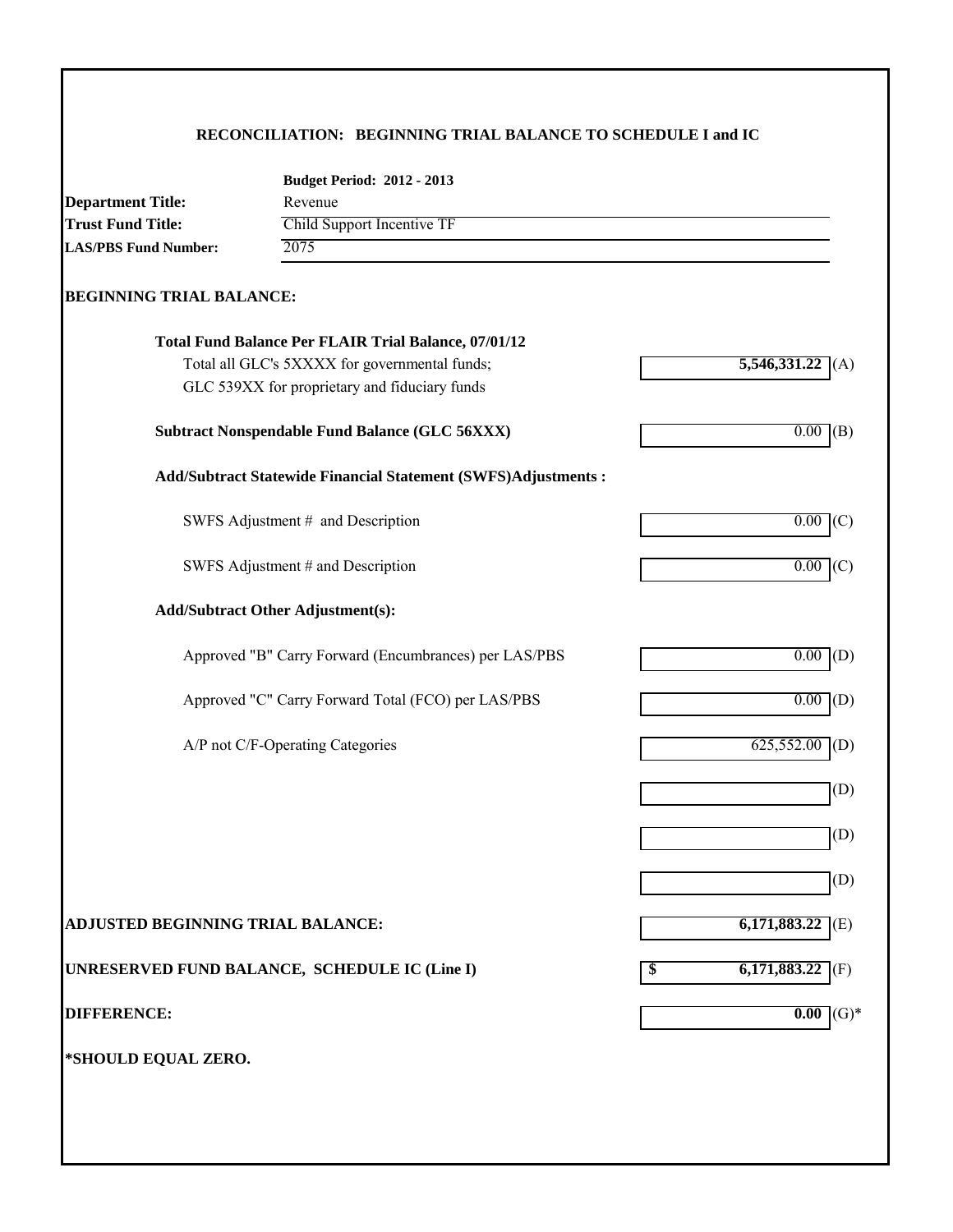## RECONCILIATION: BEGINNING TRIAL BALANCE TO SCHEDULE I and IC

**Budget Period: 2012 - 2013**

**Department Title:** Revenue
**Trust Fund Title:** Child Support Incentive TF
**LAS/PBS Fund Number:** 2075

### BEGINNING TRIAL BALANCE:

| | | |
|---|---|---|
| **Total Fund Balance Per FLAIR Trial Balance, 07/01/12** | | |
| Total all GLC's 5XXXX for governmental funds; GLC 539XX for proprietary and fiduciary funds | **5,546,331.22** | (A) |
| **Subtract Nonspendable Fund Balance (GLC 56XXX)** | 0.00 | (B) |
| **Add/Subtract Statewide Financial Statement (SWFS)Adjustments :** | | |
| SWFS Adjustment # and Description | 0.00 | (C) |
| SWFS Adjustment # and Description | 0.00 | (C) |
| **Add/Subtract Other Adjustment(s):** | | |
| Approved "B" Carry Forward (Encumbrances) per LAS/PBS | 0.00 | (D) |
| Approved "C" Carry Forward Total (FCO) per LAS/PBS | 0.00 | (D) |
| A/P not C/F-Operating Categories | 625,552.00 | (D) |
| | | (D) |
| | | (D) |
| | | (D) |
| **ADJUSTED BEGINNING TRIAL BALANCE:** | **6,171,883.22** | (E) |
| **UNRESERVED FUND BALANCE, SCHEDULE IC (Line I)** | **$ 6,171,883.22** | (F) |
| **DIFFERENCE:** | **0.00** | (G)* |

**\*SHOULD EQUAL ZERO.**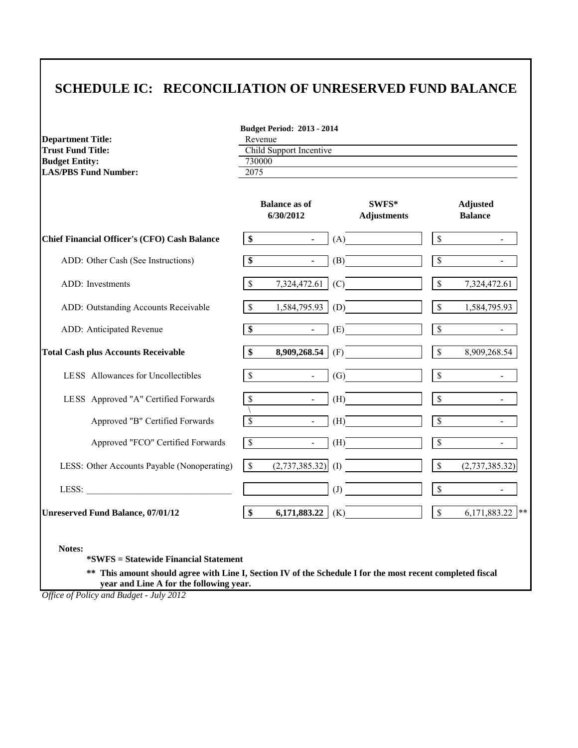# SCHEDULE IC: RECONCILIATION OF UNRESERVED FUND BALANCE

**Budget Period: 2013 - 2014**

| | |
|---|---|
| **Department Title:** | Revenue |
| **Trust Fund Title:** | Child Support Incentive |
| **Budget Entity:** | 730000 |
| **LAS/PBS Fund Number:** | 2075 |

| | Balance as of 6/30/2012 | | SWFS* Adjustments | Adjusted Balance |
|---|---|---|---|---|
| **Chief Financial Officer's (CFO) Cash Balance** | **$ -** | (A) | | $ - |
| ADD: Other Cash (See Instructions) | **$ -** | (B) | | $ - |
| ADD: Investments | $ 7,324,472.61 | (C) | | $ 7,324,472.61 |
| ADD: Outstanding Accounts Receivable | $ 1,584,795.93 | (D) | | $ 1,584,795.93 |
| ADD: Anticipated Revenue | **$ -** | (E) | | $ - |
| **Total Cash plus Accounts Receivable** | **$ 8,909,268.54** | (F) | | $ 8,909,268.54 |
| LESS Allowances for Uncollectibles | $ - | (G) | | $ - |
| LESS Approved "A" Certified Forwards | $ - | (H) | | $ - |
| Approved "B" Certified Forwards | $ - | (H) | | $ - |
| Approved "FCO" Certified Forwards | $ - | (H) | | $ - |
| LESS: Other Accounts Payable (Nonoperating) | $ (2,737,385.32) | (I) | | $ (2,737,385.32) |
| LESS: ______________________ | | (J) | | $ - |
| **Unreserved Fund Balance, 07/01/12** | **$ 6,171,883.22** | (K) | | $ 6,171,883.22 ** |

**Notes:**

**\*SWFS = Statewide Financial Statement**

**\*\* This amount should agree with Line I, Section IV of the Schedule I for the most recent completed fiscal year and Line A for the following year.**

*Office of Policy and Budget - July 2012*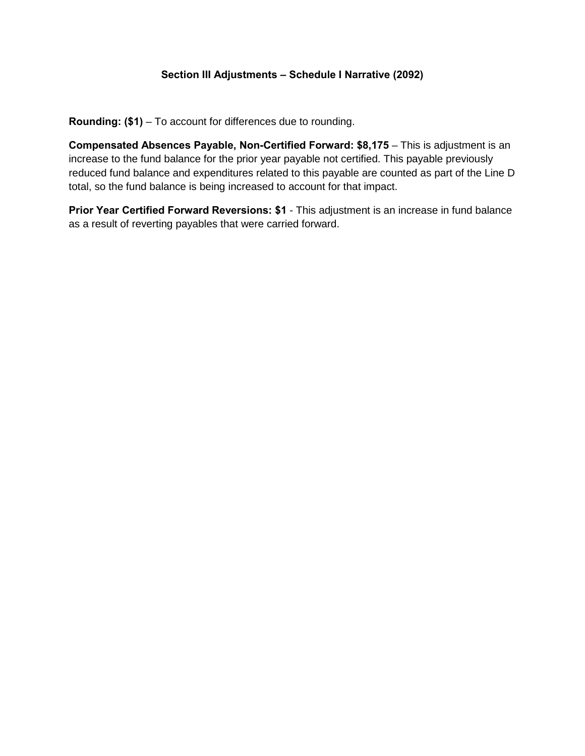## Section III Adjustments – Schedule I Narrative (2092)

**Rounding: ($1)** – To account for differences due to rounding.

**Compensated Absences Payable, Non-Certified Forward: $8,175** – This is adjustment is an increase to the fund balance for the prior year payable not certified. This payable previously reduced fund balance and expenditures related to this payable are counted as part of the Line D total, so the fund balance is being increased to account for that impact.

**Prior Year Certified Forward Reversions: $1** - This adjustment is an increase in fund balance as a result of reverting payables that were carried forward.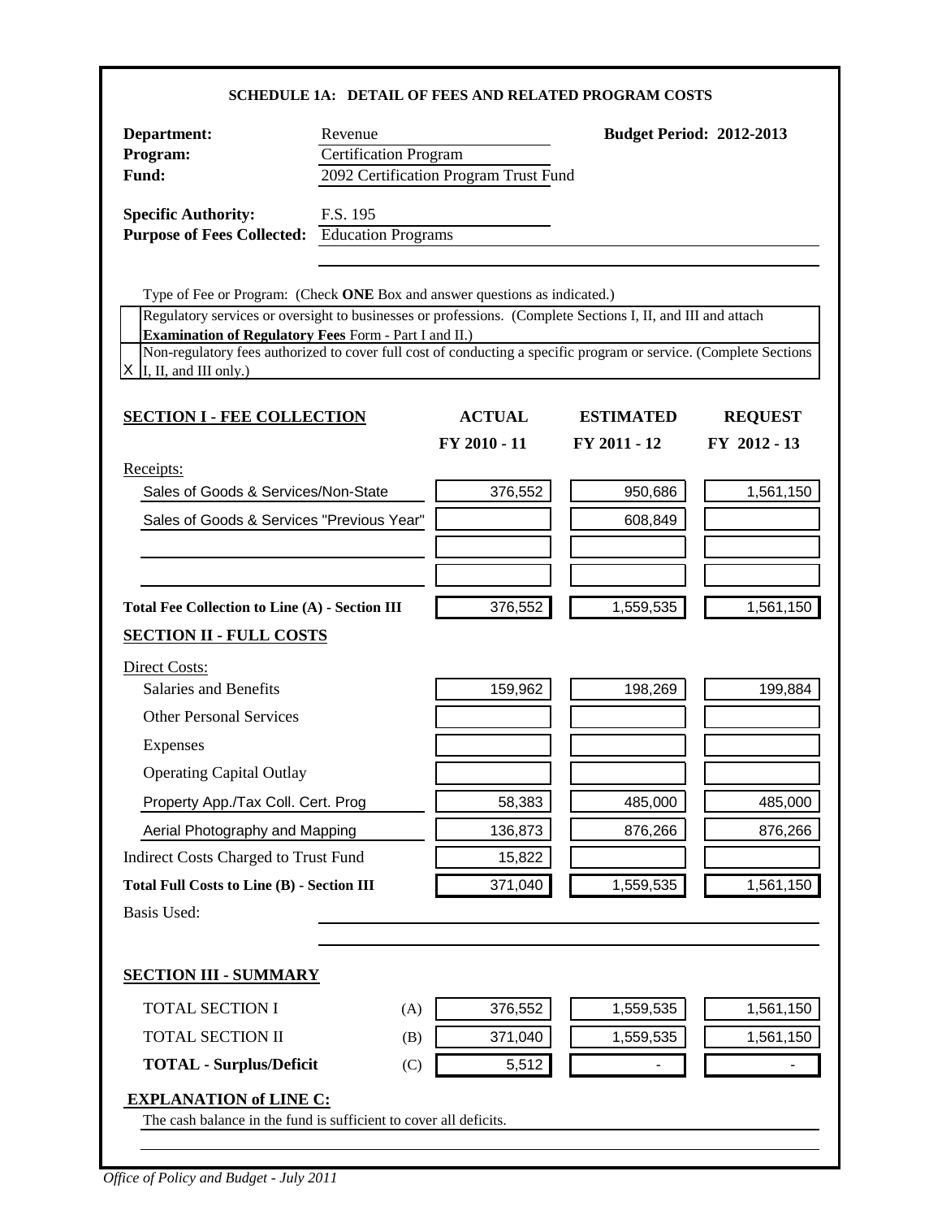## SCHEDULE 1A: DETAIL OF FEES AND RELATED PROGRAM COSTS

**Department:** Revenue
**Budget Period: 2012-2013**
**Program:** Certification Program
**Fund:** 2092 Certification Program Trust Fund

**Specific Authority:** F.S. 195
**Purpose of Fees Collected:** Education Programs

Type of Fee or Program: (Check **ONE** Box and answer questions as indicated.)

| | |
|---|---|
| | Regulatory services or oversight to businesses or professions. (Complete Sections I, II, and III and attach **Examination of Regulatory Fees** Form - Part I and II.) |
| X | Non-regulatory fees authorized to cover full cost of conducting a specific program or service. (Complete Sections I, II, and III only.) |

| **SECTION I - FEE COLLECTION** | **ACTUAL FY 2010 - 11** | **ESTIMATED FY 2011 - 12** | **REQUEST FY 2012 - 13** |
|---|---|---|---|
| Receipts: | | | |
| Sales of Goods & Services/Non-State | 376,552 | 950,686 | 1,561,150 |
| Sales of Goods & Services "Previous Year" | | 608,849 | |
| | | | |
| | | | |
| **Total Fee Collection to Line (A) - Section III** | 376,552 | 1,559,535 | 1,561,150 |
| **SECTION II - FULL COSTS** | | | |
| Direct Costs: | | | |
| Salaries and Benefits | 159,962 | 198,269 | 199,884 |
| Other Personal Services | | | |
| Expenses | | | |
| Operating Capital Outlay | | | |
| Property App./Tax Coll. Cert. Prog | 58,383 | 485,000 | 485,000 |
| Aerial Photography and Mapping | 136,873 | 876,266 | 876,266 |
| Indirect Costs Charged to Trust Fund | 15,822 | | |
| **Total Full Costs to Line (B) - Section III** | 371,040 | 1,559,535 | 1,561,150 |

Basis Used:

| **SECTION III - SUMMARY** | | | | |
|---|---|---|---|---|
| TOTAL SECTION I | (A) | 376,552 | 1,559,535 | 1,561,150 |
| TOTAL SECTION II | (B) | 371,040 | 1,559,535 | 1,561,150 |
| **TOTAL - Surplus/Deficit** | (C) | 5,512 | - | - |

**EXPLANATION of LINE C:**

The cash balance in the fund is sufficient to cover all deficits.

*Office of Policy and Budget - July 2011*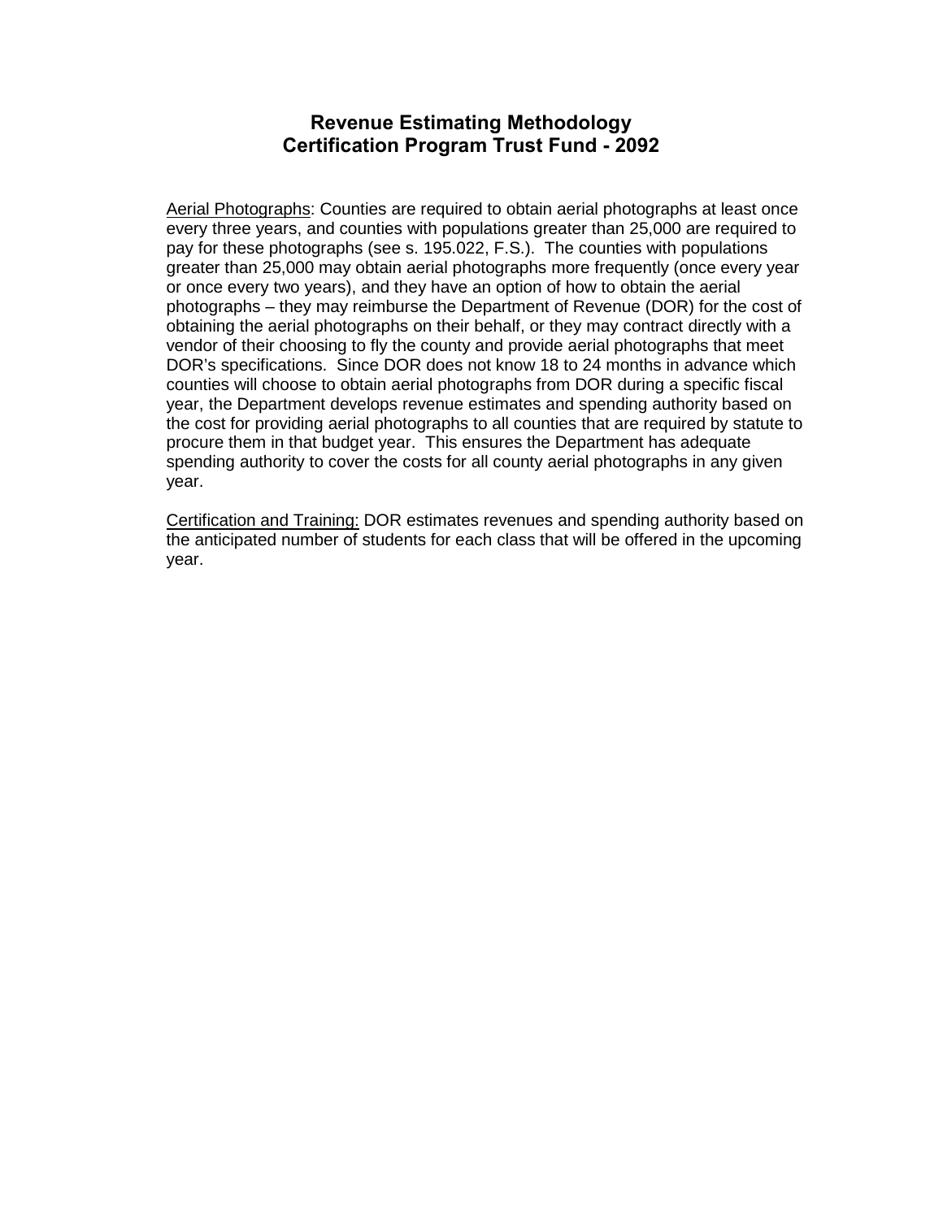# Revenue Estimating Methodology
# Certification Program Trust Fund - 2092

Aerial Photographs: Counties are required to obtain aerial photographs at least once every three years, and counties with populations greater than 25,000 are required to pay for these photographs (see s. 195.022, F.S.). The counties with populations greater than 25,000 may obtain aerial photographs more frequently (once every year or once every two years), and they have an option of how to obtain the aerial photographs – they may reimburse the Department of Revenue (DOR) for the cost of obtaining the aerial photographs on their behalf, or they may contract directly with a vendor of their choosing to fly the county and provide aerial photographs that meet DOR's specifications. Since DOR does not know 18 to 24 months in advance which counties will choose to obtain aerial photographs from DOR during a specific fiscal year, the Department develops revenue estimates and spending authority based on the cost for providing aerial photographs to all counties that are required by statute to procure them in that budget year. This ensures the Department has adequate spending authority to cover the costs for all county aerial photographs in any given year.

Certification and Training: DOR estimates revenues and spending authority based on the anticipated number of students for each class that will be offered in the upcoming year.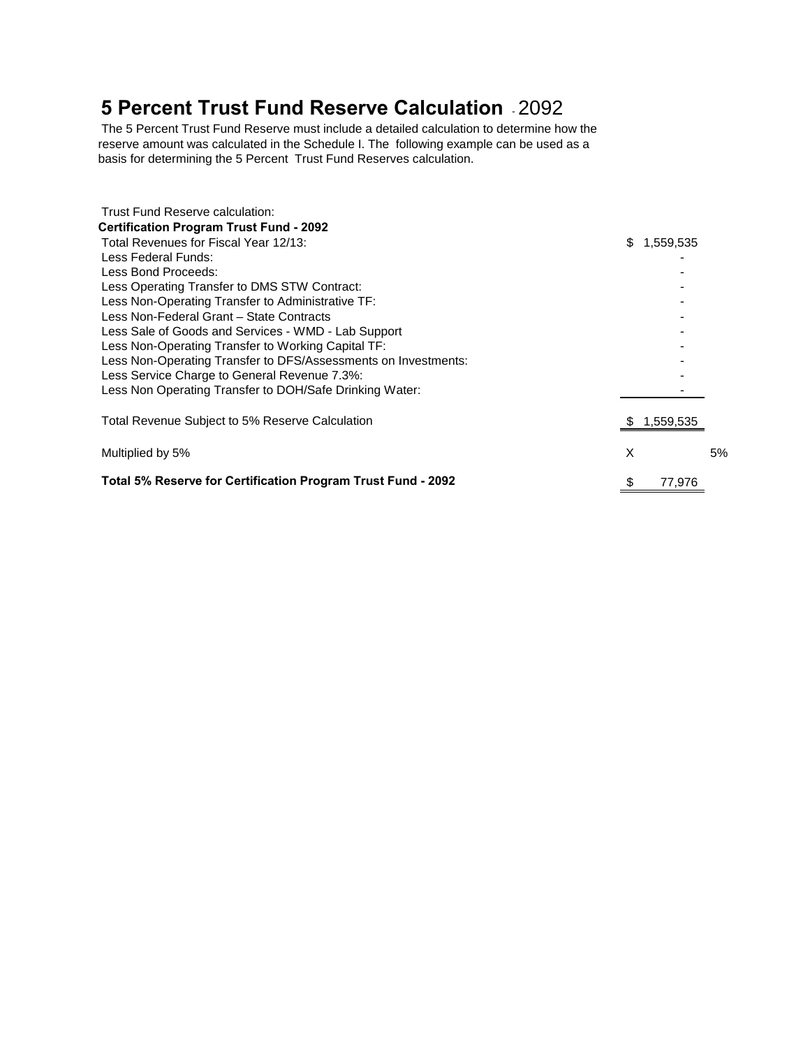# 5 Percent Trust Fund Reserve Calculation - 2092

The 5 Percent Trust Fund Reserve must include a detailed calculation to determine how the reserve amount was calculated in the Schedule I. The following example can be used as a basis for determining the 5 Percent Trust Fund Reserves calculation.

Trust Fund Reserve calculation:

**Certification Program Trust Fund - 2092**

| | | |
|---|---|---|
| Total Revenues for Fiscal Year 12/13: | $ 1,559,535 | |
| Less Federal Funds: | - | |
| Less Bond Proceeds: | - | |
| Less Operating Transfer to DMS STW Contract: | - | |
| Less Non-Operating Transfer to Administrative TF: | - | |
| Less Non-Federal Grant – State Contracts | - | |
| Less Sale of Goods and Services - WMD - Lab Support | - | |
| Less Non-Operating Transfer to Working Capital TF: | - | |
| Less Non-Operating Transfer to DFS/Assessments on Investments: | - | |
| Less Service Charge to General Revenue 7.3%: | - | |
| Less Non Operating Transfer to DOH/Safe Drinking Water: | - | |
| Total Revenue Subject to 5% Reserve Calculation | $ 1,559,535 | |
| Multiplied by 5% | X | 5% |
| **Total 5% Reserve for Certification Program Trust Fund - 2092** | $ 77,976 | |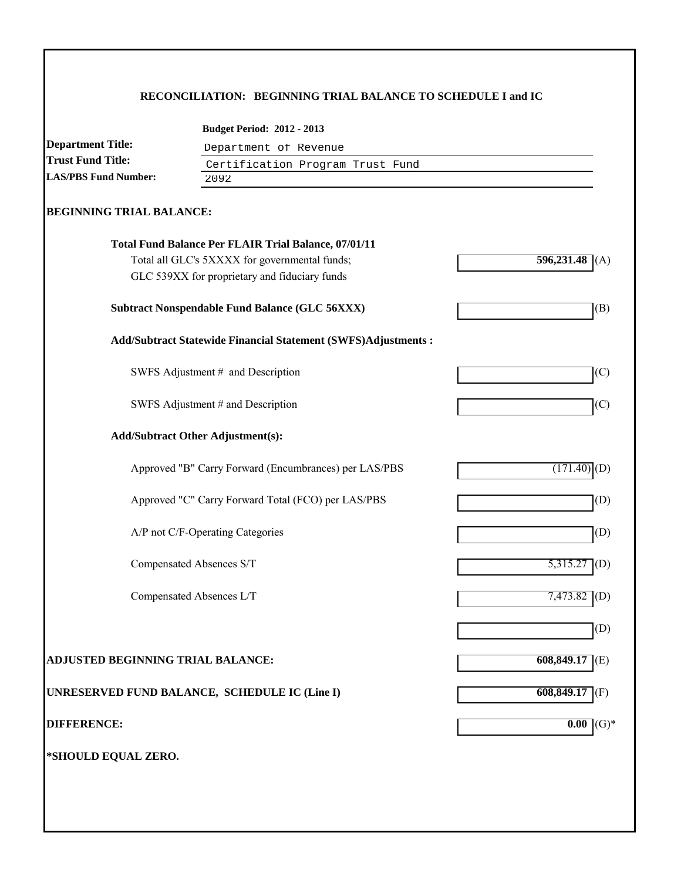## RECONCILIATION: BEGINNING TRIAL BALANCE TO SCHEDULE I and IC

**Budget Period: 2012 - 2013**

**Department Title:** Department of Revenue
**Trust Fund Title:** Certification Program Trust Fund
**LAS/PBS Fund Number:** 2092

### BEGINNING TRIAL BALANCE:

| | | |
|---|---|---|
| **Total Fund Balance Per FLAIR Trial Balance, 07/01/11** | | |
| Total all GLC's 5XXXX for governmental funds; GLC 539XX for proprietary and fiduciary funds | **596,231.48** | (A) |
| **Subtract Nonspendable Fund Balance (GLC 56XXX)** | | (B) |
| **Add/Subtract Statewide Financial Statement (SWFS)Adjustments :** | | |
| SWFS Adjustment # and Description | | (C) |
| SWFS Adjustment # and Description | | (C) |
| **Add/Subtract Other Adjustment(s):** | | |
| Approved "B" Carry Forward (Encumbrances) per LAS/PBS | (171.40) | (D) |
| Approved "C" Carry Forward Total (FCO) per LAS/PBS | | (D) |
| A/P not C/F-Operating Categories | | (D) |
| Compensated Absences S/T | 5,315.27 | (D) |
| Compensated Absences L/T | 7,473.82 | (D) |
| | | (D) |
| **ADJUSTED BEGINNING TRIAL BALANCE:** | **608,849.17** | (E) |
| **UNRESERVED FUND BALANCE, SCHEDULE IC (Line I)** | **608,849.17** | (F) |
| **DIFFERENCE:** | **0.00** | (G)* |

**\*SHOULD EQUAL ZERO.**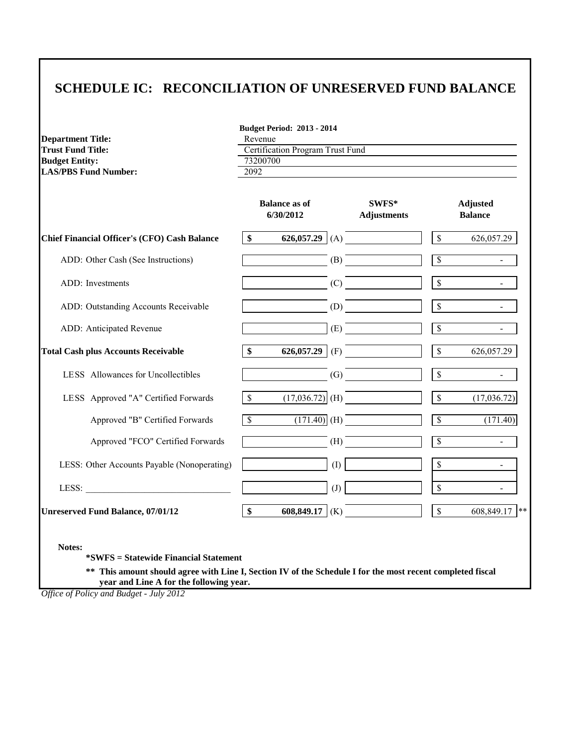# SCHEDULE IC: RECONCILIATION OF UNRESERVED FUND BALANCE

**Budget Period: 2013 - 2014**

| | |
|---|---|
| **Department Title:** | Revenue |
| **Trust Fund Title:** | Certification Program Trust Fund |
| **Budget Entity:** | 73200700 |
| **LAS/PBS Fund Number:** | 2092 |

| | Balance as of 6/30/2012 | | SWFS* Adjustments | Adjusted Balance |
|---|---|---|---|---|
| **Chief Financial Officer's (CFO) Cash Balance** | **$ 626,057.29** | (A) | | $ 626,057.29 |
| ADD: Other Cash (See Instructions) | | (B) | | $ - |
| ADD: Investments | | (C) | | $ - |
| ADD: Outstanding Accounts Receivable | | (D) | | $ - |
| ADD: Anticipated Revenue | | (E) | | $ - |
| **Total Cash plus Accounts Receivable** | **$ 626,057.29** | (F) | | $ 626,057.29 |
| LESS Allowances for Uncollectibles | | (G) | | $ - |
| LESS Approved "A" Certified Forwards | $ (17,036.72) | (H) | | $ (17,036.72) |
| Approved "B" Certified Forwards | $ (171.40) | (H) | | $ (171.40) |
| Approved "FCO" Certified Forwards | | (H) | | $ - |
| LESS: Other Accounts Payable (Nonoperating) | | (I) | | $ - |
| LESS: _______________ | | (J) | | $ - |
| **Unreserved Fund Balance, 07/01/12** | **$ 608,849.17** | (K) | | $ 608,849.17 ** |

**Notes:**

**\*SWFS = Statewide Financial Statement**

**\*\* This amount should agree with Line I, Section IV of the Schedule I for the most recent completed fiscal year and Line A for the following year.**

*Office of Policy and Budget - July 2012*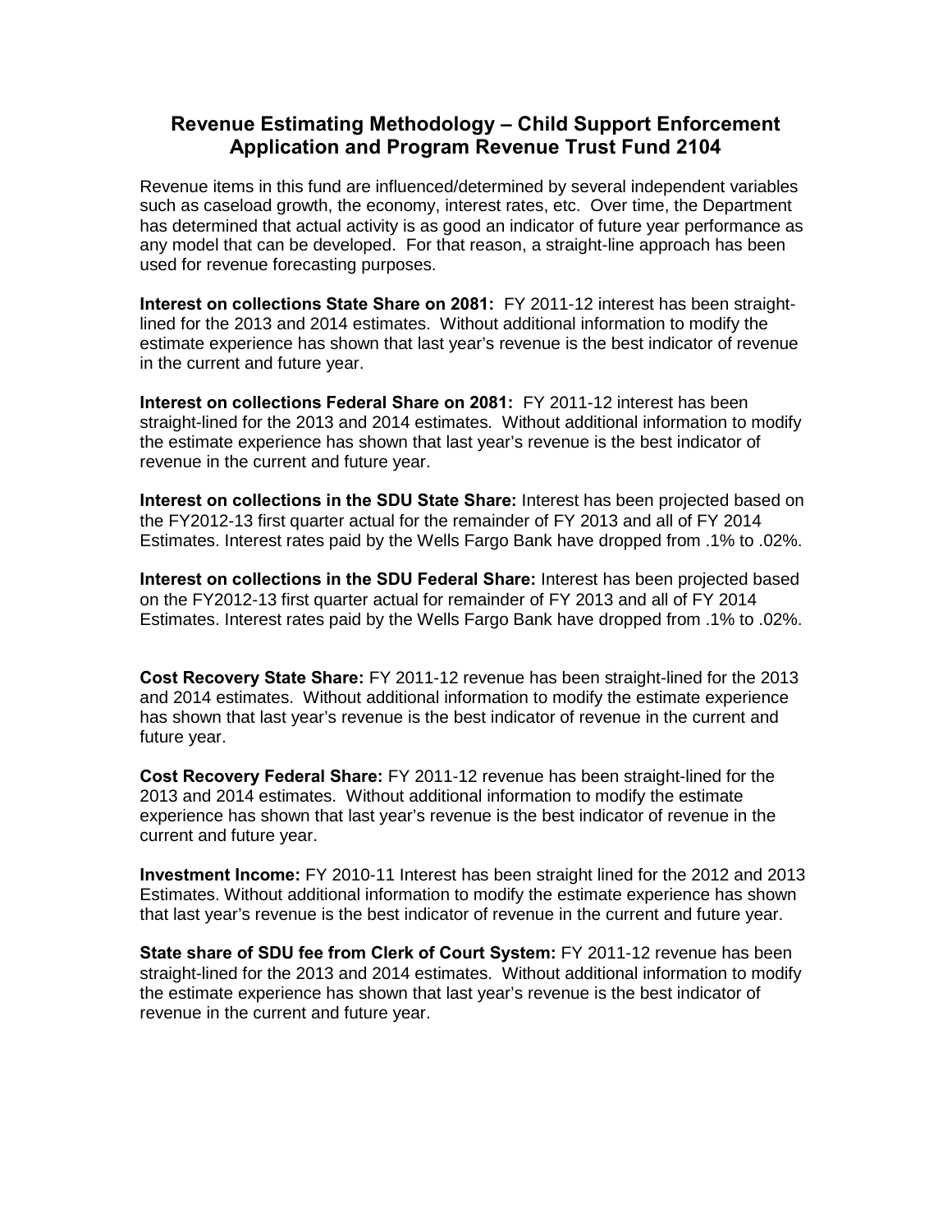## Revenue Estimating Methodology – Child Support Enforcement Application and Program Revenue Trust Fund 2104

Revenue items in this fund are influenced/determined by several independent variables such as caseload growth, the economy, interest rates, etc. Over time, the Department has determined that actual activity is as good an indicator of future year performance as any model that can be developed. For that reason, a straight-line approach has been used for revenue forecasting purposes.

**Interest on collections State Share on 2081:** FY 2011-12 interest has been straight-lined for the 2013 and 2014 estimates. Without additional information to modify the estimate experience has shown that last year's revenue is the best indicator of revenue in the current and future year.

**Interest on collections Federal Share on 2081:** FY 2011-12 interest has been straight-lined for the 2013 and 2014 estimates. Without additional information to modify the estimate experience has shown that last year's revenue is the best indicator of revenue in the current and future year.

**Interest on collections in the SDU State Share:** Interest has been projected based on the FY2012-13 first quarter actual for the remainder of FY 2013 and all of FY 2014 Estimates. Interest rates paid by the Wells Fargo Bank have dropped from .1% to .02%.

**Interest on collections in the SDU Federal Share:** Interest has been projected based on the FY2012-13 first quarter actual for remainder of FY 2013 and all of FY 2014 Estimates. Interest rates paid by the Wells Fargo Bank have dropped from .1% to .02%.

**Cost Recovery State Share:** FY 2011-12 revenue has been straight-lined for the 2013 and 2014 estimates. Without additional information to modify the estimate experience has shown that last year's revenue is the best indicator of revenue in the current and future year.

**Cost Recovery Federal Share:** FY 2011-12 revenue has been straight-lined for the 2013 and 2014 estimates. Without additional information to modify the estimate experience has shown that last year's revenue is the best indicator of revenue in the current and future year.

**Investment Income:** FY 2010-11 Interest has been straight lined for the 2012 and 2013 Estimates. Without additional information to modify the estimate experience has shown that last year's revenue is the best indicator of revenue in the current and future year.

**State share of SDU fee from Clerk of Court System:** FY 2011-12 revenue has been straight-lined for the 2013 and 2014 estimates. Without additional information to modify the estimate experience has shown that last year's revenue is the best indicator of revenue in the current and future year.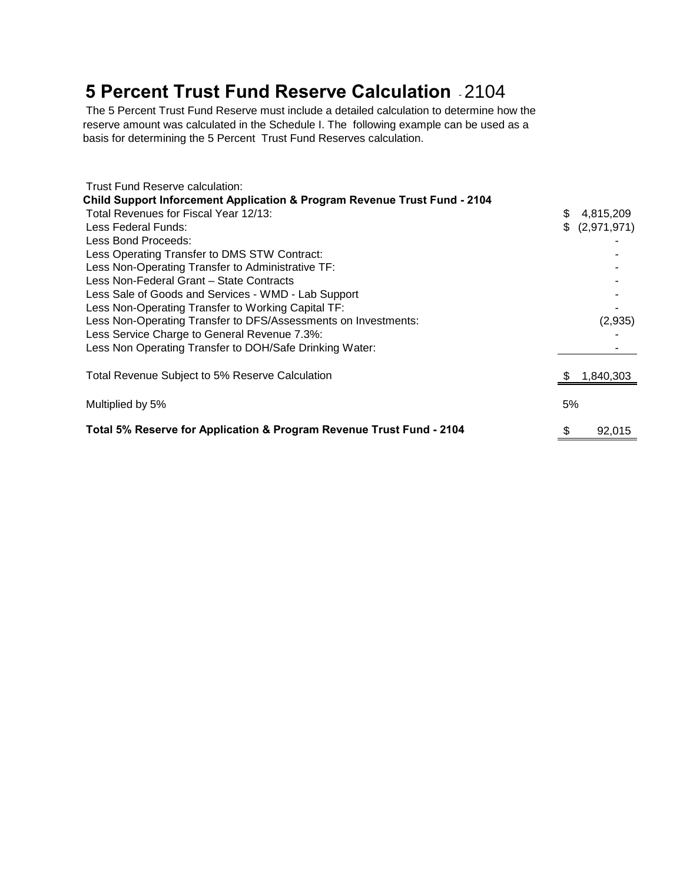# 5 Percent Trust Fund Reserve Calculation - 2104

The 5 Percent Trust Fund Reserve must include a detailed calculation to determine how the reserve amount was calculated in the Schedule I. The following example can be used as a basis for determining the 5 Percent Trust Fund Reserves calculation.

Trust Fund Reserve calculation:

| **Child Support Inforcement Application & Program Revenue Trust Fund - 2104** | |
|---|---|
| Total Revenues for Fiscal Year 12/13: | $ 4,815,209 |
| Less Federal Funds: | $ (2,971,971) |
| Less Bond Proceeds: | - |
| Less Operating Transfer to DMS STW Contract: | - |
| Less Non-Operating Transfer to Administrative TF: | - |
| Less Non-Federal Grant – State Contracts | - |
| Less Sale of Goods and Services - WMD - Lab Support | - |
| Less Non-Operating Transfer to Working Capital TF: | - |
| Less Non-Operating Transfer to DFS/Assessments on Investments: | (2,935) |
| Less Service Charge to General Revenue 7.3%: | - |
| Less Non Operating Transfer to DOH/Safe Drinking Water: | - |
| Total Revenue Subject to 5% Reserve Calculation | $ 1,840,303 |
| Multiplied by 5% | 5% |
| **Total 5% Reserve for Application & Program Revenue Trust Fund - 2104** | $ 92,015 |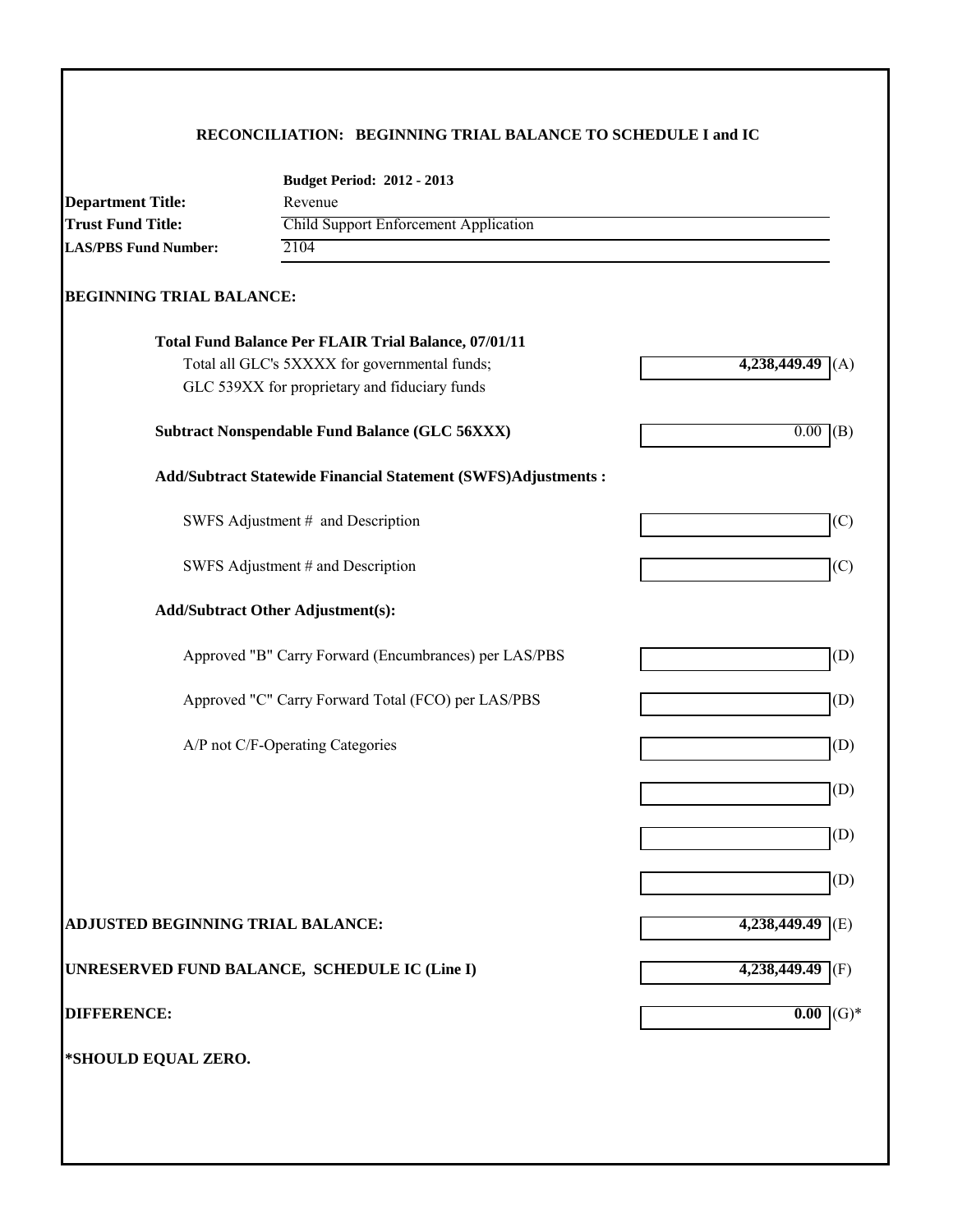## RECONCILIATION: BEGINNING TRIAL BALANCE TO SCHEDULE I and IC

**Budget Period: 2012 - 2013**

**Department Title:** Revenue
**Trust Fund Title:** Child Support Enforcement Application
**LAS/PBS Fund Number:** 2104

### BEGINNING TRIAL BALANCE:

| | | |
|---|---|---|
| **Total Fund Balance Per FLAIR Trial Balance, 07/01/11** | | |
| Total all GLC's 5XXXX for governmental funds; GLC 539XX for proprietary and fiduciary funds | **4,238,449.49** | (A) |
| **Subtract Nonspendable Fund Balance (GLC 56XXX)** | 0.00 | (B) |
| **Add/Subtract Statewide Financial Statement (SWFS)Adjustments :** | | |
| SWFS Adjustment # and Description | | (C) |
| SWFS Adjustment # and Description | | (C) |
| **Add/Subtract Other Adjustment(s):** | | |
| Approved "B" Carry Forward (Encumbrances) per LAS/PBS | | (D) |
| Approved "C" Carry Forward Total (FCO) per LAS/PBS | | (D) |
| A/P not C/F-Operating Categories | | (D) |
| | | (D) |
| | | (D) |
| | | (D) |
| **ADJUSTED BEGINNING TRIAL BALANCE:** | **4,238,449.49** | (E) |
| **UNRESERVED FUND BALANCE, SCHEDULE IC (Line I)** | **4,238,449.49** | (F) |
| **DIFFERENCE:** | **0.00** | (G)* |

**\*SHOULD EQUAL ZERO.**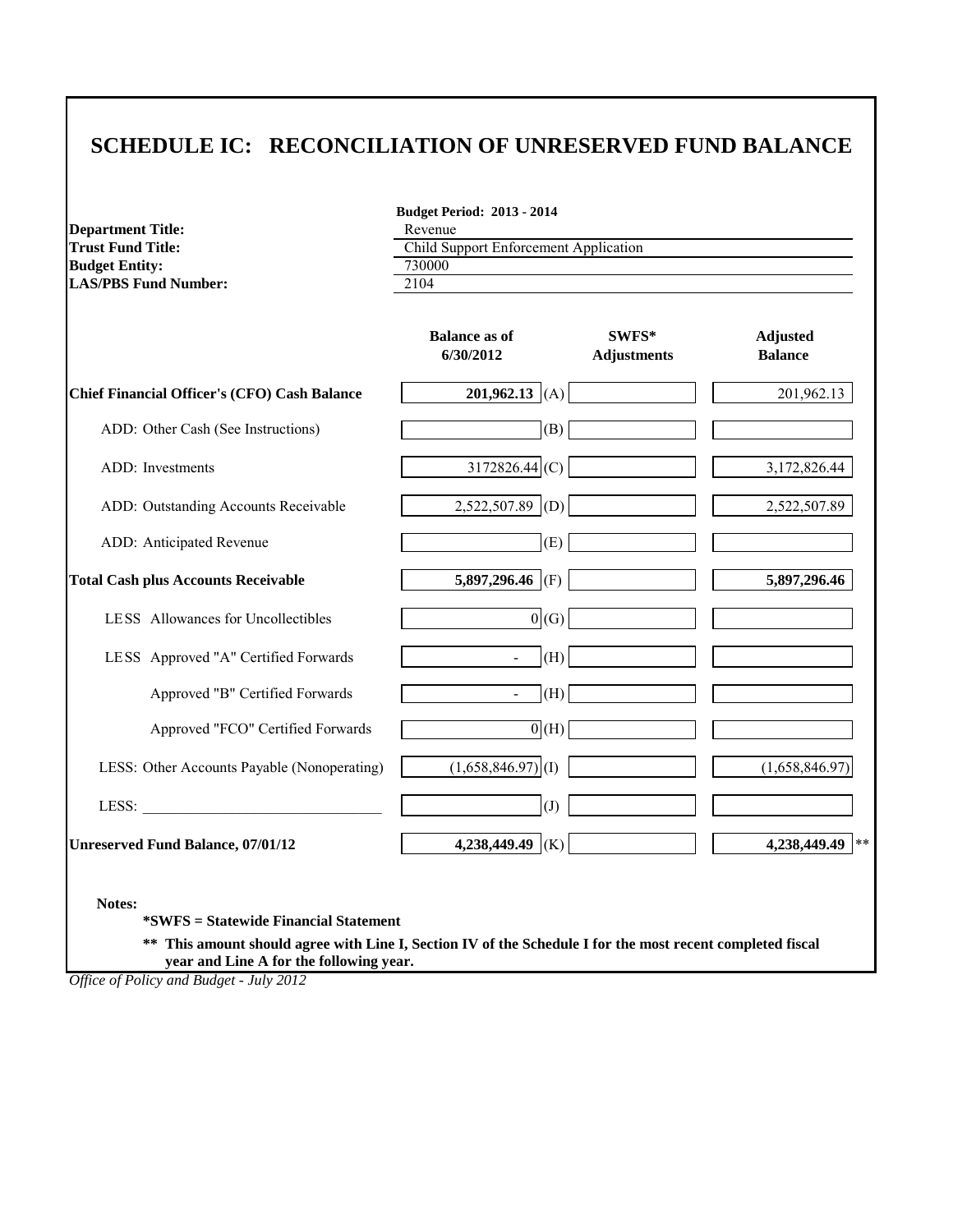# SCHEDULE IC: RECONCILIATION OF UNRESERVED FUND BALANCE

**Budget Period: 2013 - 2014**

| | |
|---|---|
| **Department Title:** | Revenue |
| **Trust Fund Title:** | Child Support Enforcement Application |
| **Budget Entity:** | 730000 |
| **LAS/PBS Fund Number:** | 2104 |

| | **Balance as of 6/30/2012** | | **SWFS* Adjustments** | **Adjusted Balance** |
|---|---|---|---|---|
| **Chief Financial Officer's (CFO) Cash Balance** | **201,962.13** | (A) | | 201,962.13 |
| ADD: Other Cash (See Instructions) | | (B) | | |
| ADD: Investments | 3172826.44 | (C) | | 3,172,826.44 |
| ADD: Outstanding Accounts Receivable | 2,522,507.89 | (D) | | 2,522,507.89 |
| ADD: Anticipated Revenue | | (E) | | |
| **Total Cash plus Accounts Receivable** | **5,897,296.46** | (F) | | **5,897,296.46** |
| LESS Allowances for Uncollectibles | 0 | (G) | | |
| LESS Approved "A" Certified Forwards | - | (H) | | |
| Approved "B" Certified Forwards | - | (H) | | |
| Approved "FCO" Certified Forwards | 0 | (H) | | |
| LESS: Other Accounts Payable (Nonoperating) | (1,658,846.97) | (I) | | (1,658,846.97) |
| LESS: ______________________________ | | (J) | | |
| **Unreserved Fund Balance, 07/01/12** | **4,238,449.49** | (K) | | **4,238,449.49** ** |

**Notes:**

**\*SWFS = Statewide Financial Statement**

**\*\* This amount should agree with Line I, Section IV of the Schedule I for the most recent completed fiscal year and Line A for the following year.**

*Office of Policy and Budget - July 2012*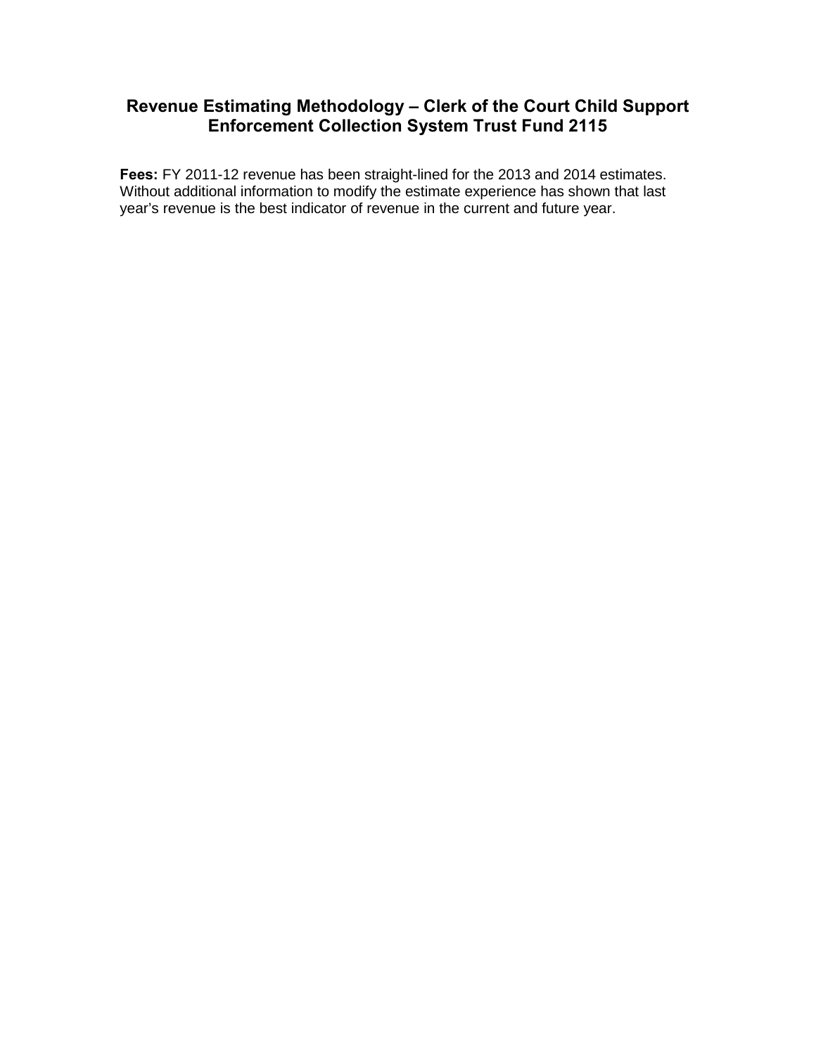## Revenue Estimating Methodology – Clerk of the Court Child Support Enforcement Collection System Trust Fund 2115

**Fees:** FY 2011-12 revenue has been straight-lined for the 2013 and 2014 estimates. Without additional information to modify the estimate experience has shown that last year's revenue is the best indicator of revenue in the current and future year.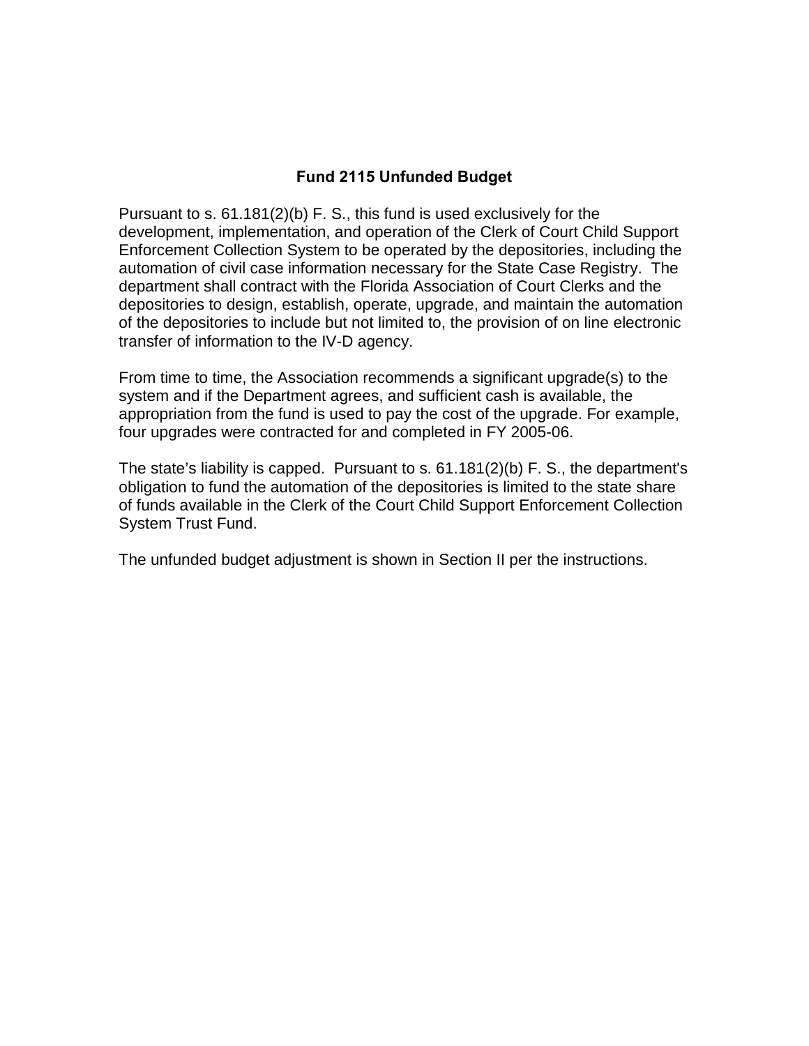## Fund 2115 Unfunded Budget

Pursuant to s. 61.181(2)(b) F. S., this fund is used exclusively for the development, implementation, and operation of the Clerk of Court Child Support Enforcement Collection System to be operated by the depositories, including the automation of civil case information necessary for the State Case Registry. The department shall contract with the Florida Association of Court Clerks and the depositories to design, establish, operate, upgrade, and maintain the automation of the depositories to include but not limited to, the provision of on line electronic transfer of information to the IV-D agency.

From time to time, the Association recommends a significant upgrade(s) to the system and if the Department agrees, and sufficient cash is available, the appropriation from the fund is used to pay the cost of the upgrade. For example, four upgrades were contracted for and completed in FY 2005-06.

The state's liability is capped. Pursuant to s. 61.181(2)(b) F. S., the department's obligation to fund the automation of the depositories is limited to the state share of funds available in the Clerk of the Court Child Support Enforcement Collection System Trust Fund.

The unfunded budget adjustment is shown in Section II per the instructions.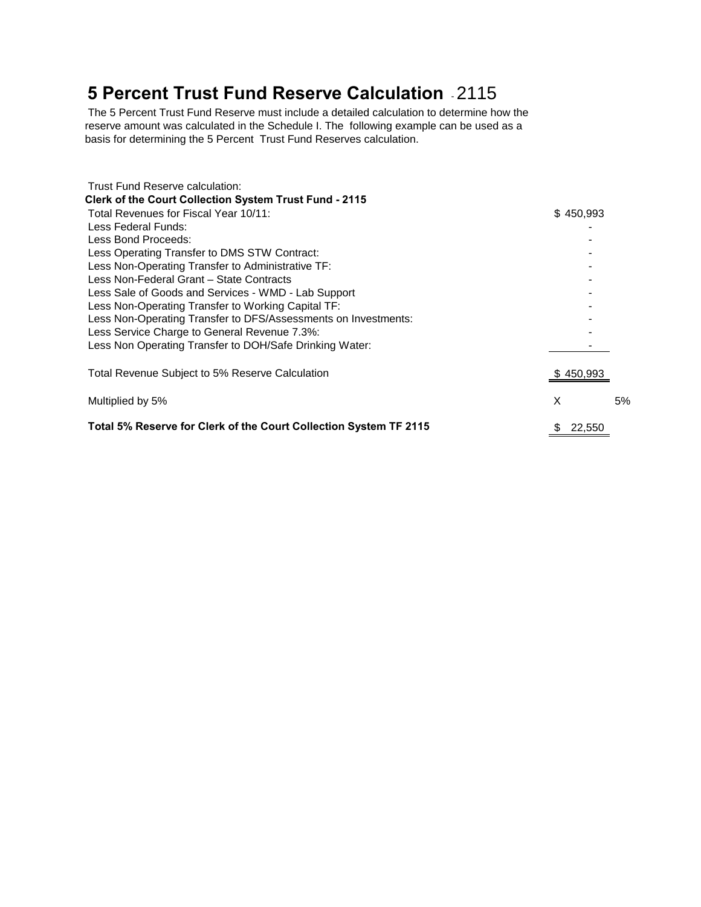# 5 Percent Trust Fund Reserve Calculation - 2115

The 5 Percent Trust Fund Reserve must include a detailed calculation to determine how the reserve amount was calculated in the Schedule I. The following example can be used as a basis for determining the 5 Percent Trust Fund Reserves calculation.

Trust Fund Reserve calculation:

**Clerk of the Court Collection System Trust Fund - 2115**

| | | |
|---|---|---|
| Total Revenues for Fiscal Year 10/11: | $ 450,993 | |
| Less Federal Funds: | - | |
| Less Bond Proceeds: | - | |
| Less Operating Transfer to DMS STW Contract: | - | |
| Less Non-Operating Transfer to Administrative TF: | - | |
| Less Non-Federal Grant – State Contracts | - | |
| Less Sale of Goods and Services - WMD - Lab Support | - | |
| Less Non-Operating Transfer to Working Capital TF: | - | |
| Less Non-Operating Transfer to DFS/Assessments on Investments: | - | |
| Less Service Charge to General Revenue 7.3%: | - | |
| Less Non Operating Transfer to DOH/Safe Drinking Water: | - | |
| Total Revenue Subject to 5% Reserve Calculation | $ 450,993 | |
| Multiplied by 5% | X | 5% |
| **Total 5% Reserve for Clerk of the Court Collection System TF 2115** | $ 22,550 | |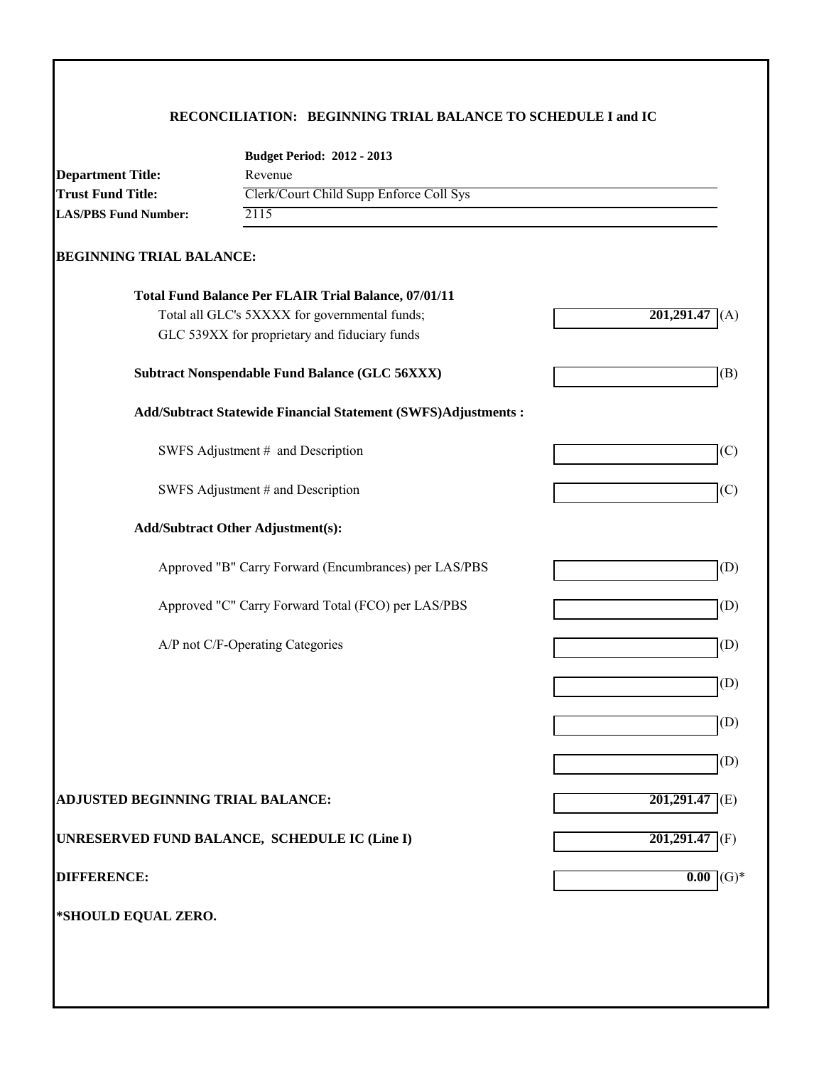## RECONCILIATION: BEGINNING TRIAL BALANCE TO SCHEDULE I and IC

**Budget Period: 2012 - 2013**

**Department Title:** Revenue

**Trust Fund Title:** Clerk/Court Child Supp Enforce Coll Sys

**LAS/PBS Fund Number:** 2115

### BEGINNING TRIAL BALANCE:

| | | |
|---|---|---|
| **Total Fund Balance Per FLAIR Trial Balance, 07/01/11** | | |
| Total all GLC's 5XXXX for governmental funds; GLC 539XX for proprietary and fiduciary funds | **201,291.47** | (A) |
| **Subtract Nonspendable Fund Balance (GLC 56XXX)** | | (B) |
| **Add/Subtract Statewide Financial Statement (SWFS)Adjustments :** | | |
| SWFS Adjustment # and Description | | (C) |
| SWFS Adjustment # and Description | | (C) |
| **Add/Subtract Other Adjustment(s):** | | |
| Approved "B" Carry Forward (Encumbrances) per LAS/PBS | | (D) |
| Approved "C" Carry Forward Total (FCO) per LAS/PBS | | (D) |
| A/P not C/F-Operating Categories | | (D) |
| | | (D) |
| | | (D) |
| | | (D) |
| **ADJUSTED BEGINNING TRIAL BALANCE:** | **201,291.47** | (E) |
| **UNRESERVED FUND BALANCE, SCHEDULE IC (Line I)** | **201,291.47** | (F) |
| **DIFFERENCE:** | **0.00** | (G)* |

***SHOULD EQUAL ZERO.**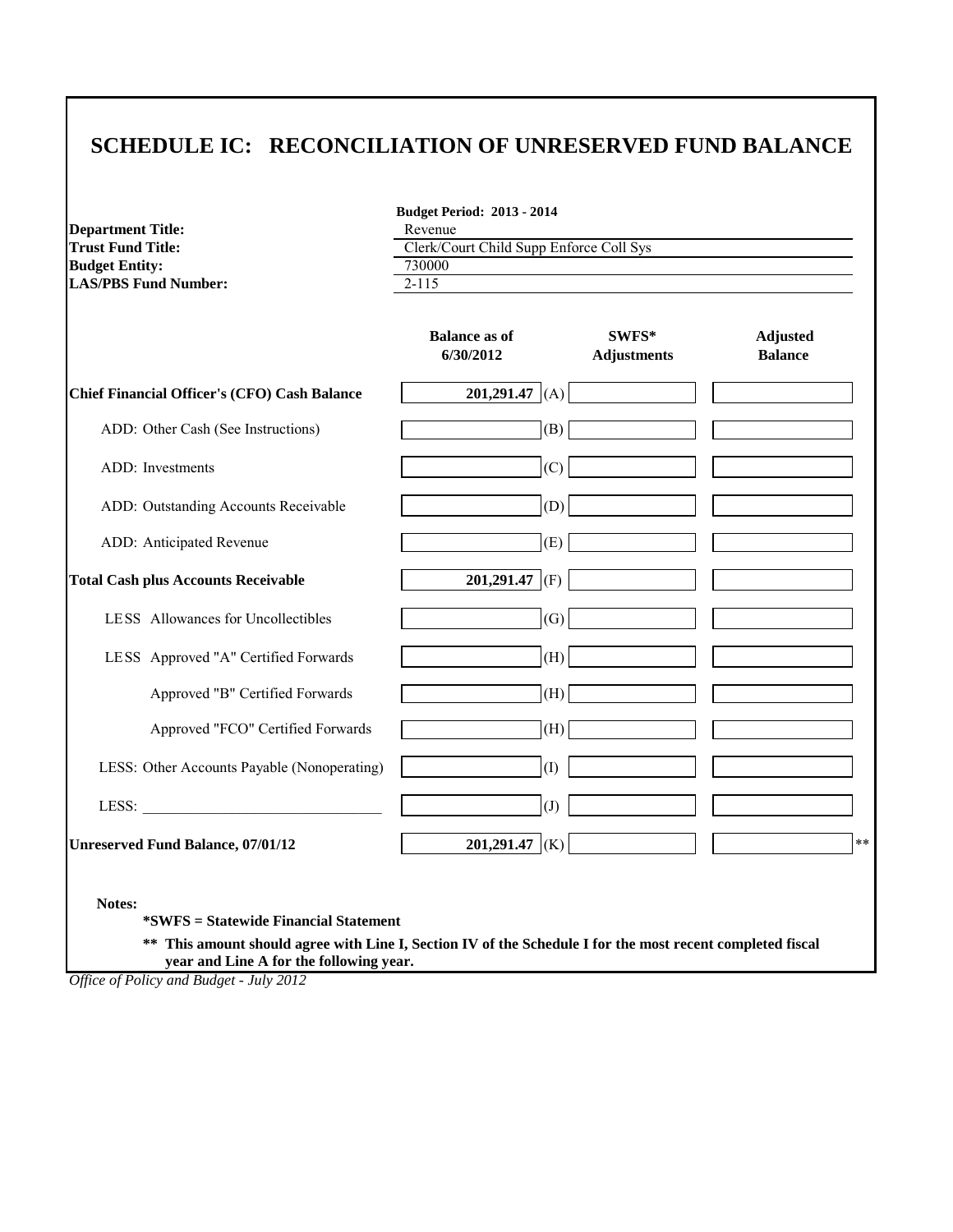# SCHEDULE IC: RECONCILIATION OF UNRESERVED FUND BALANCE

**Budget Period: 2013 - 2014**

| | |
|---|---|
| **Department Title:** | Revenue |
| **Trust Fund Title:** | Clerk/Court Child Supp Enforce Coll Sys |
| **Budget Entity:** | 730000 |
| **LAS/PBS Fund Number:** | 2-115 |

| | Balance as of 6/30/2012 | | SWFS* Adjustments | Adjusted Balance |
|---|---|---|---|---|
| **Chief Financial Officer's (CFO) Cash Balance** | **201,291.47** | (A) | | |
| ADD: Other Cash (See Instructions) | | (B) | | |
| ADD: Investments | | (C) | | |
| ADD: Outstanding Accounts Receivable | | (D) | | |
| ADD: Anticipated Revenue | | (E) | | |
| **Total Cash plus Accounts Receivable** | **201,291.47** | (F) | | |
| LESS Allowances for Uncollectibles | | (G) | | |
| LESS Approved "A" Certified Forwards | | (H) | | |
| Approved "B" Certified Forwards | | (H) | | |
| Approved "FCO" Certified Forwards | | (H) | | |
| LESS: Other Accounts Payable (Nonoperating) | | (I) | | |
| LESS: _______________ | | (J) | | |
| **Unreserved Fund Balance, 07/01/12** | **201,291.47** | (K) | | ** |

**Notes:**

**\*SWFS = Statewide Financial Statement**

**\*\* This amount should agree with Line I, Section IV of the Schedule I for the most recent completed fiscal year and Line A for the following year.**

*Office of Policy and Budget - July 2012*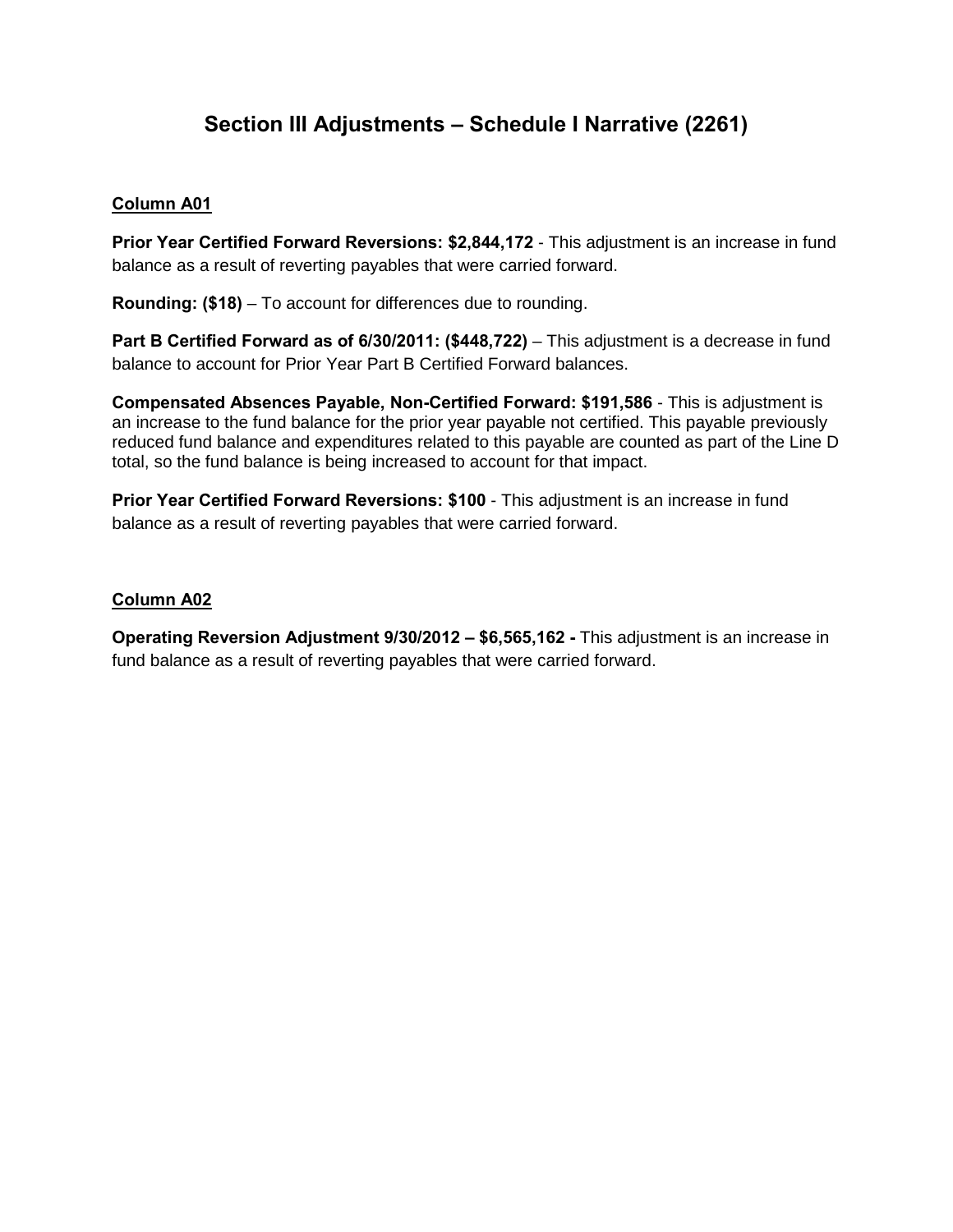# Section III Adjustments – Schedule I Narrative (2261)

## Column A01

**Prior Year Certified Forward Reversions: $2,844,172** - This adjustment is an increase in fund balance as a result of reverting payables that were carried forward.

**Rounding: ($18)** – To account for differences due to rounding.

**Part B Certified Forward as of 6/30/2011: ($448,722)** – This adjustment is a decrease in fund balance to account for Prior Year Part B Certified Forward balances.

**Compensated Absences Payable, Non-Certified Forward: $191,586** - This is adjustment is an increase to the fund balance for the prior year payable not certified. This payable previously reduced fund balance and expenditures related to this payable are counted as part of the Line D total, so the fund balance is being increased to account for that impact.

**Prior Year Certified Forward Reversions: $100** - This adjustment is an increase in fund balance as a result of reverting payables that were carried forward.

## Column A02

**Operating Reversion Adjustment 9/30/2012 – $6,565,162 -** This adjustment is an increase in fund balance as a result of reverting payables that were carried forward.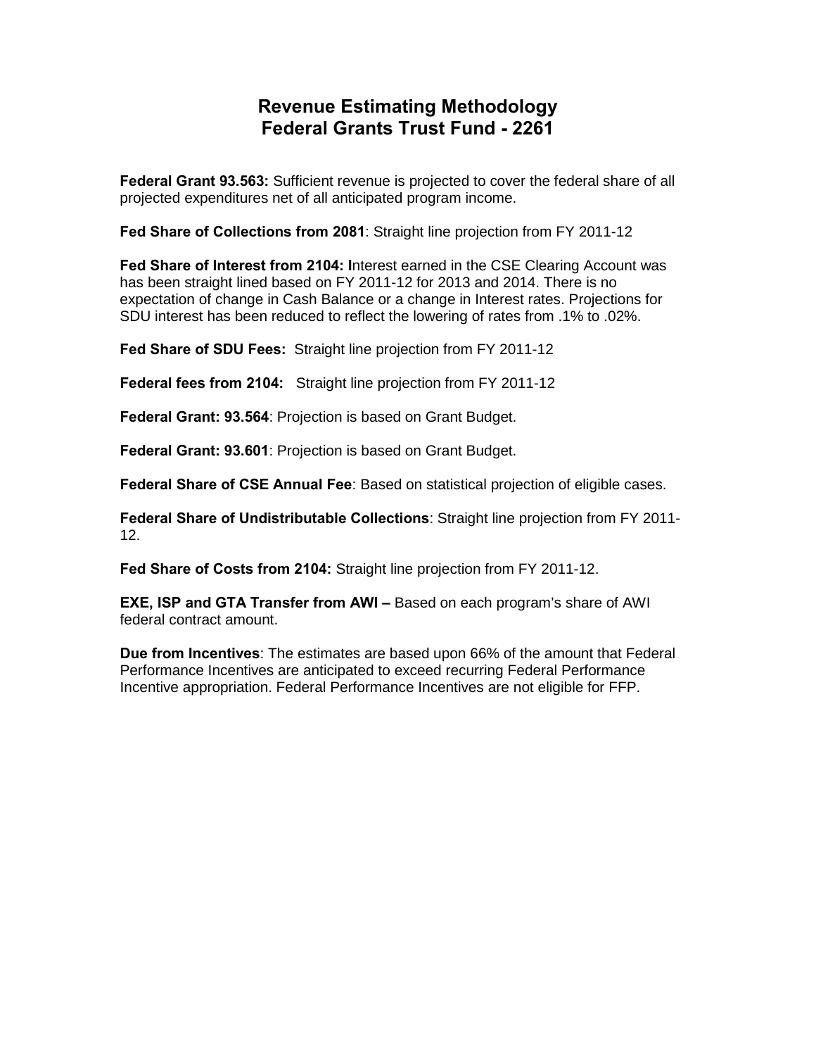# Revenue Estimating Methodology
# Federal Grants Trust Fund - 2261

**Federal Grant 93.563:** Sufficient revenue is projected to cover the federal share of all projected expenditures net of all anticipated program income.

**Fed Share of Collections from 2081**: Straight line projection from FY 2011-12

**Fed Share of Interest from 2104: I**nterest earned in the CSE Clearing Account was has been straight lined based on FY 2011-12 for 2013 and 2014. There is no expectation of change in Cash Balance or a change in Interest rates. Projections for SDU interest has been reduced to reflect the lowering of rates from .1% to .02%.

**Fed Share of SDU Fees:** Straight line projection from FY 2011-12

**Federal fees from 2104:** Straight line projection from FY 2011-12

**Federal Grant: 93.564**: Projection is based on Grant Budget.

**Federal Grant: 93.601**: Projection is based on Grant Budget.

**Federal Share of CSE Annual Fee**: Based on statistical projection of eligible cases.

**Federal Share of Undistributable Collections**: Straight line projection from FY 2011-12.

**Fed Share of Costs from 2104:** Straight line projection from FY 2011-12.

**EXE, ISP and GTA Transfer from AWI –** Based on each program's share of AWI federal contract amount.

**Due from Incentives**: The estimates are based upon 66% of the amount that Federal Performance Incentives are anticipated to exceed recurring Federal Performance Incentive appropriation. Federal Performance Incentives are not eligible for FFP.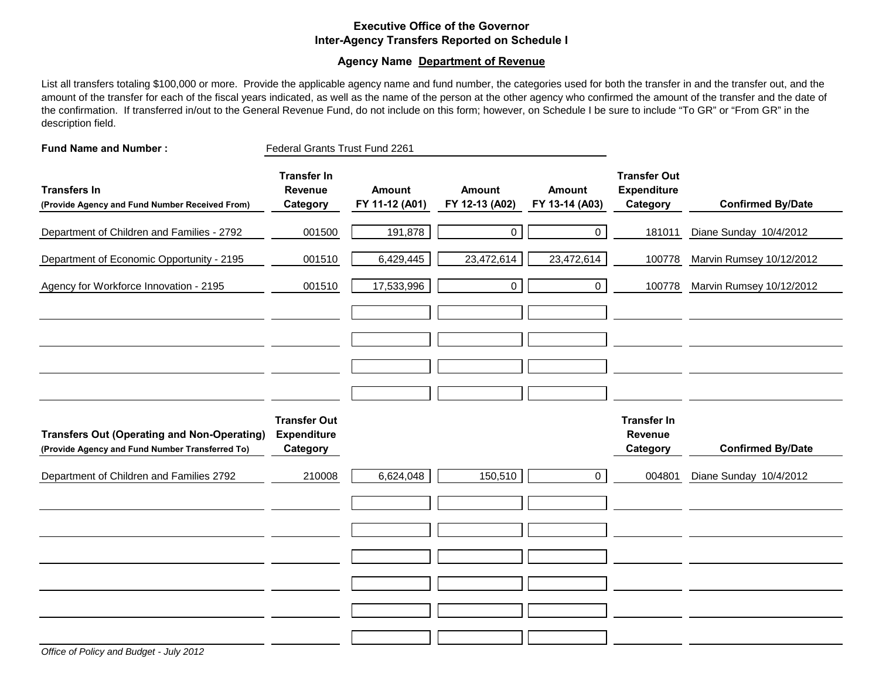## Executive Office of the Governor
## Inter-Agency Transfers Reported on Schedule I

### Agency Name Department of Revenue

List all transfers totaling $100,000 or more. Provide the applicable agency name and fund number, the categories used for both the transfer in and the transfer out, and the amount of the transfer for each of the fiscal years indicated, as well as the name of the person at the other agency who confirmed the amount of the transfer and the date of the confirmation. If transferred in/out to the General Revenue Fund, do not include on this form; however, on Schedule I be sure to include "To GR" or "From GR" in the description field.

**Fund Name and Number :** Federal Grants Trust Fund 2261

| **Transfers In** (Provide Agency and Fund Number Received From) | **Transfer In Revenue Category** | **Amount FY 11-12 (A01)** | **Amount FY 12-13 (A02)** | **Amount FY 13-14 (A03)** | **Transfer Out Expenditure Category** | **Confirmed By/Date** |
|---|---|---|---|---|---|---|
| Department of Children and Families - 2792 | 001500 | 191,878 | 0 | 0 | 181011 | Diane Sunday 10/4/2012 |
| Department of Economic Opportunity - 2195 | 001510 | 6,429,445 | 23,472,614 | 23,472,614 | 100778 | Marvin Rumsey 10/12/2012 |
| Agency for Workforce Innovation - 2195 | 001510 | 17,533,996 | 0 | 0 | 100778 | Marvin Rumsey 10/12/2012 |

| **Transfers Out (Operating and Non-Operating)** (Provide Agency and Fund Number Transferred To) | **Transfer Out Expenditure Category** | **Amount FY 11-12 (A01)** | **Amount FY 12-13 (A02)** | **Amount FY 13-14 (A03)** | **Transfer In Revenue Category** | **Confirmed By/Date** |
|---|---|---|---|---|---|---|
| Department of Children and Families 2792 | 210008 | 6,624,048 | 150,510 | 0 | 004801 | Diane Sunday 10/4/2012 |

*Office of Policy and Budget - July 2012*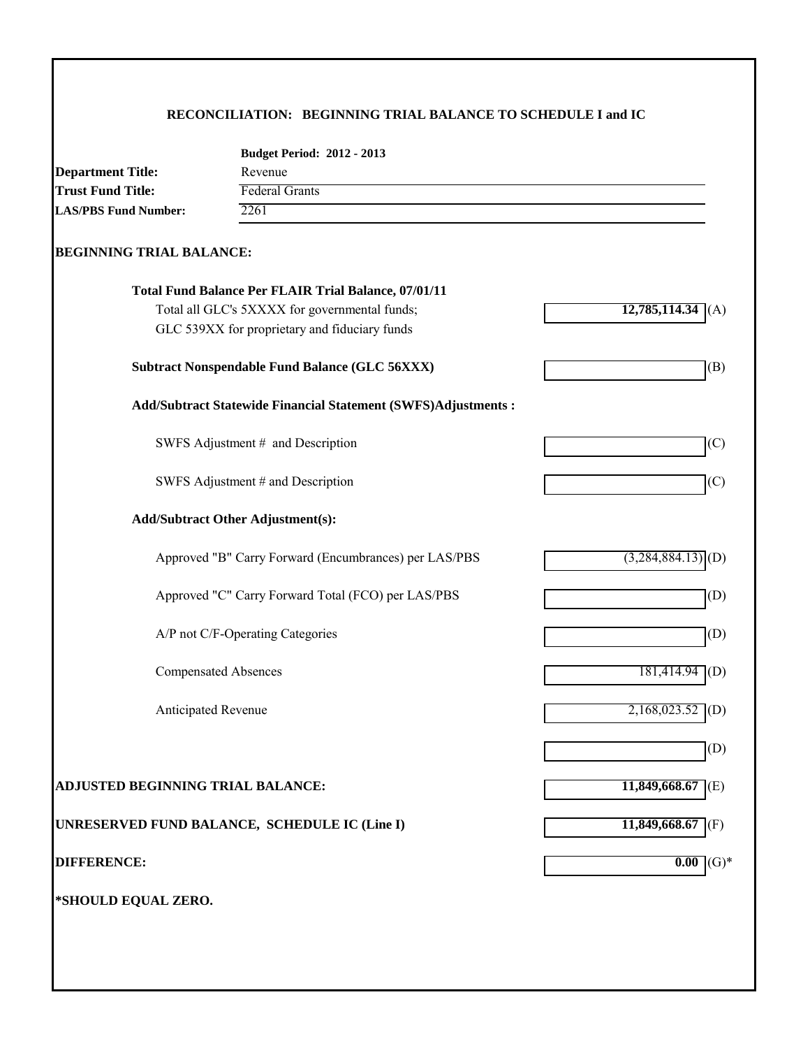## RECONCILIATION: BEGINNING TRIAL BALANCE TO SCHEDULE I and IC

**Budget Period: 2012 - 2013**

**Department Title:** Revenue
**Trust Fund Title:** Federal Grants
**LAS/PBS Fund Number:** 2261

### BEGINNING TRIAL BALANCE:

| | Amount | |
|---|---|---|
| **Total Fund Balance Per FLAIR Trial Balance, 07/01/11** | | |
| Total all GLC's 5XXXX for governmental funds; GLC 539XX for proprietary and fiduciary funds | **12,785,114.34** | (A) |
| **Subtract Nonspendable Fund Balance (GLC 56XXX)** | | (B) |
| **Add/Subtract Statewide Financial Statement (SWFS)Adjustments :** | | |
| SWFS Adjustment # and Description | | (C) |
| SWFS Adjustment # and Description | | (C) |
| **Add/Subtract Other Adjustment(s):** | | |
| Approved "B" Carry Forward (Encumbrances) per LAS/PBS | (3,284,884.13) | (D) |
| Approved "C" Carry Forward Total (FCO) per LAS/PBS | | (D) |
| A/P not C/F-Operating Categories | | (D) |
| Compensated Absences | 181,414.94 | (D) |
| Anticipated Revenue | 2,168,023.52 | (D) |
| | | (D) |
| **ADJUSTED BEGINNING TRIAL BALANCE:** | **11,849,668.67** | (E) |
| **UNRESERVED FUND BALANCE, SCHEDULE IC (Line I)** | **11,849,668.67** | (F) |
| **DIFFERENCE:** | **0.00** | (G)* |

**\*SHOULD EQUAL ZERO.**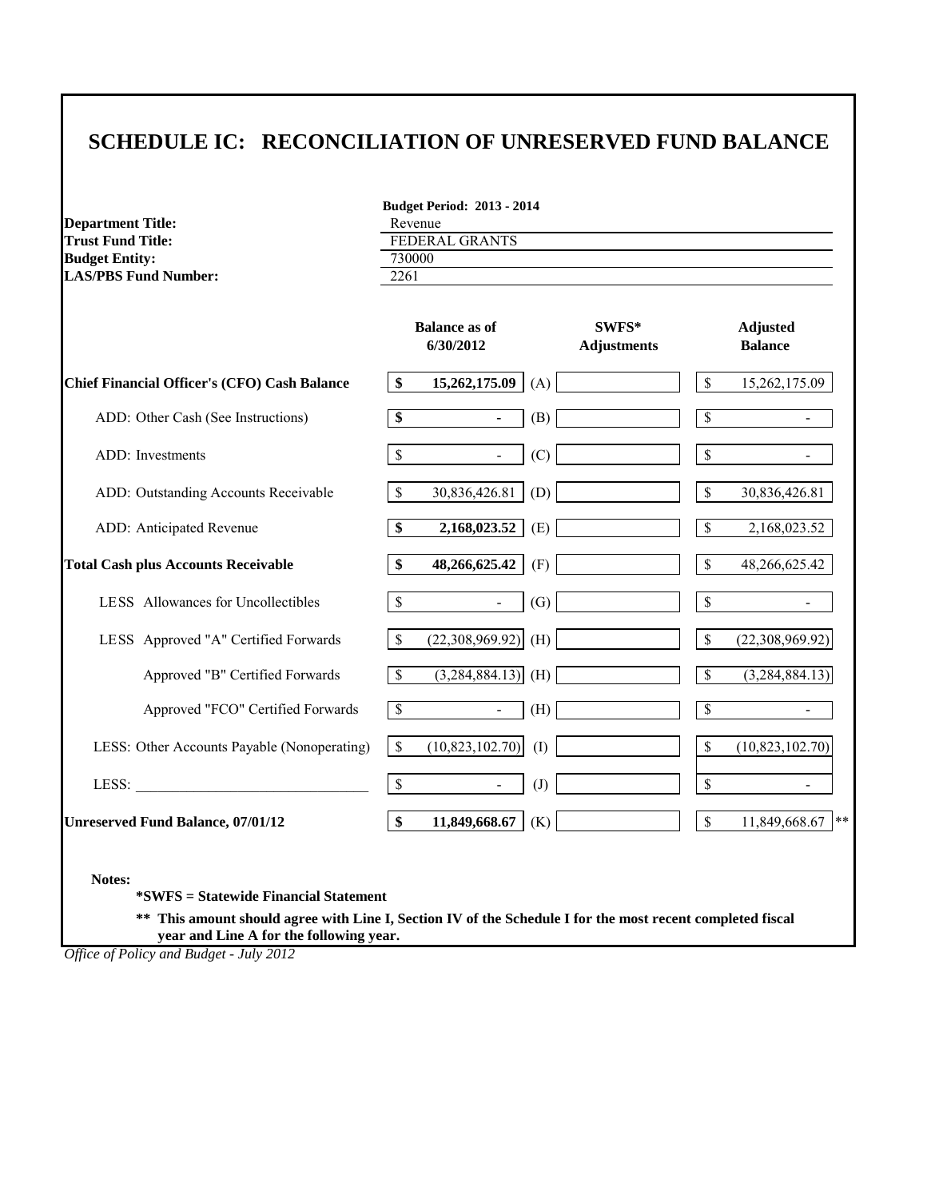# SCHEDULE IC: RECONCILIATION OF UNRESERVED FUND BALANCE

**Budget Period: 2013 - 2014**

**Department Title:** Revenue
**Trust Fund Title:** FEDERAL GRANTS
**Budget Entity:** 730000
**LAS/PBS Fund Number:** 2261

| | Balance as of 6/30/2012 | | SWFS* Adjustments | Adjusted Balance |
|---|---|---|---|---|
| **Chief Financial Officer's (CFO) Cash Balance** | **$ 15,262,175.09** | (A) | | $ 15,262,175.09 |
| ADD: Other Cash (See Instructions) | **$ -** | (B) | | $ - |
| ADD: Investments | $ - | (C) | | $ - |
| ADD: Outstanding Accounts Receivable | $ 30,836,426.81 | (D) | | $ 30,836,426.81 |
| ADD: Anticipated Revenue | **$ 2,168,023.52** | (E) | | $ 2,168,023.52 |
| **Total Cash plus Accounts Receivable** | **$ 48,266,625.42** | (F) | | $ 48,266,625.42 |
| LESS Allowances for Uncollectibles | $ - | (G) | | $ - |
| LESS Approved "A" Certified Forwards | $ (22,308,969.92) | (H) | | $ (22,308,969.92) |
| Approved "B" Certified Forwards | $ (3,284,884.13) | (H) | | $ (3,284,884.13) |
| Approved "FCO" Certified Forwards | $ - | (H) | | $ - |
| LESS: Other Accounts Payable (Nonoperating) | $ (10,823,102.70) | (I) | | $ (10,823,102.70) |
| LESS: ______________________ | $ - | (J) | | $ - |
| **Unreserved Fund Balance, 07/01/12** | **$ 11,849,668.67** | (K) | | $ 11,849,668.67 ** |

**Notes:**

**\*SWFS = Statewide Financial Statement**

**\*\* This amount should agree with Line I, Section IV of the Schedule I for the most recent completed fiscal year and Line A for the following year.**

*Office of Policy and Budget - July 2012*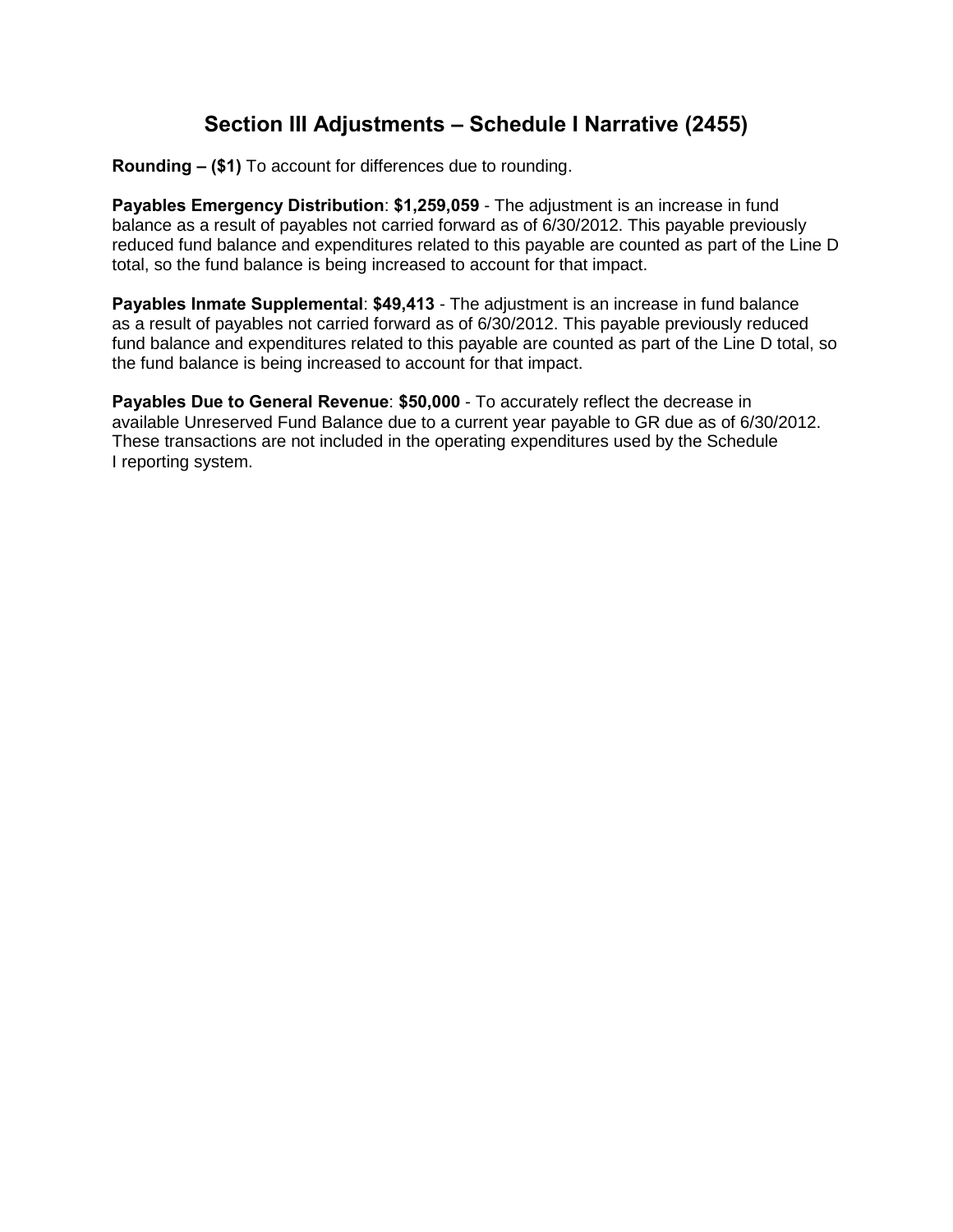# Section III Adjustments – Schedule I Narrative (2455)

**Rounding – ($1)** To account for differences due to rounding.

**Payables Emergency Distribution**: **$1,259,059** - The adjustment is an increase in fund balance as a result of payables not carried forward as of 6/30/2012. This payable previously reduced fund balance and expenditures related to this payable are counted as part of the Line D total, so the fund balance is being increased to account for that impact.

**Payables Inmate Supplemental**: **$49,413** - The adjustment is an increase in fund balance as a result of payables not carried forward as of 6/30/2012. This payable previously reduced fund balance and expenditures related to this payable are counted as part of the Line D total, so the fund balance is being increased to account for that impact.

**Payables Due to General Revenue**: **$50,000** - To accurately reflect the decrease in available Unreserved Fund Balance due to a current year payable to GR due as of 6/30/2012. These transactions are not included in the operating expenditures used by the Schedule I reporting system.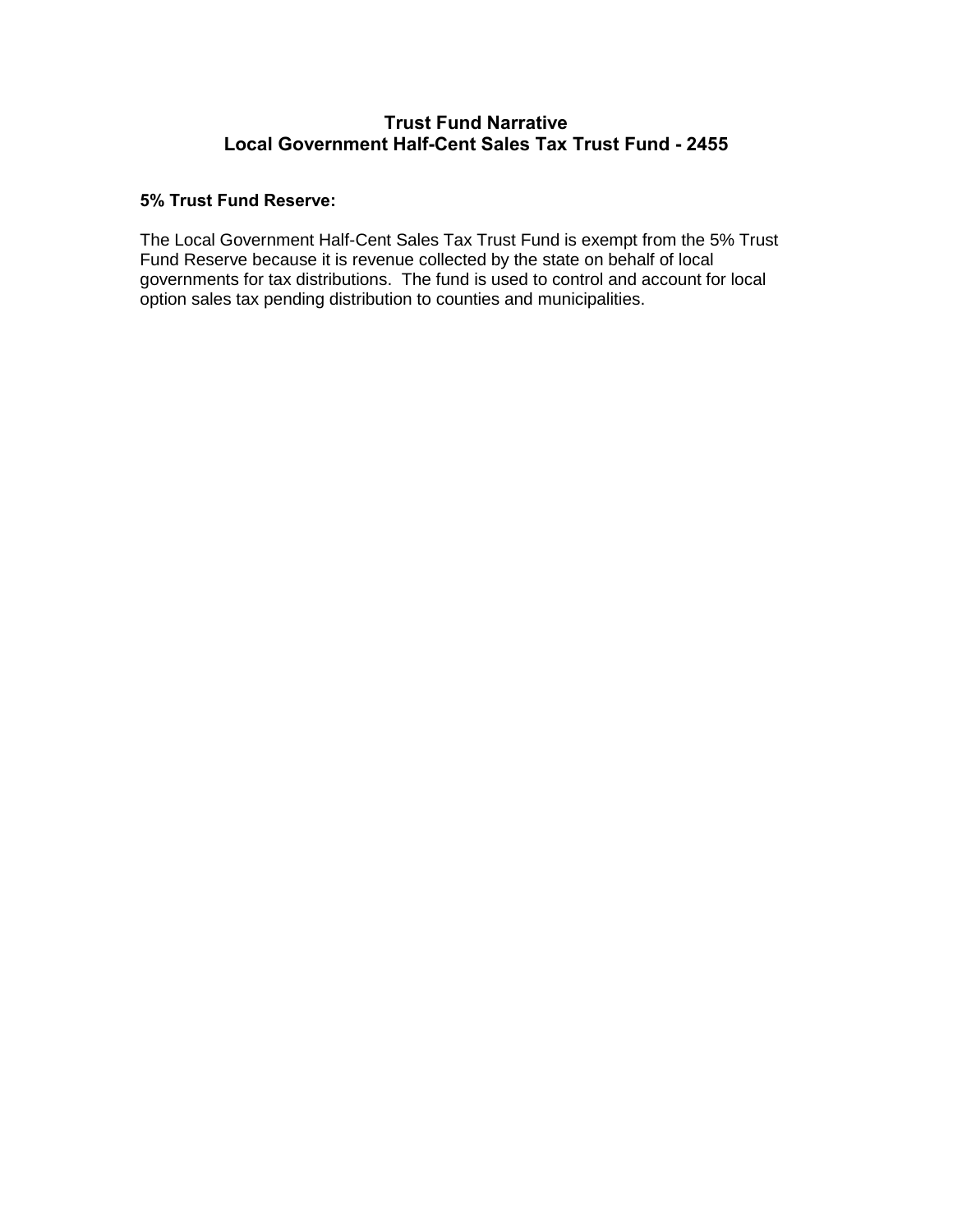# Trust Fund Narrative
# Local Government Half-Cent Sales Tax Trust Fund - 2455

**5% Trust Fund Reserve:**

The Local Government Half-Cent Sales Tax Trust Fund is exempt from the 5% Trust Fund Reserve because it is revenue collected by the state on behalf of local governments for tax distributions. The fund is used to control and account for local option sales tax pending distribution to counties and municipalities.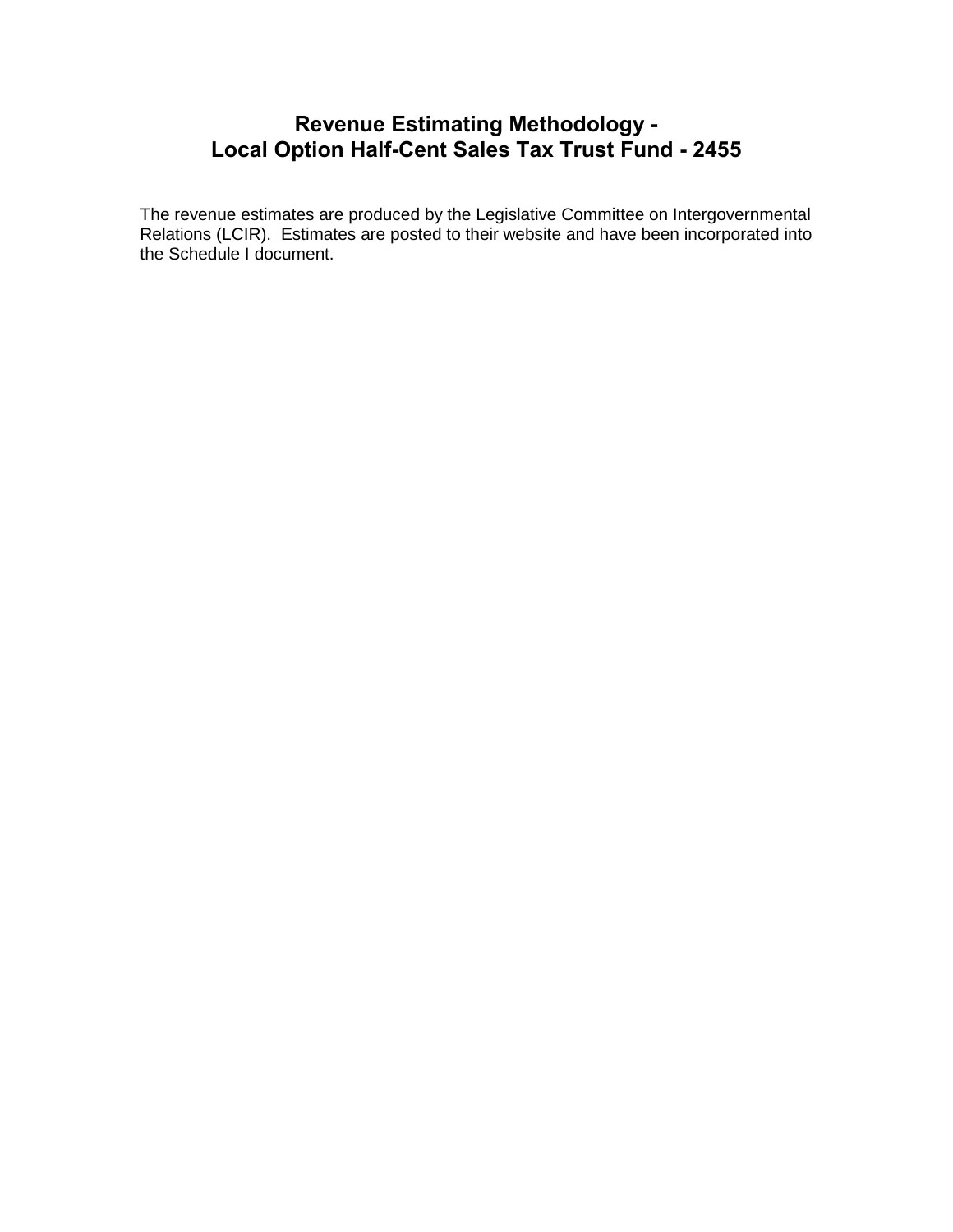# Revenue Estimating Methodology - Local Option Half-Cent Sales Tax Trust Fund - 2455

The revenue estimates are produced by the Legislative Committee on Intergovernmental Relations (LCIR). Estimates are posted to their website and have been incorporated into the Schedule I document.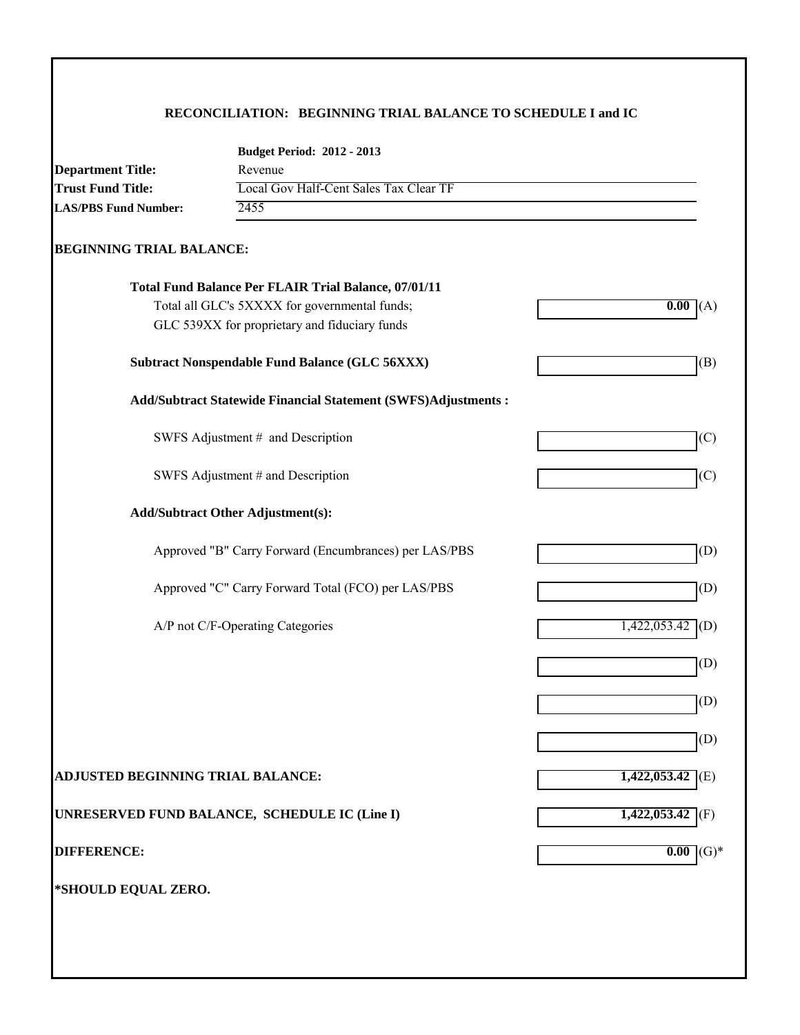## RECONCILIATION: BEGINNING TRIAL BALANCE TO SCHEDULE I and IC

**Budget Period: 2012 - 2013**

**Department Title:** Revenue

**Trust Fund Title:** Local Gov Half-Cent Sales Tax Clear TF

**LAS/PBS Fund Number:** 2455

### BEGINNING TRIAL BALANCE:

| | | |
|---|---|---|
| **Total Fund Balance Per FLAIR Trial Balance, 07/01/11** | | |
| Total all GLC's 5XXXX for governmental funds; GLC 539XX for proprietary and fiduciary funds | **0.00** | (A) |
| **Subtract Nonspendable Fund Balance (GLC 56XXX)** | | (B) |
| **Add/Subtract Statewide Financial Statement (SWFS)Adjustments :** | | |
| SWFS Adjustment # and Description | | (C) |
| SWFS Adjustment # and Description | | (C) |
| **Add/Subtract Other Adjustment(s):** | | |
| Approved "B" Carry Forward (Encumbrances) per LAS/PBS | | (D) |
| Approved "C" Carry Forward Total (FCO) per LAS/PBS | | (D) |
| A/P not C/F-Operating Categories | 1,422,053.42 | (D) |
| | | (D) |
| | | (D) |
| | | (D) |
| **ADJUSTED BEGINNING TRIAL BALANCE:** | **1,422,053.42** | (E) |
| **UNRESERVED FUND BALANCE, SCHEDULE IC (Line I)** | **1,422,053.42** | (F) |
| **DIFFERENCE:** | **0.00** | (G)* |

**\*SHOULD EQUAL ZERO.**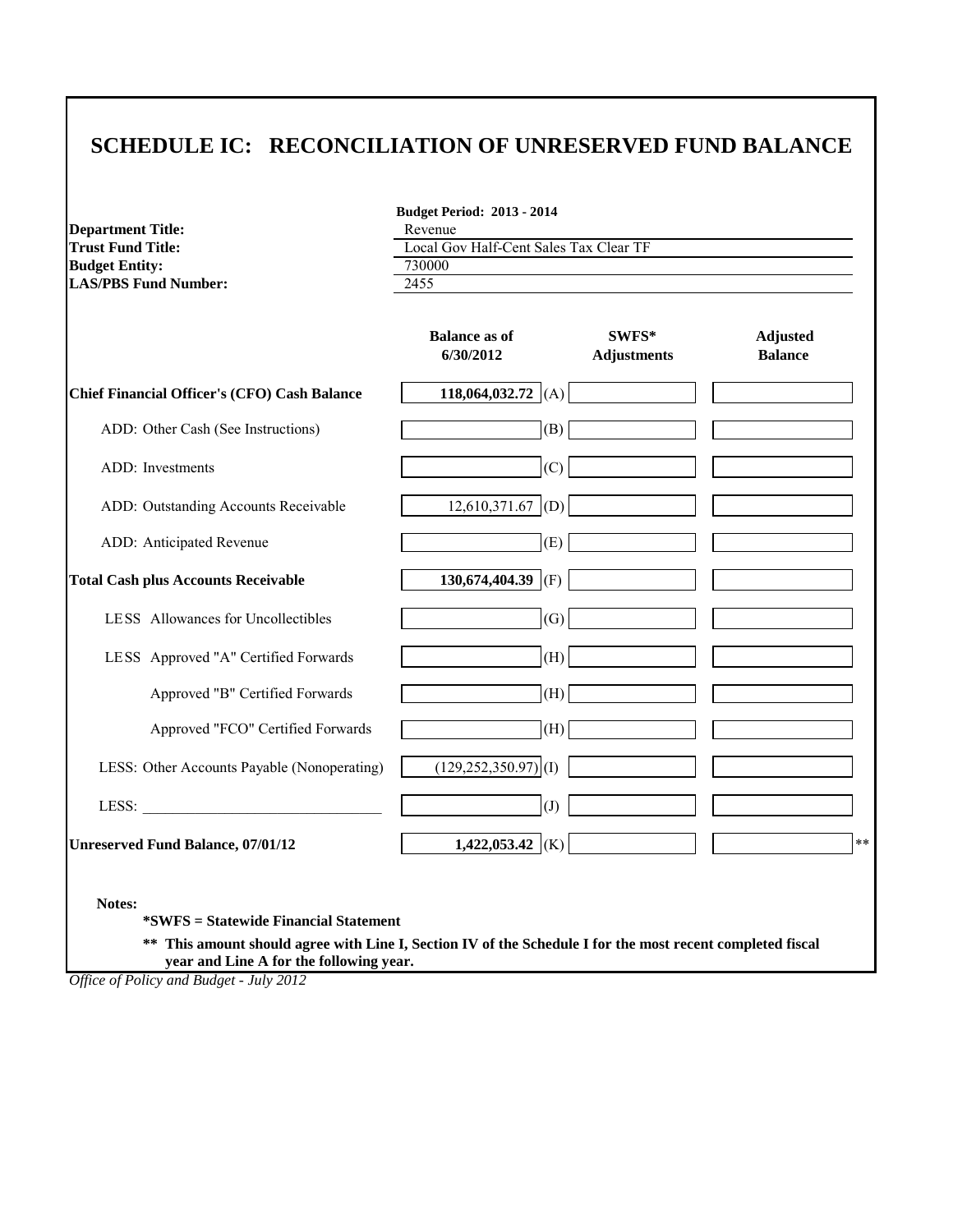# SCHEDULE IC: RECONCILIATION OF UNRESERVED FUND BALANCE

**Budget Period: 2013 - 2014**

| | |
|---|---|
| **Department Title:** | Revenue |
| **Trust Fund Title:** | Local Gov Half-Cent Sales Tax Clear TF |
| **Budget Entity:** | 730000 |
| **LAS/PBS Fund Number:** | 2455 |

| | Balance as of 6/30/2012 | | SWFS* Adjustments | Adjusted Balance |
|---|---|---|---|---|
| **Chief Financial Officer's (CFO) Cash Balance** | **118,064,032.72** | (A) | | |
| ADD: Other Cash (See Instructions) | | (B) | | |
| ADD: Investments | | (C) | | |
| ADD: Outstanding Accounts Receivable | 12,610,371.67 | (D) | | |
| ADD: Anticipated Revenue | | (E) | | |
| **Total Cash plus Accounts Receivable** | **130,674,404.39** | (F) | | |
| LESS Allowances for Uncollectibles | | (G) | | |
| LESS Approved "A" Certified Forwards | | (H) | | |
| Approved "B" Certified Forwards | | (H) | | |
| Approved "FCO" Certified Forwards | | (H) | | |
| LESS: Other Accounts Payable (Nonoperating) | (129,252,350.97) | (I) | | |
| LESS: ______________________________ | | (J) | | |
| **Unreserved Fund Balance, 07/01/12** | **1,422,053.42** | (K) | | ** |

**Notes:**

**\*SWFS = Statewide Financial Statement**

**\*\* This amount should agree with Line I, Section IV of the Schedule I for the most recent completed fiscal year and Line A for the following year.**

*Office of Policy and Budget - July 2012*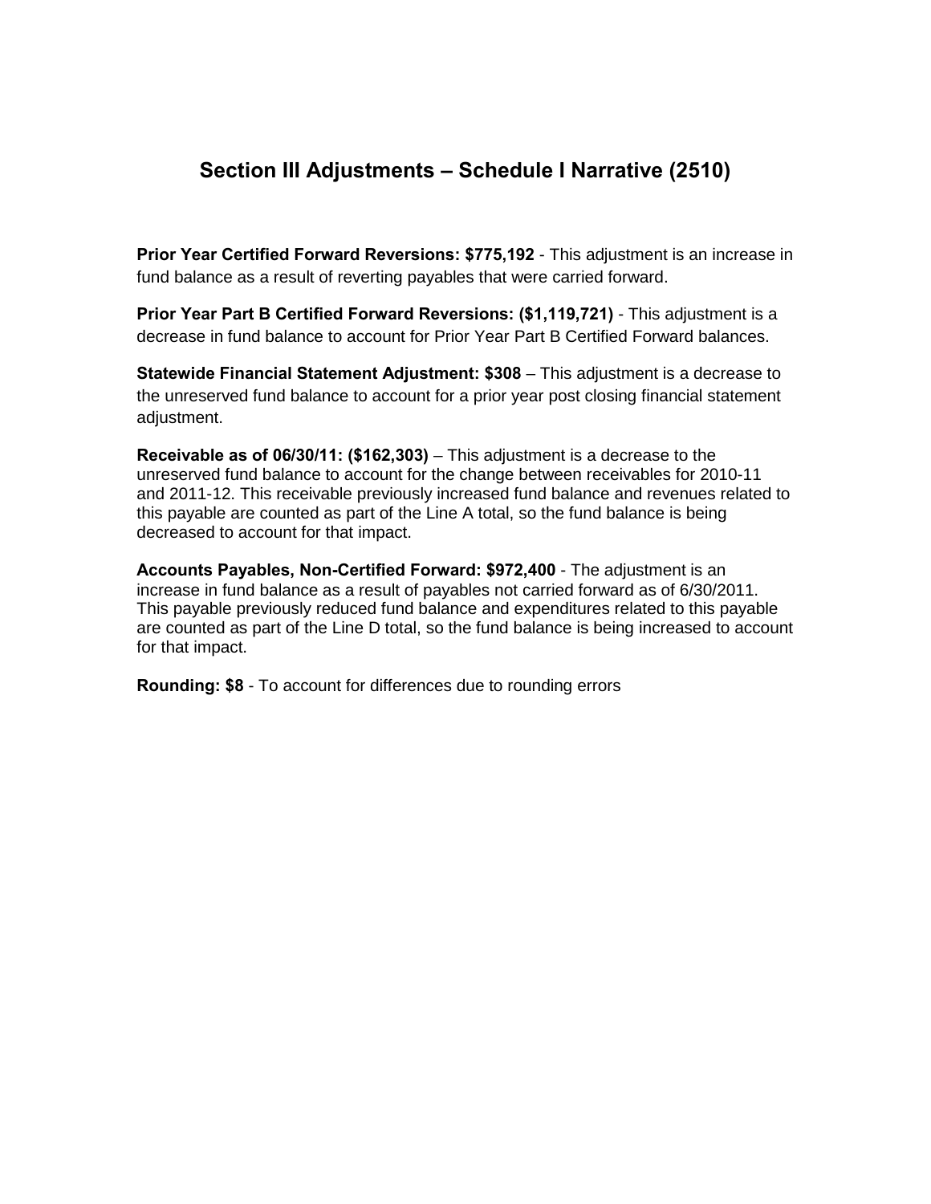## Section III Adjustments – Schedule I Narrative (2510)

**Prior Year Certified Forward Reversions: $775,192** - This adjustment is an increase in fund balance as a result of reverting payables that were carried forward.

**Prior Year Part B Certified Forward Reversions: ($1,119,721)** - This adjustment is a decrease in fund balance to account for Prior Year Part B Certified Forward balances.

**Statewide Financial Statement Adjustment: $308** – This adjustment is a decrease to the unreserved fund balance to account for a prior year post closing financial statement adjustment.

**Receivable as of 06/30/11: ($162,303)** – This adjustment is a decrease to the unreserved fund balance to account for the change between receivables for 2010-11 and 2011-12. This receivable previously increased fund balance and revenues related to this payable are counted as part of the Line A total, so the fund balance is being decreased to account for that impact.

**Accounts Payables, Non-Certified Forward: $972,400** - The adjustment is an increase in fund balance as a result of payables not carried forward as of 6/30/2011. This payable previously reduced fund balance and expenditures related to this payable are counted as part of the Line D total, so the fund balance is being increased to account for that impact.

**Rounding: $8** - To account for differences due to rounding errors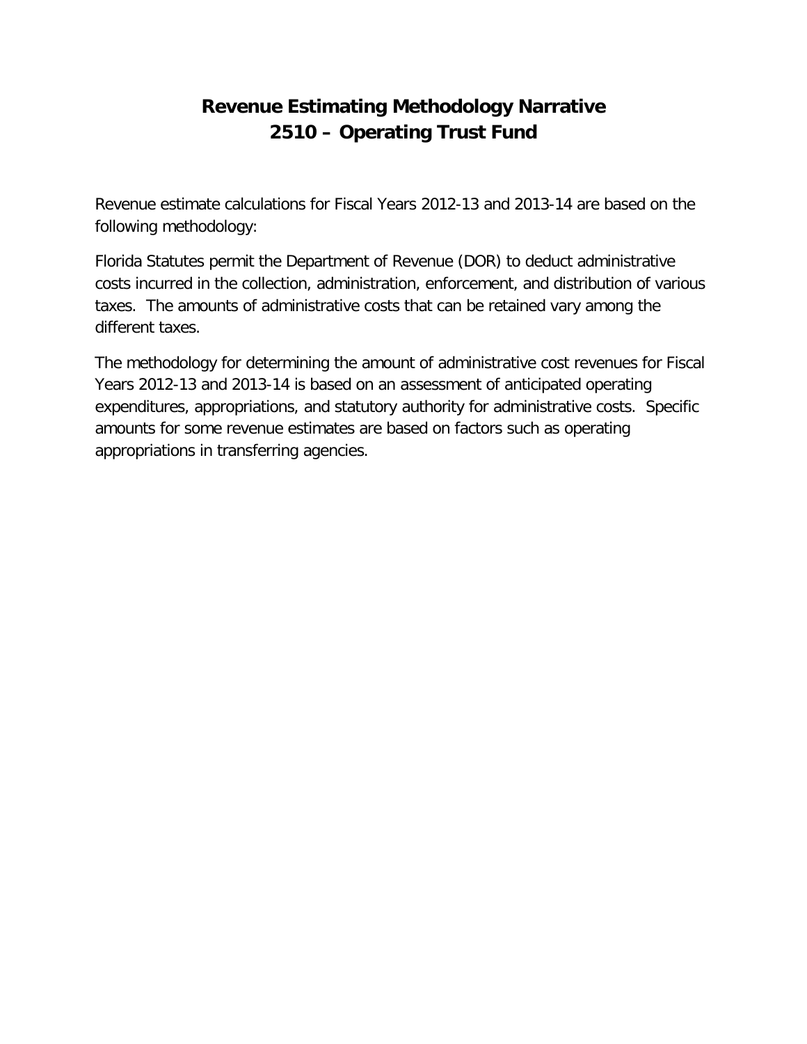# Revenue Estimating Methodology Narrative
# 2510 – Operating Trust Fund

Revenue estimate calculations for Fiscal Years 2012-13 and 2013-14 are based on the following methodology:

Florida Statutes permit the Department of Revenue (DOR) to deduct administrative costs incurred in the collection, administration, enforcement, and distribution of various taxes. The amounts of administrative costs that can be retained vary among the different taxes.

The methodology for determining the amount of administrative cost revenues for Fiscal Years 2012-13 and 2013-14 is based on an assessment of anticipated operating expenditures, appropriations, and statutory authority for administrative costs. Specific amounts for some revenue estimates are based on factors such as operating appropriations in transferring agencies.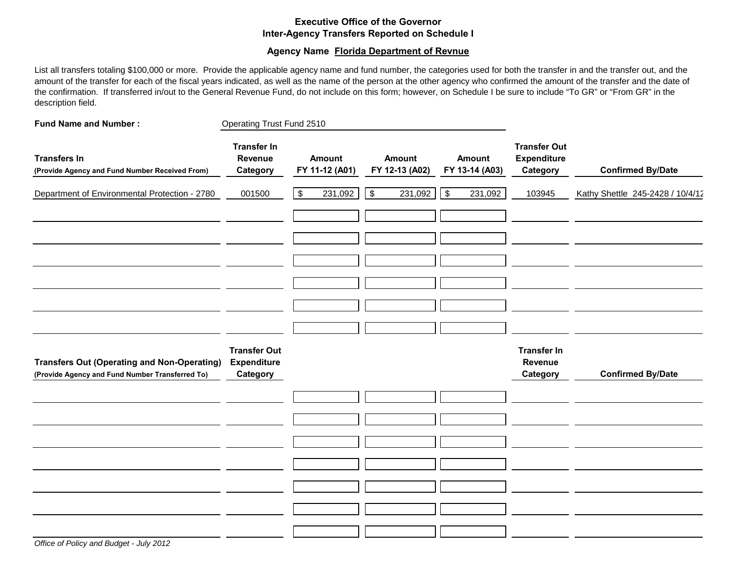**Executive Office of the Governor**
**Inter-Agency Transfers Reported on Schedule I**

**Agency Name Florida Department of Revnue**

List all transfers totaling $100,000 or more. Provide the applicable agency name and fund number, the categories used for both the transfer in and the transfer out, and the amount of the transfer for each of the fiscal years indicated, as well as the name of the person at the other agency who confirmed the amount of the transfer and the date of the confirmation. If transferred in/out to the General Revenue Fund, do not include on this form; however, on Schedule I be sure to include "To GR" or "From GR" in the description field.

**Fund Name and Number :** Operating Trust Fund 2510

| Transfers In (Provide Agency and Fund Number Received From) | Transfer In Revenue Category | Amount FY 11-12 (A01) | Amount FY 12-13 (A02) | Amount FY 13-14 (A03) | Transfer Out Expenditure Category | Confirmed By/Date |
|---|---|---|---|---|---|---|
| Department of Environmental Protection - 2780 | 001500 | $ 231,092 | $ 231,092 | $ 231,092 | 103945 | Kathy Shettle 245-2428 / 10/4/12 |
| | | | | | | |
| | | | | | | |
| | | | | | | |
| | | | | | | |
| | | | | | | |
| | | | | | | |

| Transfers Out (Operating and Non-Operating) (Provide Agency and Fund Number Transferred To) | Transfer Out Expenditure Category | | | | Transfer In Revenue Category | Confirmed By/Date |
|---|---|---|---|---|---|---|
| | | | | | | |
| | | | | | | |
| | | | | | | |
| | | | | | | |
| | | | | | | |
| | | | | | | |
| | | | | | | |

*Office of Policy and Budget - July 2012*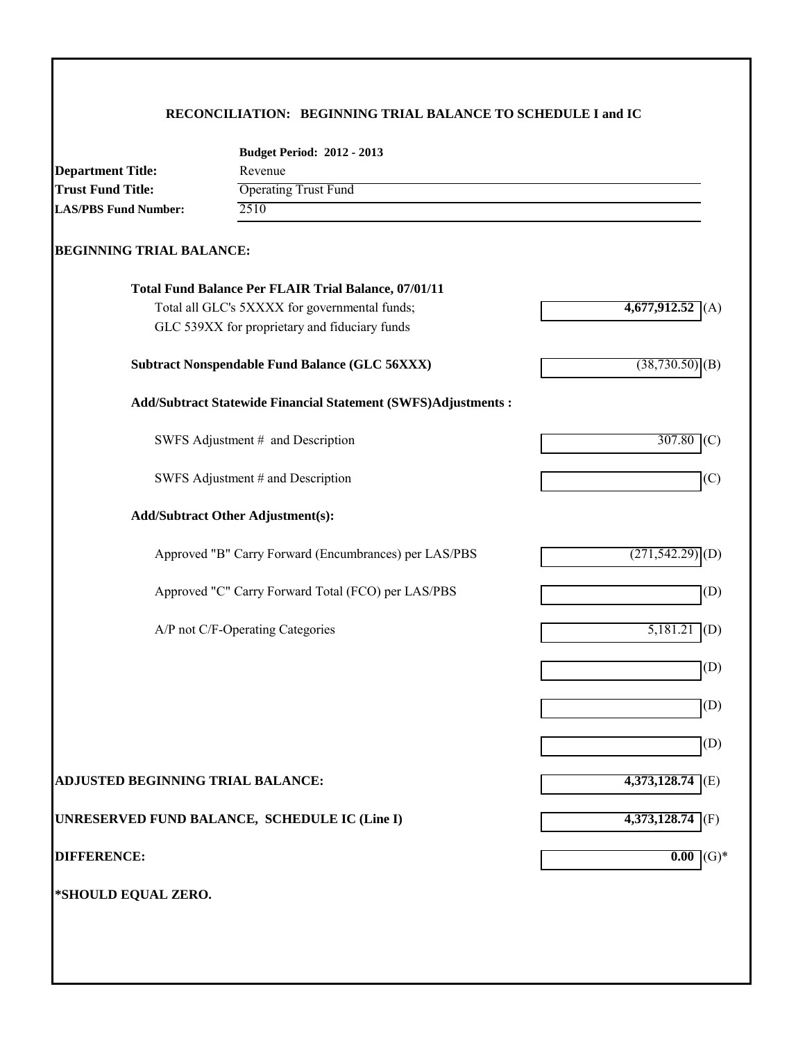# RECONCILIATION: BEGINNING TRIAL BALANCE TO SCHEDULE I and IC

**Budget Period: 2012 - 2013**

**Department Title:** Revenue

**Trust Fund Title:** Operating Trust Fund

**LAS/PBS Fund Number:** 2510

## BEGINNING TRIAL BALANCE:

| | | |
|---|---|---|
| **Total Fund Balance Per FLAIR Trial Balance, 07/01/11** | | |
| Total all GLC's 5XXXX for governmental funds; GLC 539XX for proprietary and fiduciary funds | **4,677,912.52** | (A) |
| **Subtract Nonspendable Fund Balance (GLC 56XXX)** | (38,730.50) | (B) |
| **Add/Subtract Statewide Financial Statement (SWFS)Adjustments :** | | |
| SWFS Adjustment # and Description | 307.80 | (C) |
| SWFS Adjustment # and Description | | (C) |
| **Add/Subtract Other Adjustment(s):** | | |
| Approved "B" Carry Forward (Encumbrances) per LAS/PBS | (271,542.29) | (D) |
| Approved "C" Carry Forward Total (FCO) per LAS/PBS | | (D) |
| A/P not C/F-Operating Categories | 5,181.21 | (D) |
| | | (D) |
| | | (D) |
| | | (D) |
| **ADJUSTED BEGINNING TRIAL BALANCE:** | **4,373,128.74** | (E) |
| **UNRESERVED FUND BALANCE, SCHEDULE IC (Line I)** | **4,373,128.74** | (F) |
| **DIFFERENCE:** | **0.00** | (G)* |

**\*SHOULD EQUAL ZERO.**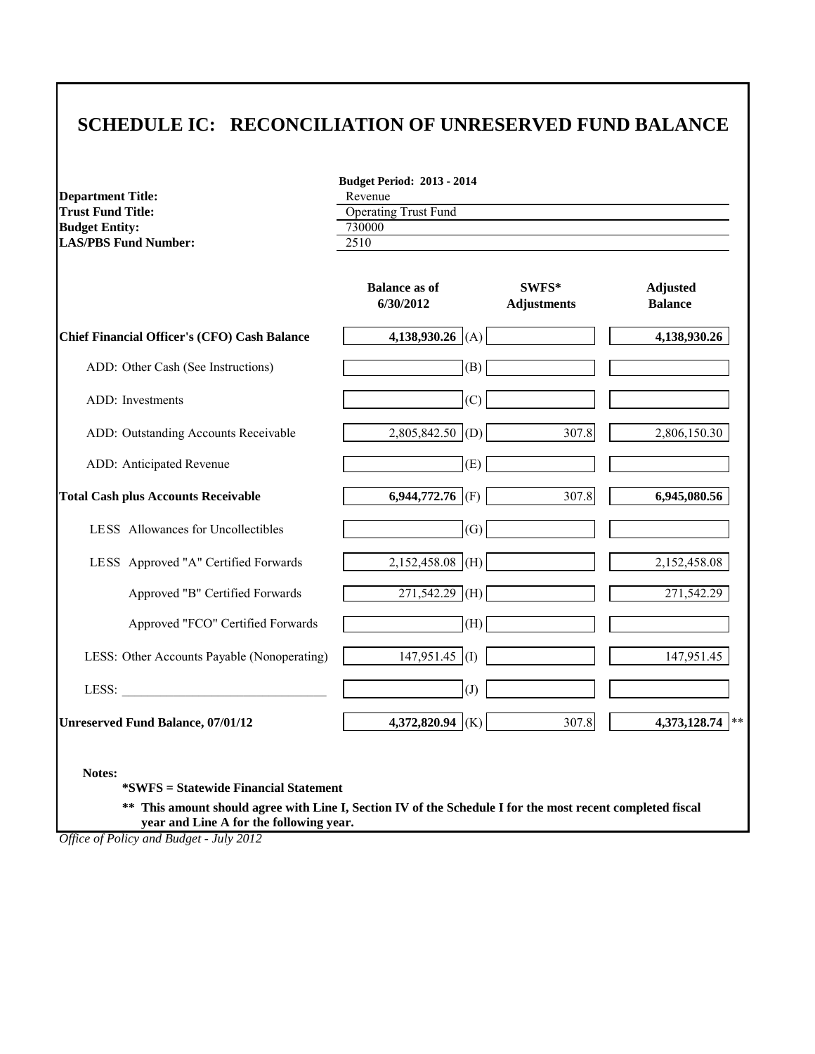# SCHEDULE IC: RECONCILIATION OF UNRESERVED FUND BALANCE

| | |
|---|---|
| | **Budget Period: 2013 - 2014** |
| **Department Title:** | Revenue |
| **Trust Fund Title:** | Operating Trust Fund |
| **Budget Entity:** | 730000 |
| **LAS/PBS Fund Number:** | 2510 |

| | **Balance as of 6/30/2012** | | **SWFS* Adjustments** | **Adjusted Balance** |
|---|---|---|---|---|
| **Chief Financial Officer's (CFO) Cash Balance** | **4,138,930.26** | (A) | | **4,138,930.26** |
| ADD: Other Cash (See Instructions) | | (B) | | |
| ADD: Investments | | (C) | | |
| ADD: Outstanding Accounts Receivable | 2,805,842.50 | (D) | 307.8 | 2,806,150.30 |
| ADD: Anticipated Revenue | | (E) | | |
| **Total Cash plus Accounts Receivable** | **6,944,772.76** | (F) | 307.8 | **6,945,080.56** |
| LESS Allowances for Uncollectibles | | (G) | | |
| LESS Approved "A" Certified Forwards | 2,152,458.08 | (H) | | 2,152,458.08 |
| Approved "B" Certified Forwards | 271,542.29 | (H) | | 271,542.29 |
| Approved "FCO" Certified Forwards | | (H) | | |
| LESS: Other Accounts Payable (Nonoperating) | 147,951.45 | (I) | | 147,951.45 |
| LESS: _______________ | | (J) | | |
| **Unreserved Fund Balance, 07/01/12** | **4,372,820.94** | (K) | 307.8 | **4,373,128.74** ** |

**Notes:**

**\*SWFS = Statewide Financial Statement**

**\*\* This amount should agree with Line I, Section IV of the Schedule I for the most recent completed fiscal year and Line A for the following year.**

*Office of Policy and Budget - July 2012*